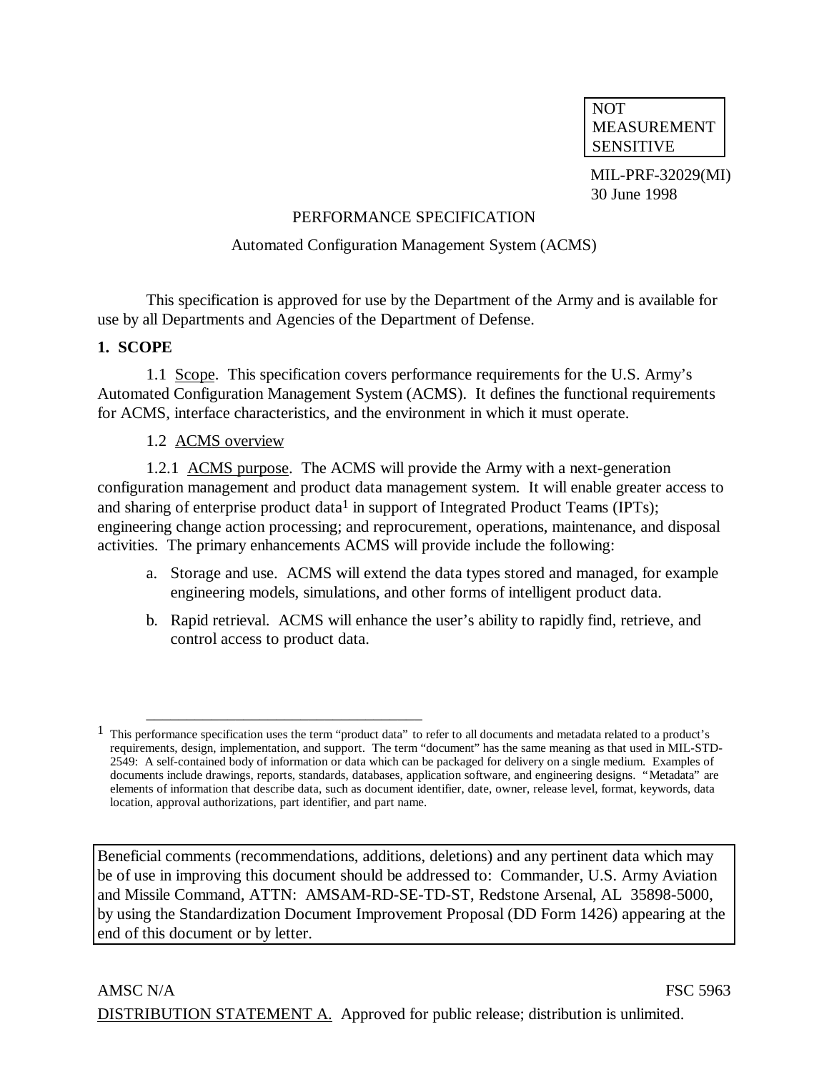NOT MEASUREMENT SENSITIVE

MIL-PRF-32029(MI)
30 June 1998

# PERFORMANCE SPECIFICATION

## Automated Configuration Management System (ACMS)

This specification is approved for use by the Department of the Army and is available for use by all Departments and Agencies of the Department of Defense.

## 1. SCOPE

1.1 Scope. This specification covers performance requirements for the U.S. Army's Automated Configuration Management System (ACMS). It defines the functional requirements for ACMS, interface characteristics, and the environment in which it must operate.

1.2 ACMS overview

1.2.1 ACMS purpose. The ACMS will provide the Army with a next-generation configuration management and product data management system. It will enable greater access to and sharing of enterprise product data[1] in support of Integrated Product Teams (IPTs); engineering change action processing; and reprocurement, operations, maintenance, and disposal activities. The primary enhancements ACMS will provide include the following:

a. Storage and use. ACMS will extend the data types stored and managed, for example engineering models, simulations, and other forms of intelligent product data.

b. Rapid retrieval. ACMS will enhance the user's ability to rapidly find, retrieve, and control access to product data.

---

[1] This performance specification uses the term "product data" to refer to all documents and metadata related to a product's requirements, design, implementation, and support. The term "document" has the same meaning as that used in MIL-STD-2549: A self-contained body of information or data which can be packaged for delivery on a single medium. Examples of documents include drawings, reports, standards, databases, application software, and engineering designs. "Metadata" are elements of information that describe data, such as document identifier, date, owner, release level, format, keywords, data location, approval authorizations, part identifier, and part name.

Beneficial comments (recommendations, additions, deletions) and any pertinent data which may be of use in improving this document should be addressed to: Commander, U.S. Army Aviation and Missile Command, ATTN: AMSAM-RD-SE-TD-ST, Redstone Arsenal, AL 35898-5000, by using the Standardization Document Improvement Proposal (DD Form 1426) appearing at the end of this document or by letter.

AMSC N/A FSC 5963

DISTRIBUTION STATEMENT A. Approved for public release; distribution is unlimited.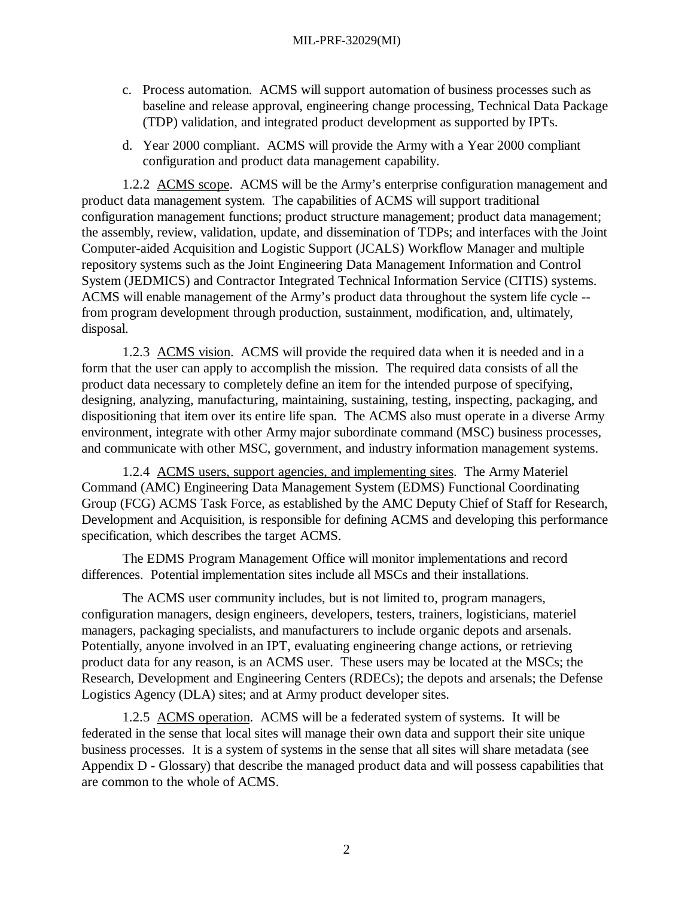c. Process automation. ACMS will support automation of business processes such as baseline and release approval, engineering change processing, Technical Data Package (TDP) validation, and integrated product development as supported by IPTs.

d. Year 2000 compliant. ACMS will provide the Army with a Year 2000 compliant configuration and product data management capability.

1.2.2 ACMS scope. ACMS will be the Army's enterprise configuration management and product data management system. The capabilities of ACMS will support traditional configuration management functions; product structure management; product data management; the assembly, review, validation, update, and dissemination of TDPs; and interfaces with the Joint Computer-aided Acquisition and Logistic Support (JCALS) Workflow Manager and multiple repository systems such as the Joint Engineering Data Management Information and Control System (JEDMICS) and Contractor Integrated Technical Information Service (CITIS) systems. ACMS will enable management of the Army's product data throughout the system life cycle -- from program development through production, sustainment, modification, and, ultimately, disposal.

1.2.3 ACMS vision. ACMS will provide the required data when it is needed and in a form that the user can apply to accomplish the mission. The required data consists of all the product data necessary to completely define an item for the intended purpose of specifying, designing, analyzing, manufacturing, maintaining, sustaining, testing, inspecting, packaging, and dispositioning that item over its entire life span. The ACMS also must operate in a diverse Army environment, integrate with other Army major subordinate command (MSC) business processes, and communicate with other MSC, government, and industry information management systems.

1.2.4 ACMS users, support agencies, and implementing sites. The Army Materiel Command (AMC) Engineering Data Management System (EDMS) Functional Coordinating Group (FCG) ACMS Task Force, as established by the AMC Deputy Chief of Staff for Research, Development and Acquisition, is responsible for defining ACMS and developing this performance specification, which describes the target ACMS.

The EDMS Program Management Office will monitor implementations and record differences. Potential implementation sites include all MSCs and their installations.

The ACMS user community includes, but is not limited to, program managers, configuration managers, design engineers, developers, testers, trainers, logisticians, materiel managers, packaging specialists, and manufacturers to include organic depots and arsenals. Potentially, anyone involved in an IPT, evaluating engineering change actions, or retrieving product data for any reason, is an ACMS user. These users may be located at the MSCs; the Research, Development and Engineering Centers (RDECs); the depots and arsenals; the Defense Logistics Agency (DLA) sites; and at Army product developer sites.

1.2.5 ACMS operation. ACMS will be a federated system of systems. It will be federated in the sense that local sites will manage their own data and support their site unique business processes. It is a system of systems in the sense that all sites will share metadata (see Appendix D - Glossary) that describe the managed product data and will possess capabilities that are common to the whole of ACMS.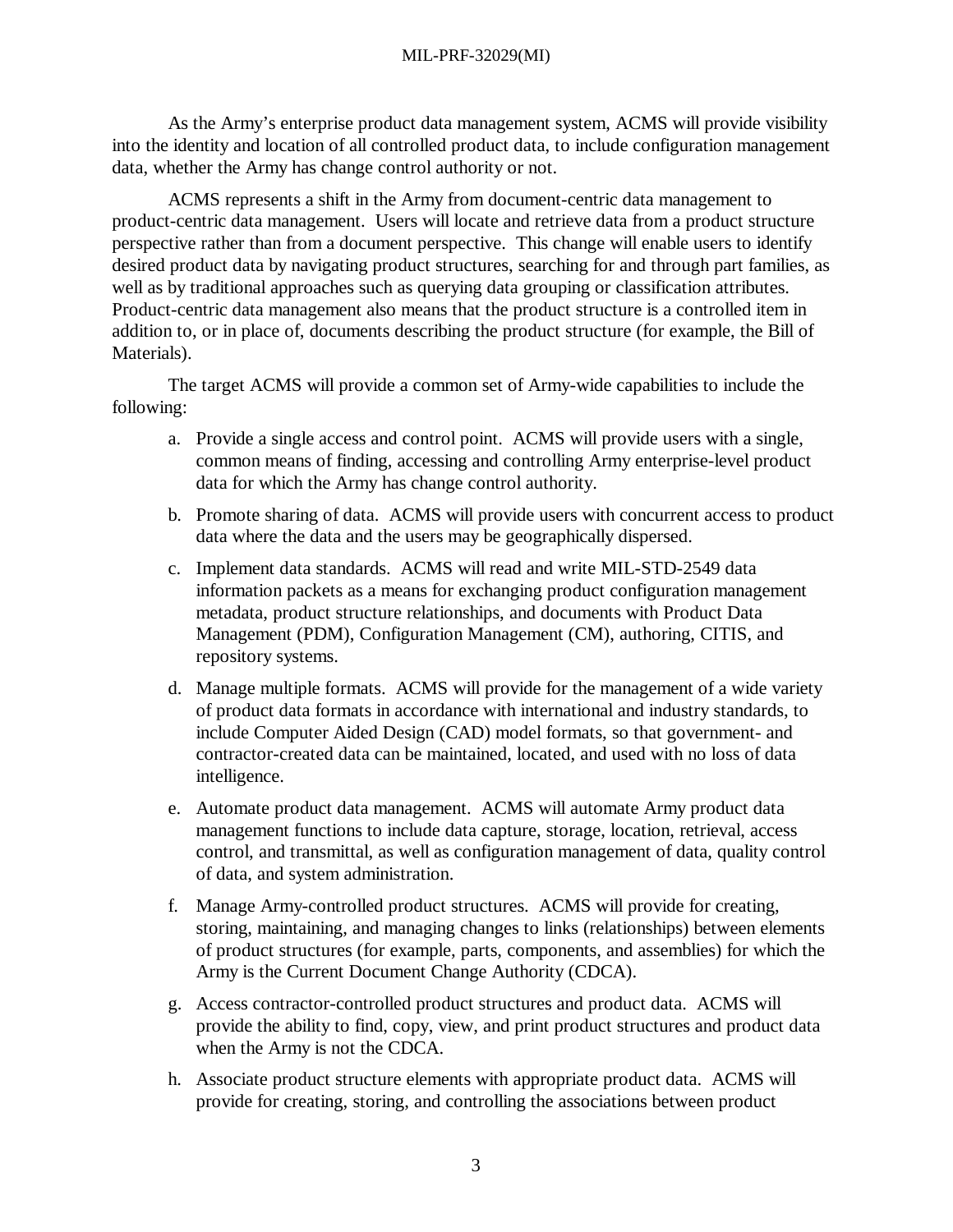As the Army's enterprise product data management system, ACMS will provide visibility into the identity and location of all controlled product data, to include configuration management data, whether the Army has change control authority or not.

ACMS represents a shift in the Army from document-centric data management to product-centric data management. Users will locate and retrieve data from a product structure perspective rather than from a document perspective. This change will enable users to identify desired product data by navigating product structures, searching for and through part families, as well as by traditional approaches such as querying data grouping or classification attributes. Product-centric data management also means that the product structure is a controlled item in addition to, or in place of, documents describing the product structure (for example, the Bill of Materials).

The target ACMS will provide a common set of Army-wide capabilities to include the following:

a. Provide a single access and control point. ACMS will provide users with a single, common means of finding, accessing and controlling Army enterprise-level product data for which the Army has change control authority.

b. Promote sharing of data. ACMS will provide users with concurrent access to product data where the data and the users may be geographically dispersed.

c. Implement data standards. ACMS will read and write MIL-STD-2549 data information packets as a means for exchanging product configuration management metadata, product structure relationships, and documents with Product Data Management (PDM), Configuration Management (CM), authoring, CITIS, and repository systems.

d. Manage multiple formats. ACMS will provide for the management of a wide variety of product data formats in accordance with international and industry standards, to include Computer Aided Design (CAD) model formats, so that government- and contractor-created data can be maintained, located, and used with no loss of data intelligence.

e. Automate product data management. ACMS will automate Army product data management functions to include data capture, storage, location, retrieval, access control, and transmittal, as well as configuration management of data, quality control of data, and system administration.

f. Manage Army-controlled product structures. ACMS will provide for creating, storing, maintaining, and managing changes to links (relationships) between elements of product structures (for example, parts, components, and assemblies) for which the Army is the Current Document Change Authority (CDCA).

g. Access contractor-controlled product structures and product data. ACMS will provide the ability to find, copy, view, and print product structures and product data when the Army is not the CDCA.

h. Associate product structure elements with appropriate product data. ACMS will provide for creating, storing, and controlling the associations between product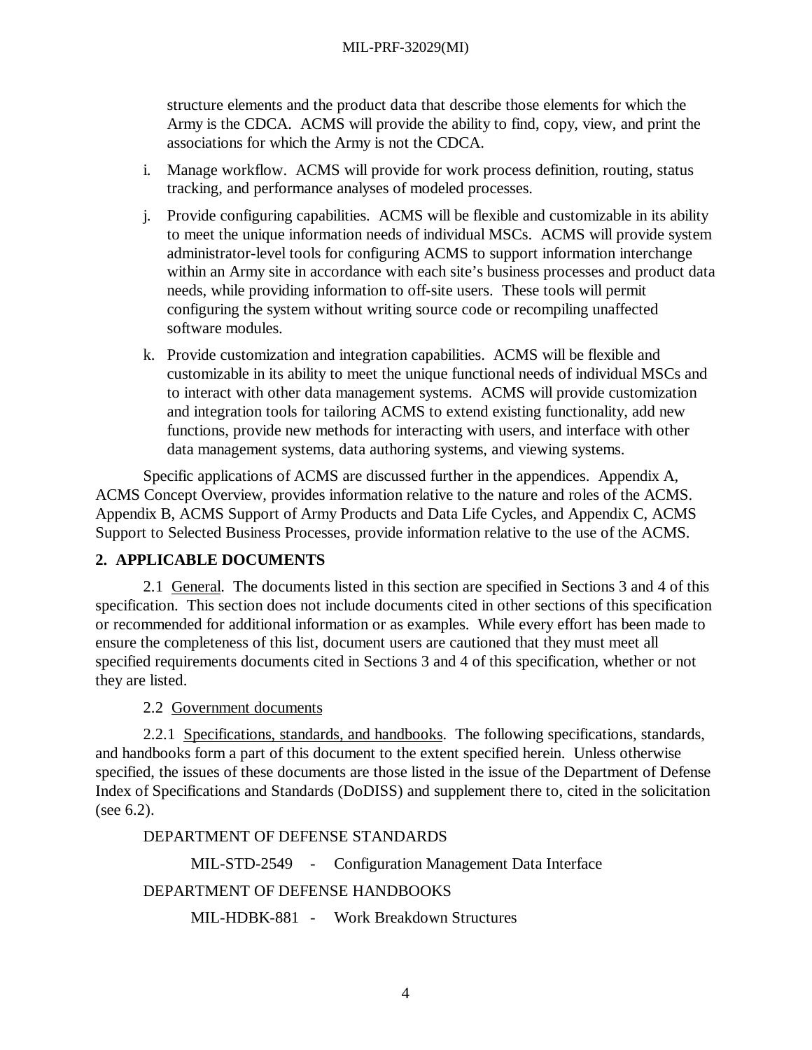structure elements and the product data that describe those elements for which the Army is the CDCA. ACMS will provide the ability to find, copy, view, and print the associations for which the Army is not the CDCA.

i. Manage workflow. ACMS will provide for work process definition, routing, status tracking, and performance analyses of modeled processes.

j. Provide configuring capabilities. ACMS will be flexible and customizable in its ability to meet the unique information needs of individual MSCs. ACMS will provide system administrator-level tools for configuring ACMS to support information interchange within an Army site in accordance with each site's business processes and product data needs, while providing information to off-site users. These tools will permit configuring the system without writing source code or recompiling unaffected software modules.

k. Provide customization and integration capabilities. ACMS will be flexible and customizable in its ability to meet the unique functional needs of individual MSCs and to interact with other data management systems. ACMS will provide customization and integration tools for tailoring ACMS to extend existing functionality, add new functions, provide new methods for interacting with users, and interface with other data management systems, data authoring systems, and viewing systems.

Specific applications of ACMS are discussed further in the appendices. Appendix A, ACMS Concept Overview, provides information relative to the nature and roles of the ACMS. Appendix B, ACMS Support of Army Products and Data Life Cycles, and Appendix C, ACMS Support to Selected Business Processes, provide information relative to the use of the ACMS.

## 2. APPLICABLE DOCUMENTS

2.1 General. The documents listed in this section are specified in Sections 3 and 4 of this specification. This section does not include documents cited in other sections of this specification or recommended for additional information or as examples. While every effort has been made to ensure the completeness of this list, document users are cautioned that they must meet all specified requirements documents cited in Sections 3 and 4 of this specification, whether or not they are listed.

2.2 Government documents

2.2.1 Specifications, standards, and handbooks. The following specifications, standards, and handbooks form a part of this document to the extent specified herein. Unless otherwise specified, the issues of these documents are those listed in the issue of the Department of Defense Index of Specifications and Standards (DoDISS) and supplement there to, cited in the solicitation (see 6.2).

DEPARTMENT OF DEFENSE STANDARDS

MIL-STD-2549 - Configuration Management Data Interface

DEPARTMENT OF DEFENSE HANDBOOKS

MIL-HDBK-881 - Work Breakdown Structures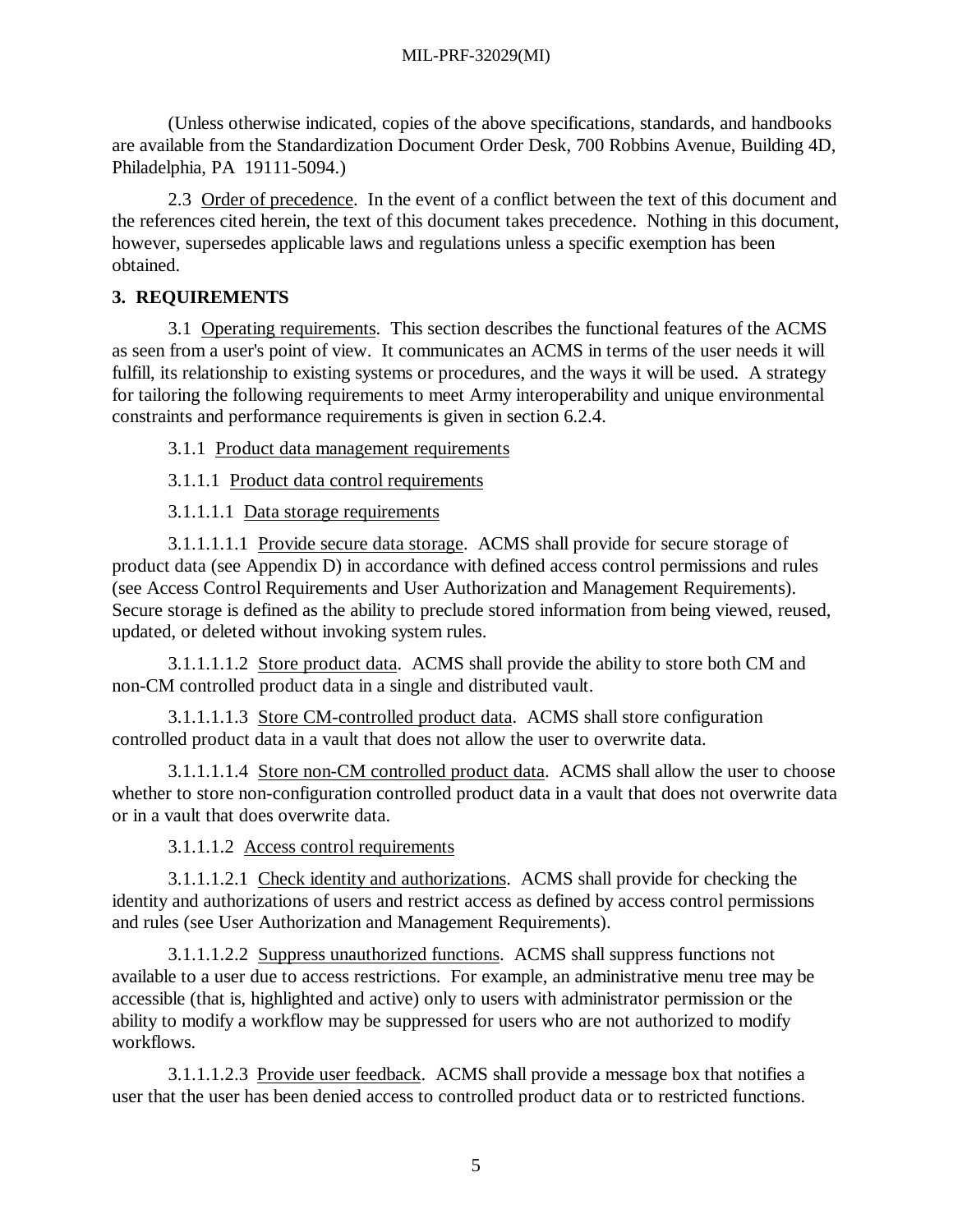(Unless otherwise indicated, copies of the above specifications, standards, and handbooks are available from the Standardization Document Order Desk, 700 Robbins Avenue, Building 4D, Philadelphia, PA 19111-5094.)

2.3 Order of precedence. In the event of a conflict between the text of this document and the references cited herein, the text of this document takes precedence. Nothing in this document, however, supersedes applicable laws and regulations unless a specific exemption has been obtained.

## 3. REQUIREMENTS

3.1 Operating requirements. This section describes the functional features of the ACMS as seen from a user's point of view. It communicates an ACMS in terms of the user needs it will fulfill, its relationship to existing systems or procedures, and the ways it will be used. A strategy for tailoring the following requirements to meet Army interoperability and unique environmental constraints and performance requirements is given in section 6.2.4.

3.1.1 Product data management requirements

3.1.1.1 Product data control requirements

3.1.1.1.1 Data storage requirements

3.1.1.1.1.1 Provide secure data storage. ACMS shall provide for secure storage of product data (see Appendix D) in accordance with defined access control permissions and rules (see Access Control Requirements and User Authorization and Management Requirements). Secure storage is defined as the ability to preclude stored information from being viewed, reused, updated, or deleted without invoking system rules.

3.1.1.1.1.2 Store product data. ACMS shall provide the ability to store both CM and non-CM controlled product data in a single and distributed vault.

3.1.1.1.1.3 Store CM-controlled product data. ACMS shall store configuration controlled product data in a vault that does not allow the user to overwrite data.

3.1.1.1.1.4 Store non-CM controlled product data. ACMS shall allow the user to choose whether to store non-configuration controlled product data in a vault that does not overwrite data or in a vault that does overwrite data.

3.1.1.1.2 Access control requirements

3.1.1.1.2.1 Check identity and authorizations. ACMS shall provide for checking the identity and authorizations of users and restrict access as defined by access control permissions and rules (see User Authorization and Management Requirements).

3.1.1.1.2.2 Suppress unauthorized functions. ACMS shall suppress functions not available to a user due to access restrictions. For example, an administrative menu tree may be accessible (that is, highlighted and active) only to users with administrator permission or the ability to modify a workflow may be suppressed for users who are not authorized to modify workflows.

3.1.1.1.2.3 Provide user feedback. ACMS shall provide a message box that notifies a user that the user has been denied access to controlled product data or to restricted functions.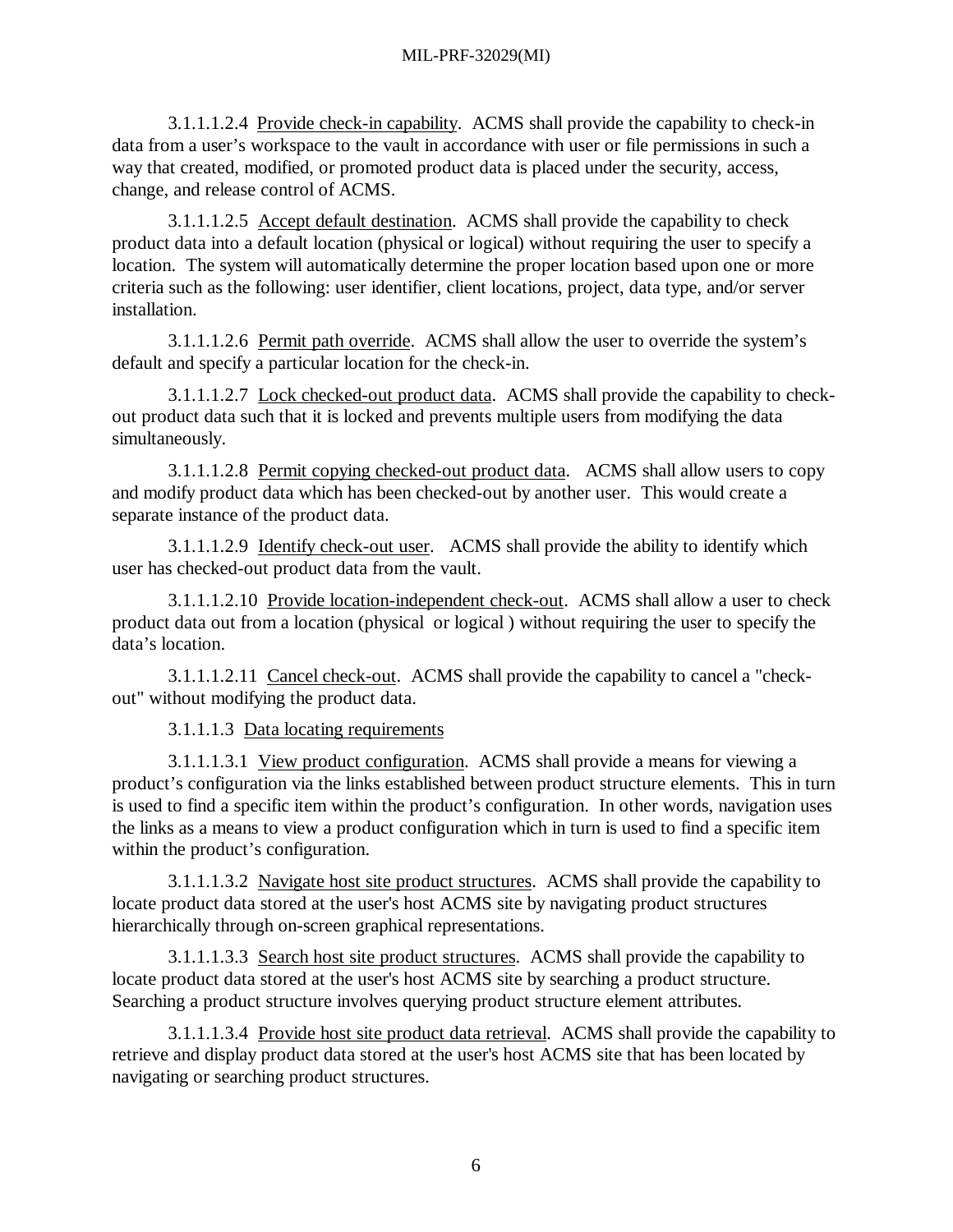3.1.1.1.2.4 Provide check-in capability. ACMS shall provide the capability to check-in data from a user's workspace to the vault in accordance with user or file permissions in such a way that created, modified, or promoted product data is placed under the security, access, change, and release control of ACMS.

3.1.1.1.2.5 Accept default destination. ACMS shall provide the capability to check product data into a default location (physical or logical) without requiring the user to specify a location. The system will automatically determine the proper location based upon one or more criteria such as the following: user identifier, client locations, project, data type, and/or server installation.

3.1.1.1.2.6 Permit path override. ACMS shall allow the user to override the system's default and specify a particular location for the check-in.

3.1.1.1.2.7 Lock checked-out product data. ACMS shall provide the capability to check-out product data such that it is locked and prevents multiple users from modifying the data simultaneously.

3.1.1.1.2.8 Permit copying checked-out product data. ACMS shall allow users to copy and modify product data which has been checked-out by another user. This would create a separate instance of the product data.

3.1.1.1.2.9 Identify check-out user. ACMS shall provide the ability to identify which user has checked-out product data from the vault.

3.1.1.1.2.10 Provide location-independent check-out. ACMS shall allow a user to check product data out from a location (physical or logical ) without requiring the user to specify the data's location.

3.1.1.1.2.11 Cancel check-out. ACMS shall provide the capability to cancel a "check-out" without modifying the product data.

3.1.1.1.3 Data locating requirements

3.1.1.1.3.1 View product configuration. ACMS shall provide a means for viewing a product's configuration via the links established between product structure elements. This in turn is used to find a specific item within the product's configuration. In other words, navigation uses the links as a means to view a product configuration which in turn is used to find a specific item within the product's configuration.

3.1.1.1.3.2 Navigate host site product structures. ACMS shall provide the capability to locate product data stored at the user's host ACMS site by navigating product structures hierarchically through on-screen graphical representations.

3.1.1.1.3.3 Search host site product structures. ACMS shall provide the capability to locate product data stored at the user's host ACMS site by searching a product structure. Searching a product structure involves querying product structure element attributes.

3.1.1.1.3.4 Provide host site product data retrieval. ACMS shall provide the capability to retrieve and display product data stored at the user's host ACMS site that has been located by navigating or searching product structures.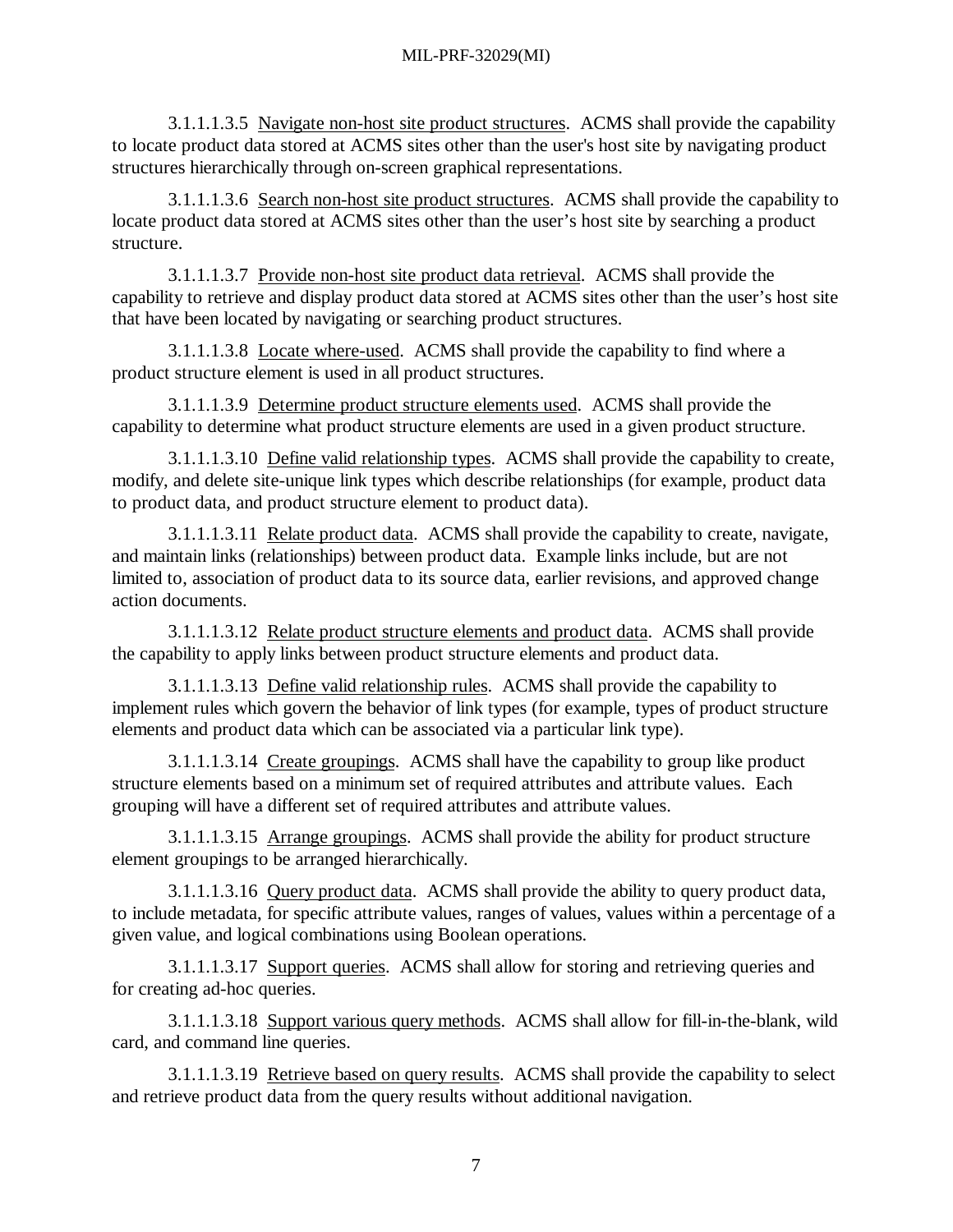3.1.1.1.3.5 <u>Navigate non-host site product structures</u>. ACMS shall provide the capability to locate product data stored at ACMS sites other than the user's host site by navigating product structures hierarchically through on-screen graphical representations.

3.1.1.1.3.6 <u>Search non-host site product structures</u>. ACMS shall provide the capability to locate product data stored at ACMS sites other than the user's host site by searching a product structure.

3.1.1.1.3.7 <u>Provide non-host site product data retrieval</u>. ACMS shall provide the capability to retrieve and display product data stored at ACMS sites other than the user's host site that have been located by navigating or searching product structures.

3.1.1.1.3.8 <u>Locate where-used</u>. ACMS shall provide the capability to find where a product structure element is used in all product structures.

3.1.1.1.3.9 <u>Determine product structure elements used</u>. ACMS shall provide the capability to determine what product structure elements are used in a given product structure.

3.1.1.1.3.10 <u>Define valid relationship types</u>. ACMS shall provide the capability to create, modify, and delete site-unique link types which describe relationships (for example, product data to product data, and product structure element to product data).

3.1.1.1.3.11 <u>Relate product data</u>. ACMS shall provide the capability to create, navigate, and maintain links (relationships) between product data. Example links include, but are not limited to, association of product data to its source data, earlier revisions, and approved change action documents.

3.1.1.1.3.12 <u>Relate product structure elements and product data</u>. ACMS shall provide the capability to apply links between product structure elements and product data.

3.1.1.1.3.13 <u>Define valid relationship rules</u>. ACMS shall provide the capability to implement rules which govern the behavior of link types (for example, types of product structure elements and product data which can be associated via a particular link type).

3.1.1.1.3.14 <u>Create groupings</u>. ACMS shall have the capability to group like product structure elements based on a minimum set of required attributes and attribute values. Each grouping will have a different set of required attributes and attribute values.

3.1.1.1.3.15 <u>Arrange groupings</u>. ACMS shall provide the ability for product structure element groupings to be arranged hierarchically.

3.1.1.1.3.16 <u>Query product data</u>. ACMS shall provide the ability to query product data, to include metadata, for specific attribute values, ranges of values, values within a percentage of a given value, and logical combinations using Boolean operations.

3.1.1.1.3.17 <u>Support queries</u>. ACMS shall allow for storing and retrieving queries and for creating ad-hoc queries.

3.1.1.1.3.18 <u>Support various query methods</u>. ACMS shall allow for fill-in-the-blank, wild card, and command line queries.

3.1.1.1.3.19 <u>Retrieve based on query results</u>. ACMS shall provide the capability to select and retrieve product data from the query results without additional navigation.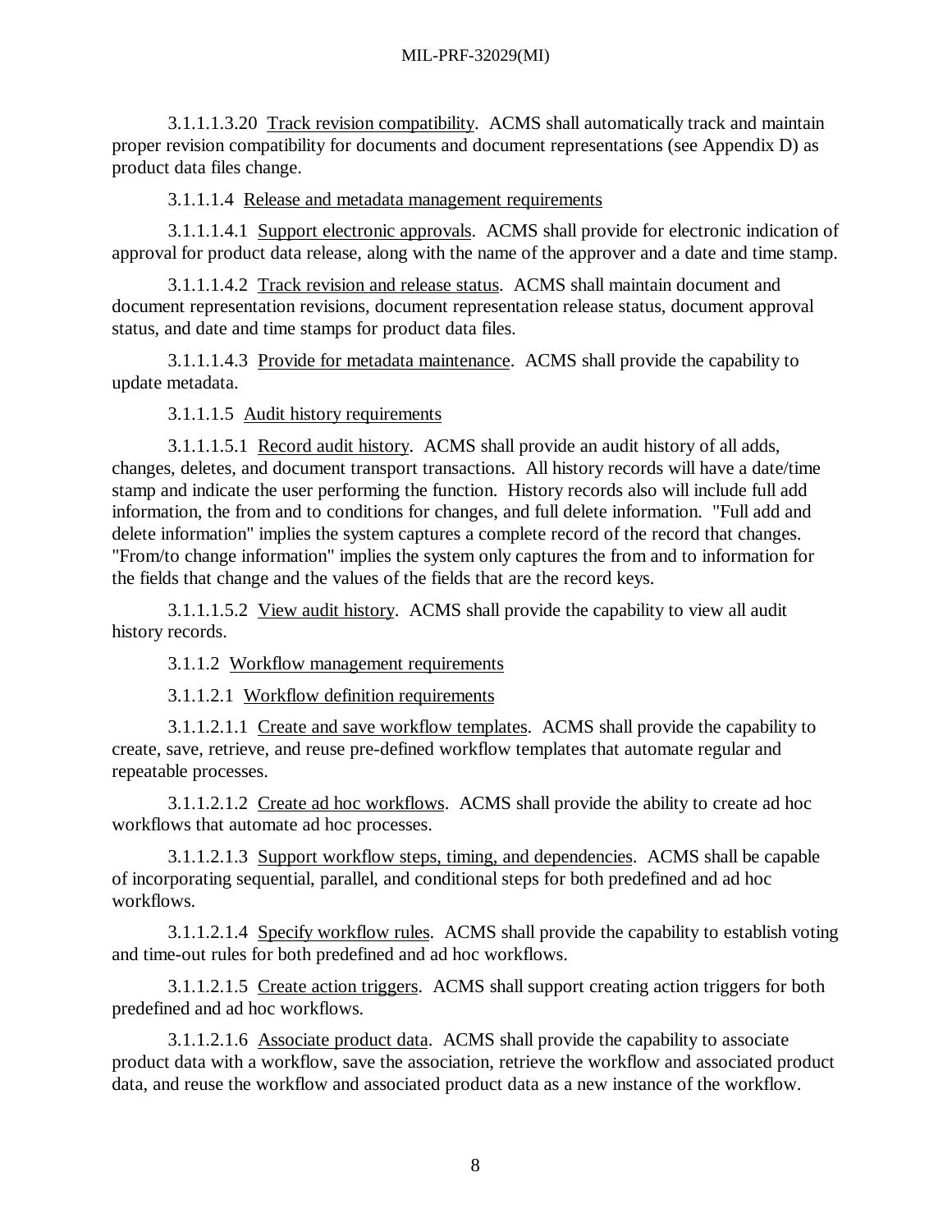3.1.1.1.3.20 Track revision compatibility. ACMS shall automatically track and maintain proper revision compatibility for documents and document representations (see Appendix D) as product data files change.

3.1.1.1.4 Release and metadata management requirements

3.1.1.1.4.1 Support electronic approvals. ACMS shall provide for electronic indication of approval for product data release, along with the name of the approver and a date and time stamp.

3.1.1.1.4.2 Track revision and release status. ACMS shall maintain document and document representation revisions, document representation release status, document approval status, and date and time stamps for product data files.

3.1.1.1.4.3 Provide for metadata maintenance. ACMS shall provide the capability to update metadata.

3.1.1.1.5 Audit history requirements

3.1.1.1.5.1 Record audit history. ACMS shall provide an audit history of all adds, changes, deletes, and document transport transactions. All history records will have a date/time stamp and indicate the user performing the function. History records also will include full add information, the from and to conditions for changes, and full delete information. "Full add and delete information" implies the system captures a complete record of the record that changes. "From/to change information" implies the system only captures the from and to information for the fields that change and the values of the fields that are the record keys.

3.1.1.1.5.2 View audit history. ACMS shall provide the capability to view all audit history records.

3.1.1.2 Workflow management requirements

3.1.1.2.1 Workflow definition requirements

3.1.1.2.1.1 Create and save workflow templates. ACMS shall provide the capability to create, save, retrieve, and reuse pre-defined workflow templates that automate regular and repeatable processes.

3.1.1.2.1.2 Create ad hoc workflows. ACMS shall provide the ability to create ad hoc workflows that automate ad hoc processes.

3.1.1.2.1.3 Support workflow steps, timing, and dependencies. ACMS shall be capable of incorporating sequential, parallel, and conditional steps for both predefined and ad hoc workflows.

3.1.1.2.1.4 Specify workflow rules. ACMS shall provide the capability to establish voting and time-out rules for both predefined and ad hoc workflows.

3.1.1.2.1.5 Create action triggers. ACMS shall support creating action triggers for both predefined and ad hoc workflows.

3.1.1.2.1.6 Associate product data. ACMS shall provide the capability to associate product data with a workflow, save the association, retrieve the workflow and associated product data, and reuse the workflow and associated product data as a new instance of the workflow.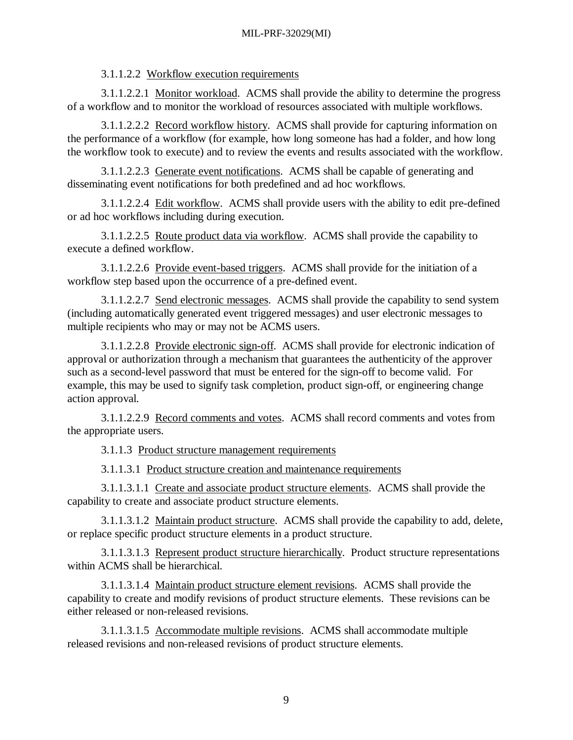3.1.1.2.2 Workflow execution requirements

3.1.1.2.2.1 Monitor workload. ACMS shall provide the ability to determine the progress of a workflow and to monitor the workload of resources associated with multiple workflows.

3.1.1.2.2.2 Record workflow history. ACMS shall provide for capturing information on the performance of a workflow (for example, how long someone has had a folder, and how long the workflow took to execute) and to review the events and results associated with the workflow.

3.1.1.2.2.3 Generate event notifications. ACMS shall be capable of generating and disseminating event notifications for both predefined and ad hoc workflows.

3.1.1.2.2.4 Edit workflow. ACMS shall provide users with the ability to edit pre-defined or ad hoc workflows including during execution.

3.1.1.2.2.5 Route product data via workflow. ACMS shall provide the capability to execute a defined workflow.

3.1.1.2.2.6 Provide event-based triggers. ACMS shall provide for the initiation of a workflow step based upon the occurrence of a pre-defined event.

3.1.1.2.2.7 Send electronic messages. ACMS shall provide the capability to send system (including automatically generated event triggered messages) and user electronic messages to multiple recipients who may or may not be ACMS users.

3.1.1.2.2.8 Provide electronic sign-off. ACMS shall provide for electronic indication of approval or authorization through a mechanism that guarantees the authenticity of the approver such as a second-level password that must be entered for the sign-off to become valid. For example, this may be used to signify task completion, product sign-off, or engineering change action approval.

3.1.1.2.2.9 Record comments and votes. ACMS shall record comments and votes from the appropriate users.

3.1.1.3 Product structure management requirements

3.1.1.3.1 Product structure creation and maintenance requirements

3.1.1.3.1.1 Create and associate product structure elements. ACMS shall provide the capability to create and associate product structure elements.

3.1.1.3.1.2 Maintain product structure. ACMS shall provide the capability to add, delete, or replace specific product structure elements in a product structure.

3.1.1.3.1.3 Represent product structure hierarchically. Product structure representations within ACMS shall be hierarchical.

3.1.1.3.1.4 Maintain product structure element revisions. ACMS shall provide the capability to create and modify revisions of product structure elements. These revisions can be either released or non-released revisions.

3.1.1.3.1.5 Accommodate multiple revisions. ACMS shall accommodate multiple released revisions and non-released revisions of product structure elements.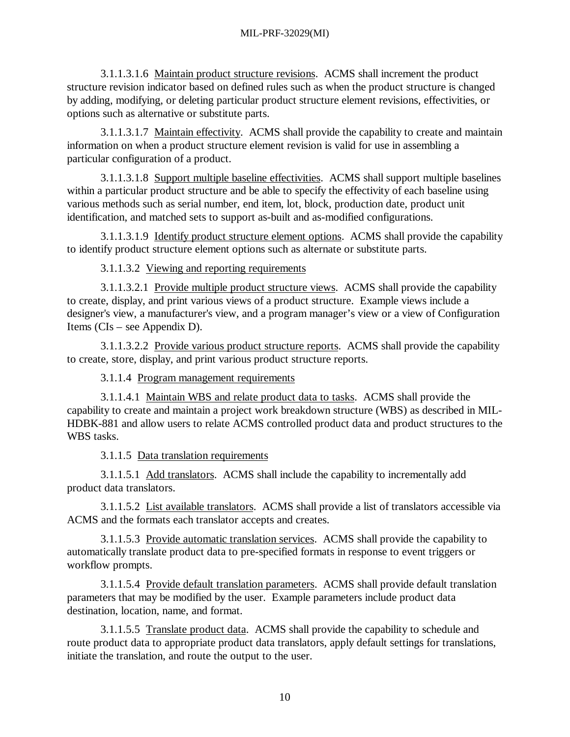3.1.1.3.1.6 Maintain product structure revisions. ACMS shall increment the product structure revision indicator based on defined rules such as when the product structure is changed by adding, modifying, or deleting particular product structure element revisions, effectivities, or options such as alternative or substitute parts.

3.1.1.3.1.7 Maintain effectivity. ACMS shall provide the capability to create and maintain information on when a product structure element revision is valid for use in assembling a particular configuration of a product.

3.1.1.3.1.8 Support multiple baseline effectivities. ACMS shall support multiple baselines within a particular product structure and be able to specify the effectivity of each baseline using various methods such as serial number, end item, lot, block, production date, product unit identification, and matched sets to support as-built and as-modified configurations.

3.1.1.3.1.9 Identify product structure element options. ACMS shall provide the capability to identify product structure element options such as alternate or substitute parts.

3.1.1.3.2 Viewing and reporting requirements

3.1.1.3.2.1 Provide multiple product structure views. ACMS shall provide the capability to create, display, and print various views of a product structure. Example views include a designer's view, a manufacturer's view, and a program manager's view or a view of Configuration Items (CIs – see Appendix D).

3.1.1.3.2.2 Provide various product structure reports. ACMS shall provide the capability to create, store, display, and print various product structure reports.

3.1.1.4 Program management requirements

3.1.1.4.1 Maintain WBS and relate product data to tasks. ACMS shall provide the capability to create and maintain a project work breakdown structure (WBS) as described in MIL-HDBK-881 and allow users to relate ACMS controlled product data and product structures to the WBS tasks.

3.1.1.5 Data translation requirements

3.1.1.5.1 Add translators. ACMS shall include the capability to incrementally add product data translators.

3.1.1.5.2 List available translators. ACMS shall provide a list of translators accessible via ACMS and the formats each translator accepts and creates.

3.1.1.5.3 Provide automatic translation services. ACMS shall provide the capability to automatically translate product data to pre-specified formats in response to event triggers or workflow prompts.

3.1.1.5.4 Provide default translation parameters. ACMS shall provide default translation parameters that may be modified by the user. Example parameters include product data destination, location, name, and format.

3.1.1.5.5 Translate product data. ACMS shall provide the capability to schedule and route product data to appropriate product data translators, apply default settings for translations, initiate the translation, and route the output to the user.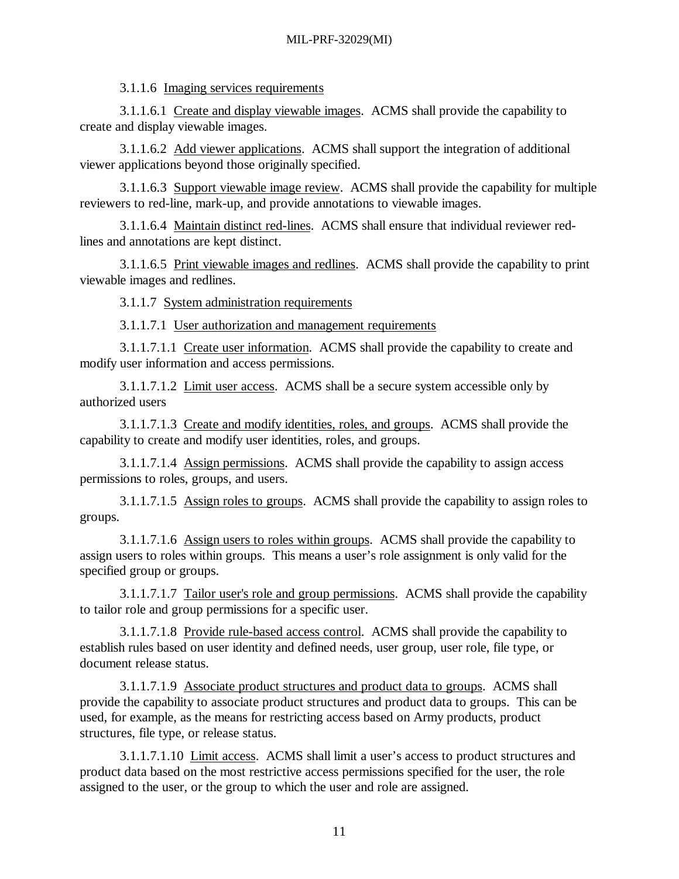3.1.1.6 Imaging services requirements

3.1.1.6.1 Create and display viewable images. ACMS shall provide the capability to create and display viewable images.

3.1.1.6.2 Add viewer applications. ACMS shall support the integration of additional viewer applications beyond those originally specified.

3.1.1.6.3 Support viewable image review. ACMS shall provide the capability for multiple reviewers to red-line, mark-up, and provide annotations to viewable images.

3.1.1.6.4 Maintain distinct red-lines. ACMS shall ensure that individual reviewer red-lines and annotations are kept distinct.

3.1.1.6.5 Print viewable images and redlines. ACMS shall provide the capability to print viewable images and redlines.

3.1.1.7 System administration requirements

3.1.1.7.1 User authorization and management requirements

3.1.1.7.1.1 Create user information. ACMS shall provide the capability to create and modify user information and access permissions.

3.1.1.7.1.2 Limit user access. ACMS shall be a secure system accessible only by authorized users

3.1.1.7.1.3 Create and modify identities, roles, and groups. ACMS shall provide the capability to create and modify user identities, roles, and groups.

3.1.1.7.1.4 Assign permissions. ACMS shall provide the capability to assign access permissions to roles, groups, and users.

3.1.1.7.1.5 Assign roles to groups. ACMS shall provide the capability to assign roles to groups.

3.1.1.7.1.6 Assign users to roles within groups. ACMS shall provide the capability to assign users to roles within groups. This means a user's role assignment is only valid for the specified group or groups.

3.1.1.7.1.7 Tailor user's role and group permissions. ACMS shall provide the capability to tailor role and group permissions for a specific user.

3.1.1.7.1.8 Provide rule-based access control. ACMS shall provide the capability to establish rules based on user identity and defined needs, user group, user role, file type, or document release status.

3.1.1.7.1.9 Associate product structures and product data to groups. ACMS shall provide the capability to associate product structures and product data to groups. This can be used, for example, as the means for restricting access based on Army products, product structures, file type, or release status.

3.1.1.7.1.10 Limit access. ACMS shall limit a user's access to product structures and product data based on the most restrictive access permissions specified for the user, the role assigned to the user, or the group to which the user and role are assigned.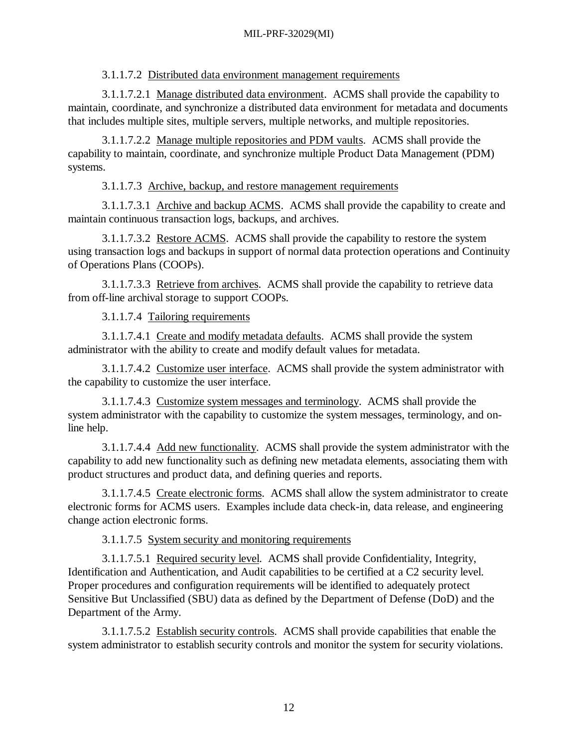3.1.1.7.2 Distributed data environment management requirements

3.1.1.7.2.1 Manage distributed data environment. ACMS shall provide the capability to maintain, coordinate, and synchronize a distributed data environment for metadata and documents that includes multiple sites, multiple servers, multiple networks, and multiple repositories.

3.1.1.7.2.2 Manage multiple repositories and PDM vaults. ACMS shall provide the capability to maintain, coordinate, and synchronize multiple Product Data Management (PDM) systems.

3.1.1.7.3 Archive, backup, and restore management requirements

3.1.1.7.3.1 Archive and backup ACMS. ACMS shall provide the capability to create and maintain continuous transaction logs, backups, and archives.

3.1.1.7.3.2 Restore ACMS. ACMS shall provide the capability to restore the system using transaction logs and backups in support of normal data protection operations and Continuity of Operations Plans (COOPs).

3.1.1.7.3.3 Retrieve from archives. ACMS shall provide the capability to retrieve data from off-line archival storage to support COOPs.

3.1.1.7.4 Tailoring requirements

3.1.1.7.4.1 Create and modify metadata defaults. ACMS shall provide the system administrator with the ability to create and modify default values for metadata.

3.1.1.7.4.2 Customize user interface. ACMS shall provide the system administrator with the capability to customize the user interface.

3.1.1.7.4.3 Customize system messages and terminology. ACMS shall provide the system administrator with the capability to customize the system messages, terminology, and on-line help.

3.1.1.7.4.4 Add new functionality. ACMS shall provide the system administrator with the capability to add new functionality such as defining new metadata elements, associating them with product structures and product data, and defining queries and reports.

3.1.1.7.4.5 Create electronic forms. ACMS shall allow the system administrator to create electronic forms for ACMS users. Examples include data check-in, data release, and engineering change action electronic forms.

3.1.1.7.5 System security and monitoring requirements

3.1.1.7.5.1 Required security level. ACMS shall provide Confidentiality, Integrity, Identification and Authentication, and Audit capabilities to be certified at a C2 security level. Proper procedures and configuration requirements will be identified to adequately protect Sensitive But Unclassified (SBU) data as defined by the Department of Defense (DoD) and the Department of the Army.

3.1.1.7.5.2 Establish security controls. ACMS shall provide capabilities that enable the system administrator to establish security controls and monitor the system for security violations.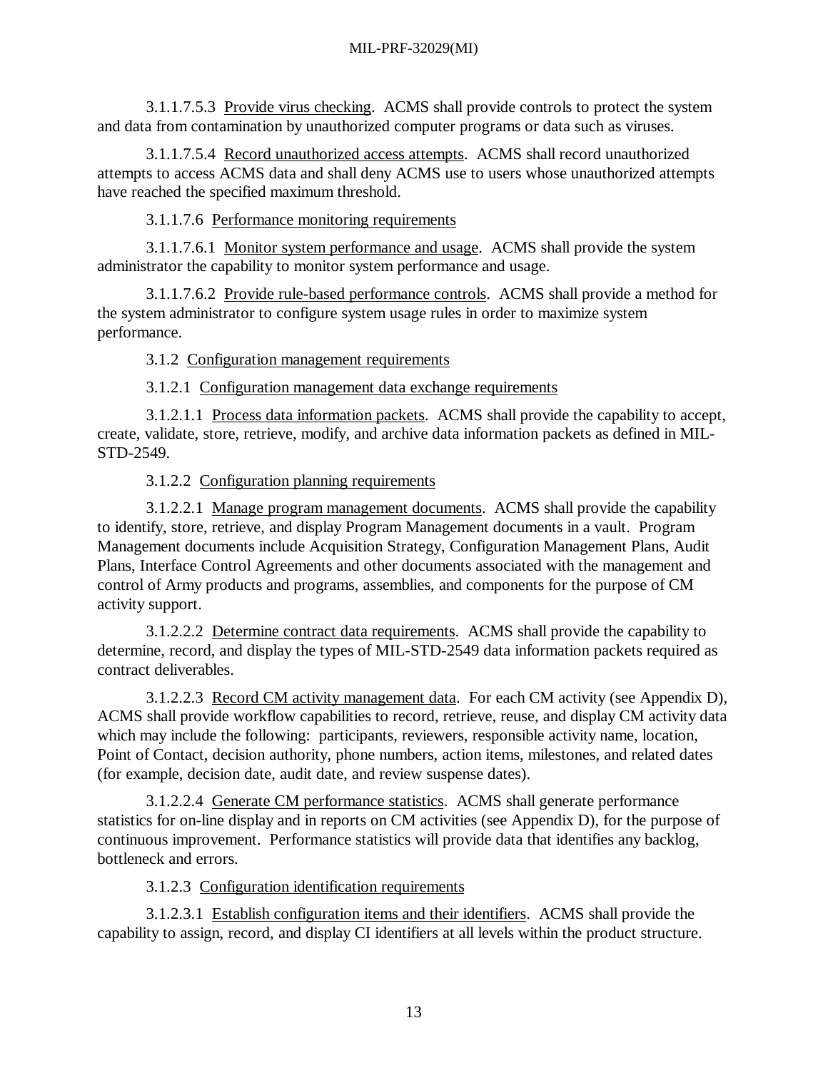3.1.1.7.5.3 Provide virus checking. ACMS shall provide controls to protect the system and data from contamination by unauthorized computer programs or data such as viruses.

3.1.1.7.5.4 Record unauthorized access attempts. ACMS shall record unauthorized attempts to access ACMS data and shall deny ACMS use to users whose unauthorized attempts have reached the specified maximum threshold.

3.1.1.7.6 Performance monitoring requirements

3.1.1.7.6.1 Monitor system performance and usage. ACMS shall provide the system administrator the capability to monitor system performance and usage.

3.1.1.7.6.2 Provide rule-based performance controls. ACMS shall provide a method for the system administrator to configure system usage rules in order to maximize system performance.

3.1.2 Configuration management requirements

3.1.2.1 Configuration management data exchange requirements

3.1.2.1.1 Process data information packets. ACMS shall provide the capability to accept, create, validate, store, retrieve, modify, and archive data information packets as defined in MIL-STD-2549.

3.1.2.2 Configuration planning requirements

3.1.2.2.1 Manage program management documents. ACMS shall provide the capability to identify, store, retrieve, and display Program Management documents in a vault. Program Management documents include Acquisition Strategy, Configuration Management Plans, Audit Plans, Interface Control Agreements and other documents associated with the management and control of Army products and programs, assemblies, and components for the purpose of CM activity support.

3.1.2.2.2 Determine contract data requirements. ACMS shall provide the capability to determine, record, and display the types of MIL-STD-2549 data information packets required as contract deliverables.

3.1.2.2.3 Record CM activity management data. For each CM activity (see Appendix D), ACMS shall provide workflow capabilities to record, retrieve, reuse, and display CM activity data which may include the following: participants, reviewers, responsible activity name, location, Point of Contact, decision authority, phone numbers, action items, milestones, and related dates (for example, decision date, audit date, and review suspense dates).

3.1.2.2.4 Generate CM performance statistics. ACMS shall generate performance statistics for on-line display and in reports on CM activities (see Appendix D), for the purpose of continuous improvement. Performance statistics will provide data that identifies any backlog, bottleneck and errors.

3.1.2.3 Configuration identification requirements

3.1.2.3.1 Establish configuration items and their identifiers. ACMS shall provide the capability to assign, record, and display CI identifiers at all levels within the product structure.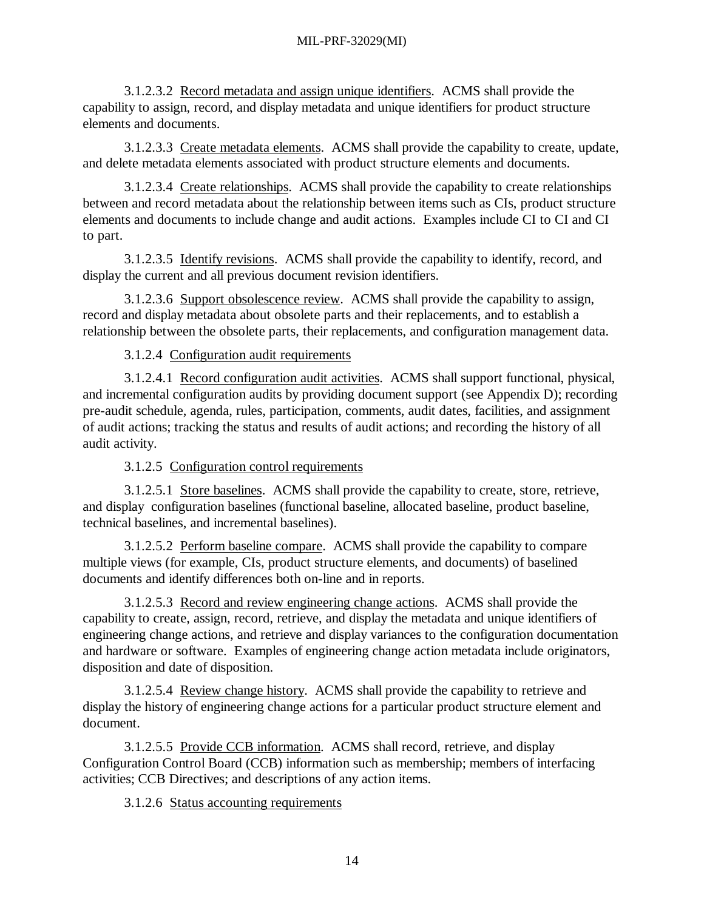3.1.2.3.2 Record metadata and assign unique identifiers. ACMS shall provide the capability to assign, record, and display metadata and unique identifiers for product structure elements and documents.

3.1.2.3.3 Create metadata elements. ACMS shall provide the capability to create, update, and delete metadata elements associated with product structure elements and documents.

3.1.2.3.4 Create relationships. ACMS shall provide the capability to create relationships between and record metadata about the relationship between items such as CIs, product structure elements and documents to include change and audit actions. Examples include CI to CI and CI to part.

3.1.2.3.5 Identify revisions. ACMS shall provide the capability to identify, record, and display the current and all previous document revision identifiers.

3.1.2.3.6 Support obsolescence review. ACMS shall provide the capability to assign, record and display metadata about obsolete parts and their replacements, and to establish a relationship between the obsolete parts, their replacements, and configuration management data.

3.1.2.4 Configuration audit requirements

3.1.2.4.1 Record configuration audit activities. ACMS shall support functional, physical, and incremental configuration audits by providing document support (see Appendix D); recording pre-audit schedule, agenda, rules, participation, comments, audit dates, facilities, and assignment of audit actions; tracking the status and results of audit actions; and recording the history of all audit activity.

3.1.2.5 Configuration control requirements

3.1.2.5.1 Store baselines. ACMS shall provide the capability to create, store, retrieve, and display configuration baselines (functional baseline, allocated baseline, product baseline, technical baselines, and incremental baselines).

3.1.2.5.2 Perform baseline compare. ACMS shall provide the capability to compare multiple views (for example, CIs, product structure elements, and documents) of baselined documents and identify differences both on-line and in reports.

3.1.2.5.3 Record and review engineering change actions. ACMS shall provide the capability to create, assign, record, retrieve, and display the metadata and unique identifiers of engineering change actions, and retrieve and display variances to the configuration documentation and hardware or software. Examples of engineering change action metadata include originators, disposition and date of disposition.

3.1.2.5.4 Review change history. ACMS shall provide the capability to retrieve and display the history of engineering change actions for a particular product structure element and document.

3.1.2.5.5 Provide CCB information. ACMS shall record, retrieve, and display Configuration Control Board (CCB) information such as membership; members of interfacing activities; CCB Directives; and descriptions of any action items.

3.1.2.6 Status accounting requirements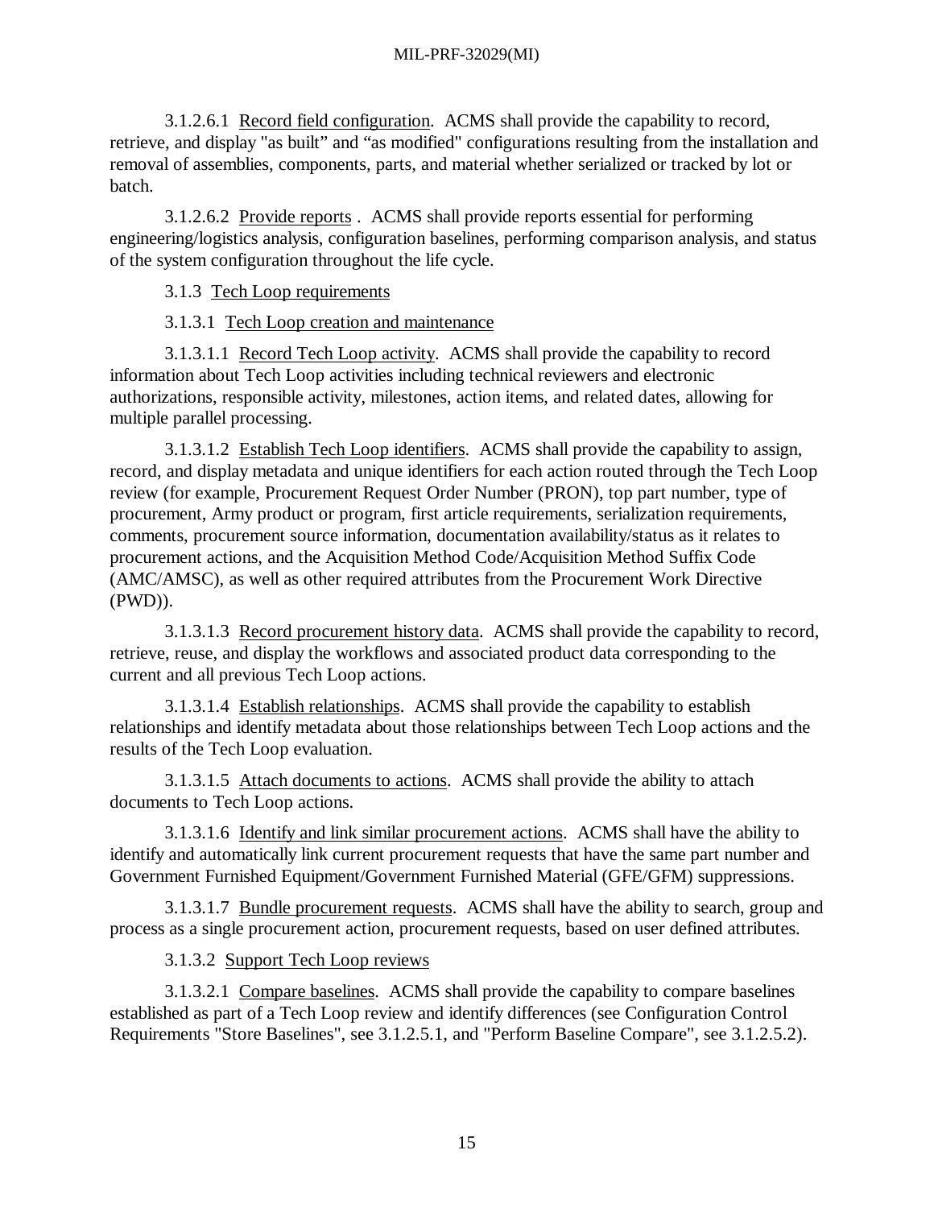3.1.2.6.1 Record field configuration. ACMS shall provide the capability to record, retrieve, and display "as built" and "as modified" configurations resulting from the installation and removal of assemblies, components, parts, and material whether serialized or tracked by lot or batch.

3.1.2.6.2 Provide reports . ACMS shall provide reports essential for performing engineering/logistics analysis, configuration baselines, performing comparison analysis, and status of the system configuration throughout the life cycle.

3.1.3 Tech Loop requirements

3.1.3.1 Tech Loop creation and maintenance

3.1.3.1.1 Record Tech Loop activity. ACMS shall provide the capability to record information about Tech Loop activities including technical reviewers and electronic authorizations, responsible activity, milestones, action items, and related dates, allowing for multiple parallel processing.

3.1.3.1.2 Establish Tech Loop identifiers. ACMS shall provide the capability to assign, record, and display metadata and unique identifiers for each action routed through the Tech Loop review (for example, Procurement Request Order Number (PRON), top part number, type of procurement, Army product or program, first article requirements, serialization requirements, comments, procurement source information, documentation availability/status as it relates to procurement actions, and the Acquisition Method Code/Acquisition Method Suffix Code (AMC/AMSC), as well as other required attributes from the Procurement Work Directive (PWD)).

3.1.3.1.3 Record procurement history data. ACMS shall provide the capability to record, retrieve, reuse, and display the workflows and associated product data corresponding to the current and all previous Tech Loop actions.

3.1.3.1.4 Establish relationships. ACMS shall provide the capability to establish relationships and identify metadata about those relationships between Tech Loop actions and the results of the Tech Loop evaluation.

3.1.3.1.5 Attach documents to actions. ACMS shall provide the ability to attach documents to Tech Loop actions.

3.1.3.1.6 Identify and link similar procurement actions. ACMS shall have the ability to identify and automatically link current procurement requests that have the same part number and Government Furnished Equipment/Government Furnished Material (GFE/GFM) suppressions.

3.1.3.1.7 Bundle procurement requests. ACMS shall have the ability to search, group and process as a single procurement action, procurement requests, based on user defined attributes.

3.1.3.2 Support Tech Loop reviews

3.1.3.2.1 Compare baselines. ACMS shall provide the capability to compare baselines established as part of a Tech Loop review and identify differences (see Configuration Control Requirements "Store Baselines", see 3.1.2.5.1, and "Perform Baseline Compare", see 3.1.2.5.2).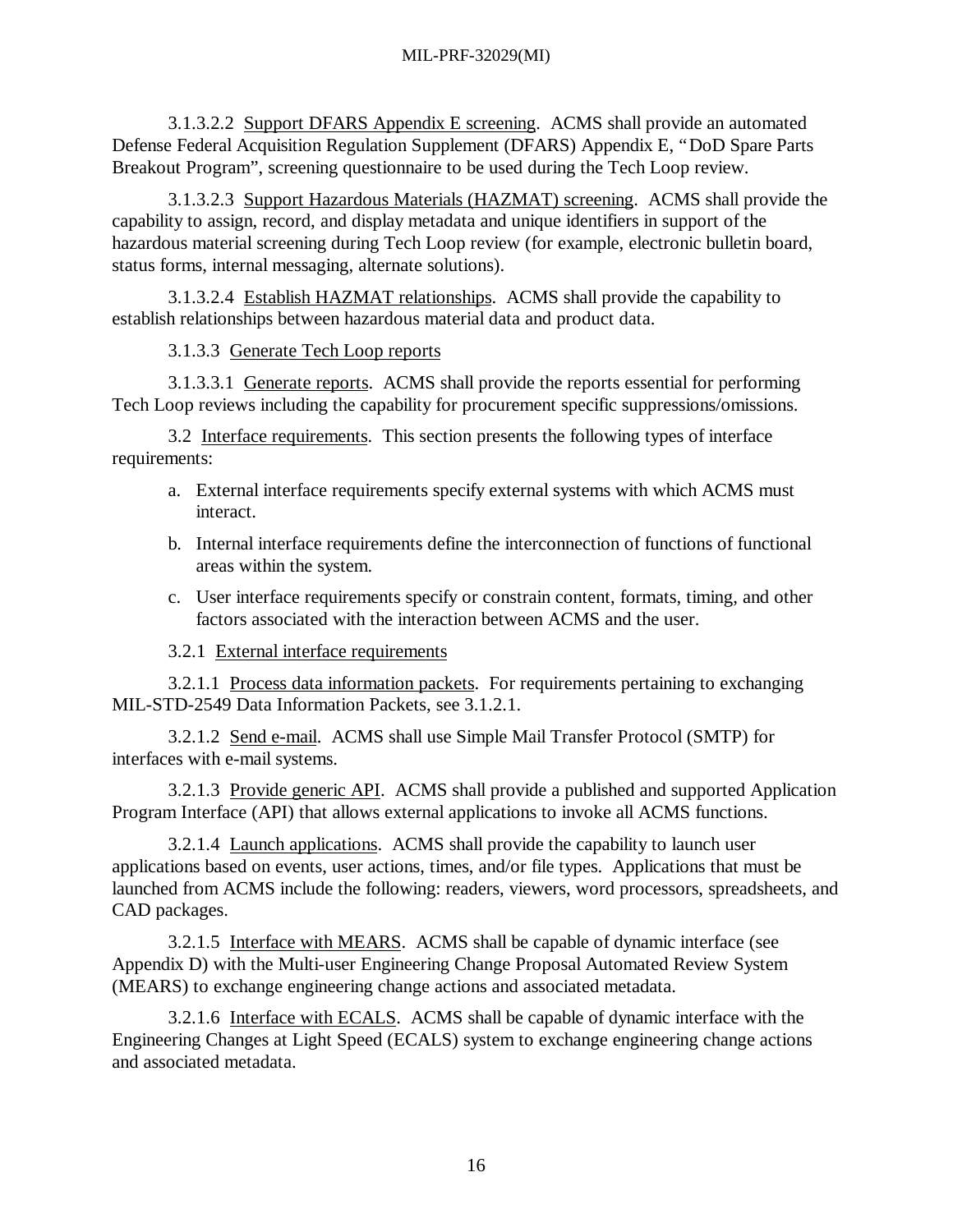3.1.3.2.2 Support DFARS Appendix E screening. ACMS shall provide an automated Defense Federal Acquisition Regulation Supplement (DFARS) Appendix E, "DoD Spare Parts Breakout Program", screening questionnaire to be used during the Tech Loop review.

3.1.3.2.3 Support Hazardous Materials (HAZMAT) screening. ACMS shall provide the capability to assign, record, and display metadata and unique identifiers in support of the hazardous material screening during Tech Loop review (for example, electronic bulletin board, status forms, internal messaging, alternate solutions).

3.1.3.2.4 Establish HAZMAT relationships. ACMS shall provide the capability to establish relationships between hazardous material data and product data.

3.1.3.3 Generate Tech Loop reports

3.1.3.3.1 Generate reports. ACMS shall provide the reports essential for performing Tech Loop reviews including the capability for procurement specific suppressions/omissions.

3.2 Interface requirements. This section presents the following types of interface requirements:

a. External interface requirements specify external systems with which ACMS must interact.

b. Internal interface requirements define the interconnection of functions of functional areas within the system.

c. User interface requirements specify or constrain content, formats, timing, and other factors associated with the interaction between ACMS and the user.

3.2.1 External interface requirements

3.2.1.1 Process data information packets. For requirements pertaining to exchanging MIL-STD-2549 Data Information Packets, see 3.1.2.1.

3.2.1.2 Send e-mail. ACMS shall use Simple Mail Transfer Protocol (SMTP) for interfaces with e-mail systems.

3.2.1.3 Provide generic API. ACMS shall provide a published and supported Application Program Interface (API) that allows external applications to invoke all ACMS functions.

3.2.1.4 Launch applications. ACMS shall provide the capability to launch user applications based on events, user actions, times, and/or file types. Applications that must be launched from ACMS include the following: readers, viewers, word processors, spreadsheets, and CAD packages.

3.2.1.5 Interface with MEARS. ACMS shall be capable of dynamic interface (see Appendix D) with the Multi-user Engineering Change Proposal Automated Review System (MEARS) to exchange engineering change actions and associated metadata.

3.2.1.6 Interface with ECALS. ACMS shall be capable of dynamic interface with the Engineering Changes at Light Speed (ECALS) system to exchange engineering change actions and associated metadata.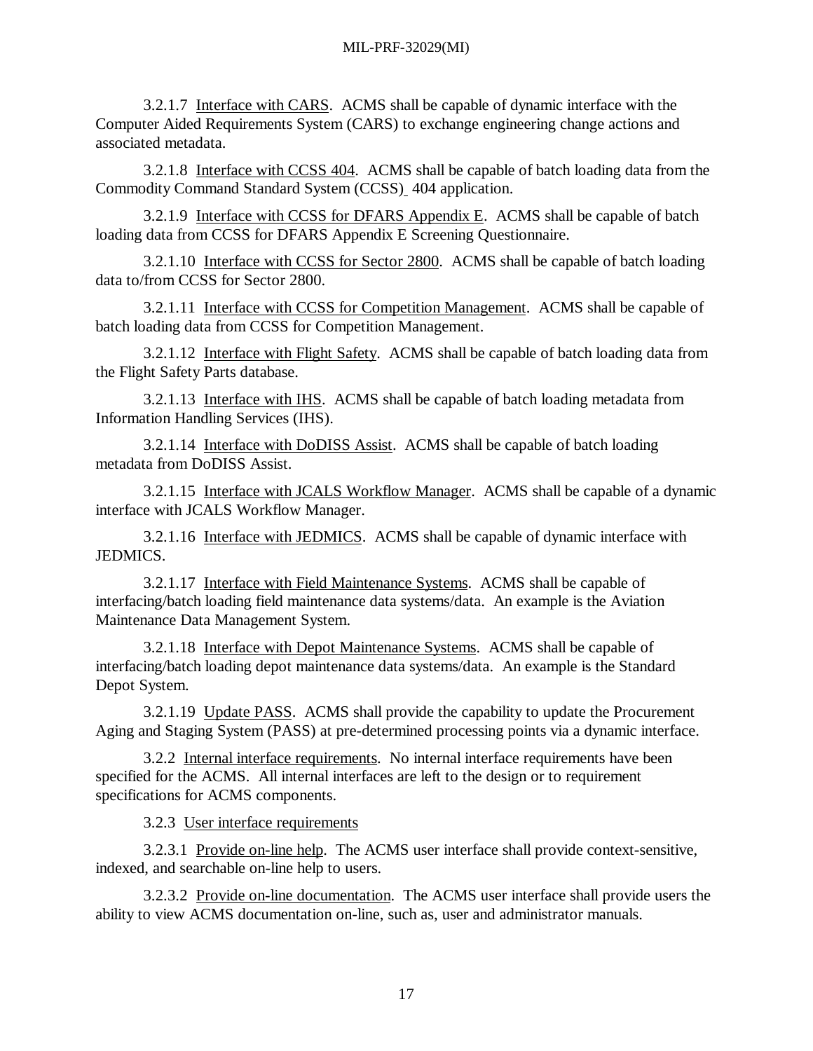3.2.1.7 Interface with CARS. ACMS shall be capable of dynamic interface with the Computer Aided Requirements System (CARS) to exchange engineering change actions and associated metadata.

3.2.1.8 Interface with CCSS 404. ACMS shall be capable of batch loading data from the Commodity Command Standard System (CCSS) 404 application.

3.2.1.9 Interface with CCSS for DFARS Appendix E. ACMS shall be capable of batch loading data from CCSS for DFARS Appendix E Screening Questionnaire.

3.2.1.10 Interface with CCSS for Sector 2800. ACMS shall be capable of batch loading data to/from CCSS for Sector 2800.

3.2.1.11 Interface with CCSS for Competition Management. ACMS shall be capable of batch loading data from CCSS for Competition Management.

3.2.1.12 Interface with Flight Safety. ACMS shall be capable of batch loading data from the Flight Safety Parts database.

3.2.1.13 Interface with IHS. ACMS shall be capable of batch loading metadata from Information Handling Services (IHS).

3.2.1.14 Interface with DoDISS Assist. ACMS shall be capable of batch loading metadata from DoDISS Assist.

3.2.1.15 Interface with JCALS Workflow Manager. ACMS shall be capable of a dynamic interface with JCALS Workflow Manager.

3.2.1.16 Interface with JEDMICS. ACMS shall be capable of dynamic interface with JEDMICS.

3.2.1.17 Interface with Field Maintenance Systems. ACMS shall be capable of interfacing/batch loading field maintenance data systems/data. An example is the Aviation Maintenance Data Management System.

3.2.1.18 Interface with Depot Maintenance Systems. ACMS shall be capable of interfacing/batch loading depot maintenance data systems/data. An example is the Standard Depot System.

3.2.1.19 Update PASS. ACMS shall provide the capability to update the Procurement Aging and Staging System (PASS) at pre-determined processing points via a dynamic interface.

3.2.2 Internal interface requirements. No internal interface requirements have been specified for the ACMS. All internal interfaces are left to the design or to requirement specifications for ACMS components.

3.2.3 User interface requirements

3.2.3.1 Provide on-line help. The ACMS user interface shall provide context-sensitive, indexed, and searchable on-line help to users.

3.2.3.2 Provide on-line documentation. The ACMS user interface shall provide users the ability to view ACMS documentation on-line, such as, user and administrator manuals.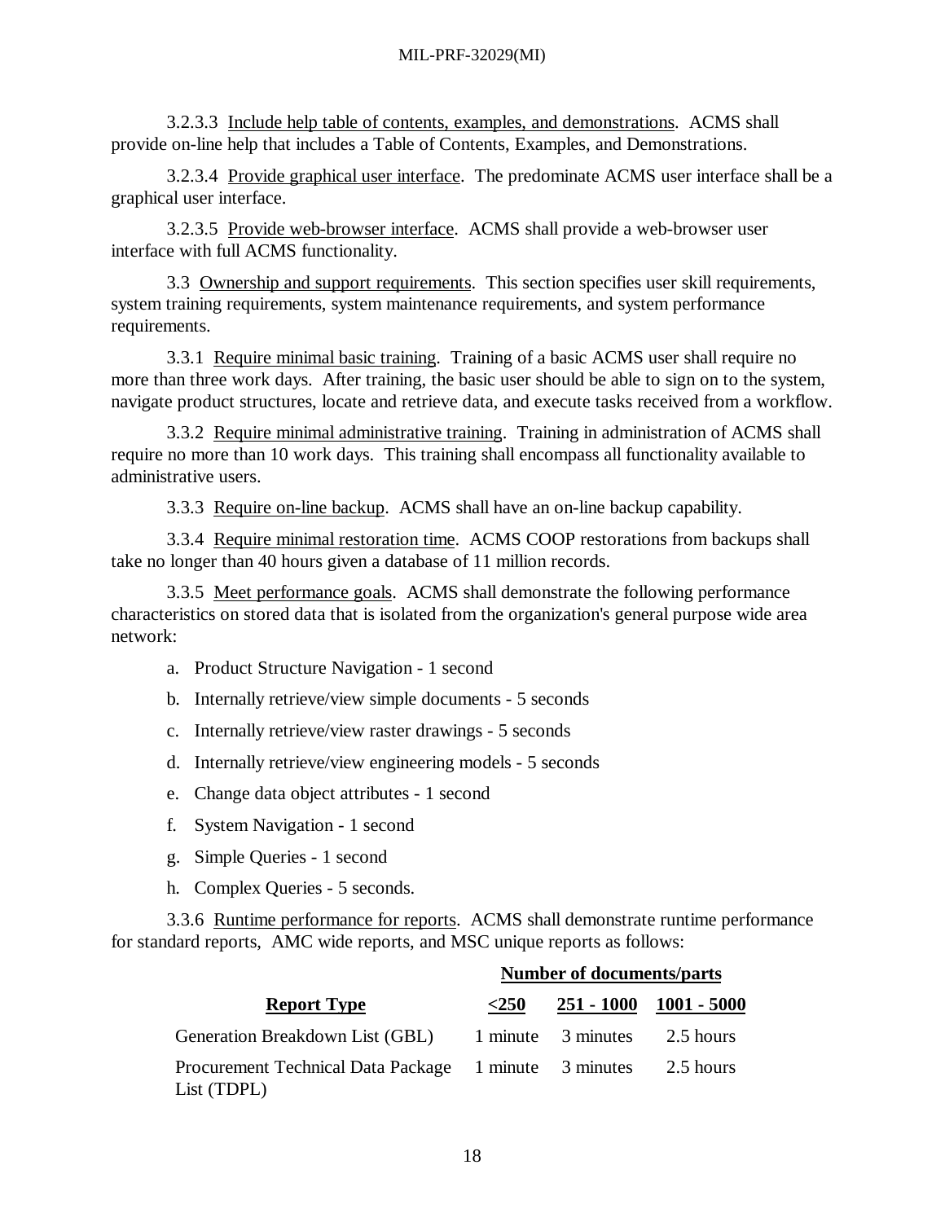3.2.3.3 Include help table of contents, examples, and demonstrations. ACMS shall provide on-line help that includes a Table of Contents, Examples, and Demonstrations.

3.2.3.4 Provide graphical user interface. The predominate ACMS user interface shall be a graphical user interface.

3.2.3.5 Provide web-browser interface. ACMS shall provide a web-browser user interface with full ACMS functionality.

3.3 Ownership and support requirements. This section specifies user skill requirements, system training requirements, system maintenance requirements, and system performance requirements.

3.3.1 Require minimal basic training. Training of a basic ACMS user shall require no more than three work days. After training, the basic user should be able to sign on to the system, navigate product structures, locate and retrieve data, and execute tasks received from a workflow.

3.3.2 Require minimal administrative training. Training in administration of ACMS shall require no more than 10 work days. This training shall encompass all functionality available to administrative users.

3.3.3 Require on-line backup. ACMS shall have an on-line backup capability.

3.3.4 Require minimal restoration time. ACMS COOP restorations from backups shall take no longer than 40 hours given a database of 11 million records.

3.3.5 Meet performance goals. ACMS shall demonstrate the following performance characteristics on stored data that is isolated from the organization's general purpose wide area network:

a. Product Structure Navigation - 1 second

b. Internally retrieve/view simple documents - 5 seconds

c. Internally retrieve/view raster drawings - 5 seconds

d. Internally retrieve/view engineering models - 5 seconds

e. Change data object attributes - 1 second

f. System Navigation - 1 second

g. Simple Queries - 1 second

h. Complex Queries - 5 seconds.

3.3.6 Runtime performance for reports. ACMS shall demonstrate runtime performance for standard reports, AMC wide reports, and MSC unique reports as follows:

| | **Number of documents/parts** | | |
|---|---|---|---|
| **Report Type** | **<250** | **251 - 1000** | **1001 - 5000** |
| Generation Breakdown List (GBL) | 1 minute | 3 minutes | 2.5 hours |
| Procurement Technical Data Package List (TDPL) | 1 minute | 3 minutes | 2.5 hours |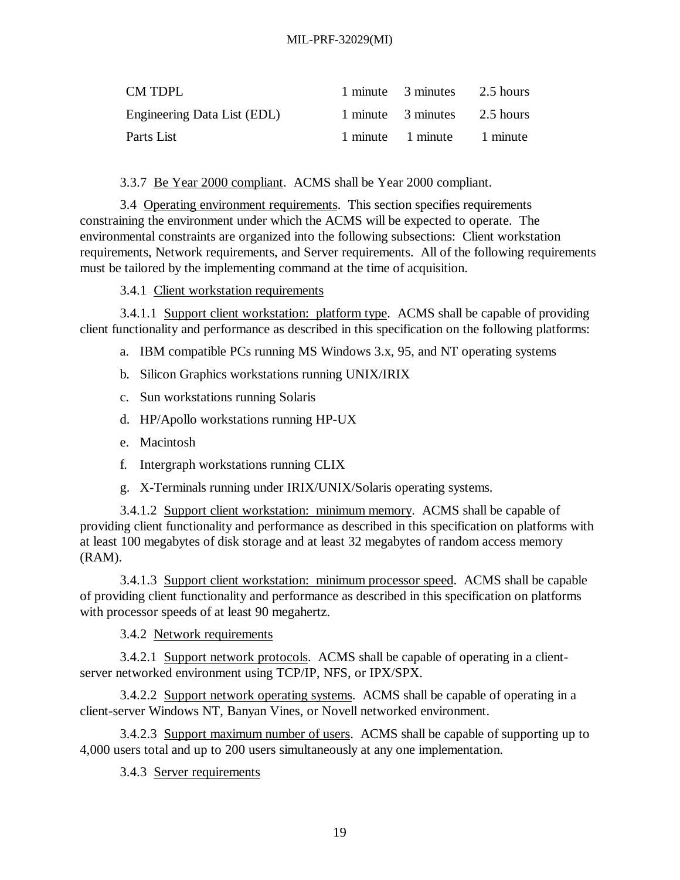| | | | |
|---|---|---|---|
| CM TDPL | 1 minute | 3 minutes | 2.5 hours |
| Engineering Data List (EDL) | 1 minute | 3 minutes | 2.5 hours |
| Parts List | 1 minute | 1 minute | 1 minute |

3.3.7 Be Year 2000 compliant. ACMS shall be Year 2000 compliant.

3.4 Operating environment requirements. This section specifies requirements constraining the environment under which the ACMS will be expected to operate. The environmental constraints are organized into the following subsections: Client workstation requirements, Network requirements, and Server requirements. All of the following requirements must be tailored by the implementing command at the time of acquisition.

3.4.1 Client workstation requirements

3.4.1.1 Support client workstation: platform type. ACMS shall be capable of providing client functionality and performance as described in this specification on the following platforms:

a. IBM compatible PCs running MS Windows 3.x, 95, and NT operating systems

b. Silicon Graphics workstations running UNIX/IRIX

c. Sun workstations running Solaris

d. HP/Apollo workstations running HP-UX

e. Macintosh

f. Intergraph workstations running CLIX

g. X-Terminals running under IRIX/UNIX/Solaris operating systems.

3.4.1.2 Support client workstation: minimum memory. ACMS shall be capable of providing client functionality and performance as described in this specification on platforms with at least 100 megabytes of disk storage and at least 32 megabytes of random access memory (RAM).

3.4.1.3 Support client workstation: minimum processor speed. ACMS shall be capable of providing client functionality and performance as described in this specification on platforms with processor speeds of at least 90 megahertz.

3.4.2 Network requirements

3.4.2.1 Support network protocols. ACMS shall be capable of operating in a client-server networked environment using TCP/IP, NFS, or IPX/SPX.

3.4.2.2 Support network operating systems. ACMS shall be capable of operating in a client-server Windows NT, Banyan Vines, or Novell networked environment.

3.4.2.3 Support maximum number of users. ACMS shall be capable of supporting up to 4,000 users total and up to 200 users simultaneously at any one implementation.

3.4.3 Server requirements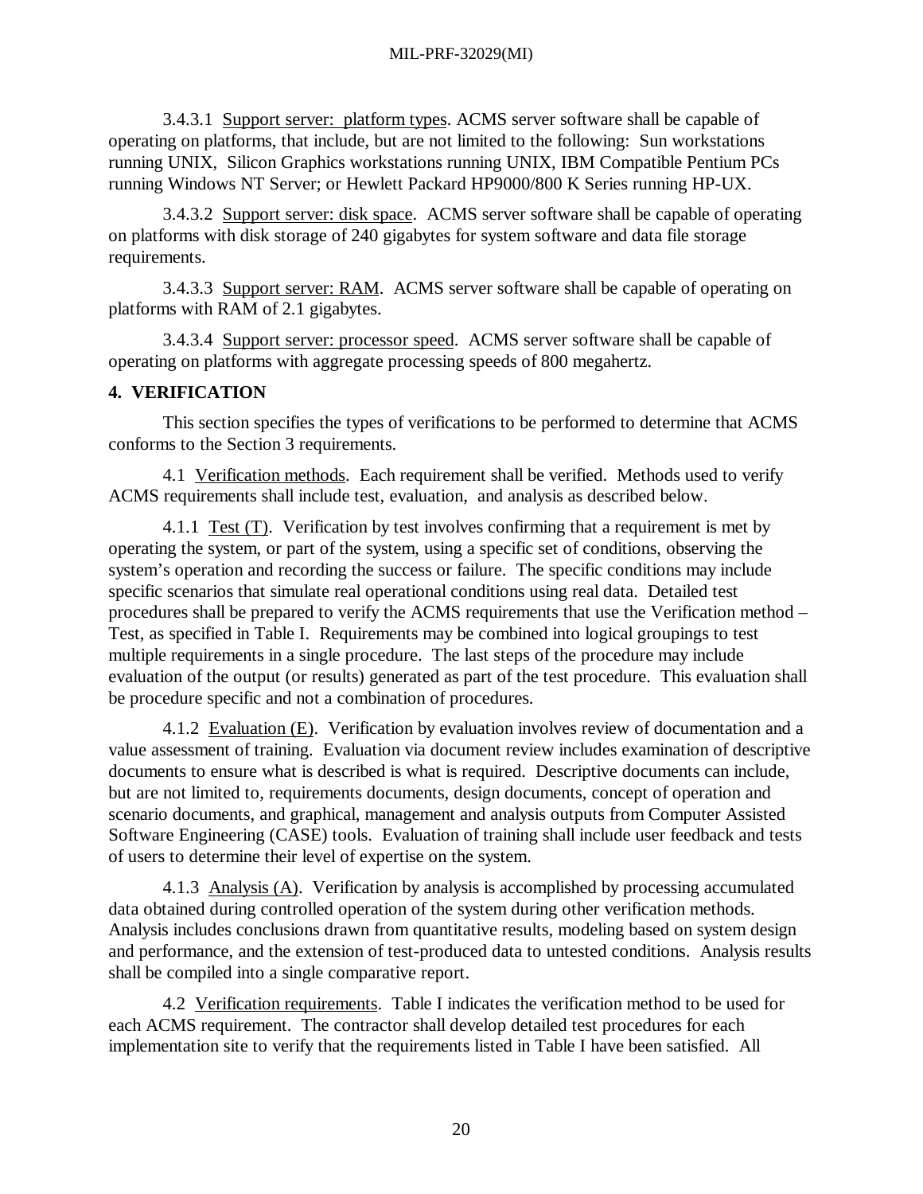3.4.3.1 Support server: platform types. ACMS server software shall be capable of operating on platforms, that include, but are not limited to the following: Sun workstations running UNIX, Silicon Graphics workstations running UNIX, IBM Compatible Pentium PCs running Windows NT Server; or Hewlett Packard HP9000/800 K Series running HP-UX.

3.4.3.2 Support server: disk space. ACMS server software shall be capable of operating on platforms with disk storage of 240 gigabytes for system software and data file storage requirements.

3.4.3.3 Support server: RAM. ACMS server software shall be capable of operating on platforms with RAM of 2.1 gigabytes.

3.4.3.4 Support server: processor speed. ACMS server software shall be capable of operating on platforms with aggregate processing speeds of 800 megahertz.

## 4. VERIFICATION

This section specifies the types of verifications to be performed to determine that ACMS conforms to the Section 3 requirements.

4.1 Verification methods. Each requirement shall be verified. Methods used to verify ACMS requirements shall include test, evaluation, and analysis as described below.

4.1.1 Test (T). Verification by test involves confirming that a requirement is met by operating the system, or part of the system, using a specific set of conditions, observing the system's operation and recording the success or failure. The specific conditions may include specific scenarios that simulate real operational conditions using real data. Detailed test procedures shall be prepared to verify the ACMS requirements that use the Verification method – Test, as specified in Table I. Requirements may be combined into logical groupings to test multiple requirements in a single procedure. The last steps of the procedure may include evaluation of the output (or results) generated as part of the test procedure. This evaluation shall be procedure specific and not a combination of procedures.

4.1.2 Evaluation (E). Verification by evaluation involves review of documentation and a value assessment of training. Evaluation via document review includes examination of descriptive documents to ensure what is described is what is required. Descriptive documents can include, but are not limited to, requirements documents, design documents, concept of operation and scenario documents, and graphical, management and analysis outputs from Computer Assisted Software Engineering (CASE) tools. Evaluation of training shall include user feedback and tests of users to determine their level of expertise on the system.

4.1.3 Analysis (A). Verification by analysis is accomplished by processing accumulated data obtained during controlled operation of the system during other verification methods. Analysis includes conclusions drawn from quantitative results, modeling based on system design and performance, and the extension of test-produced data to untested conditions. Analysis results shall be compiled into a single comparative report.

4.2 Verification requirements. Table I indicates the verification method to be used for each ACMS requirement. The contractor shall develop detailed test procedures for each implementation site to verify that the requirements listed in Table I have been satisfied. All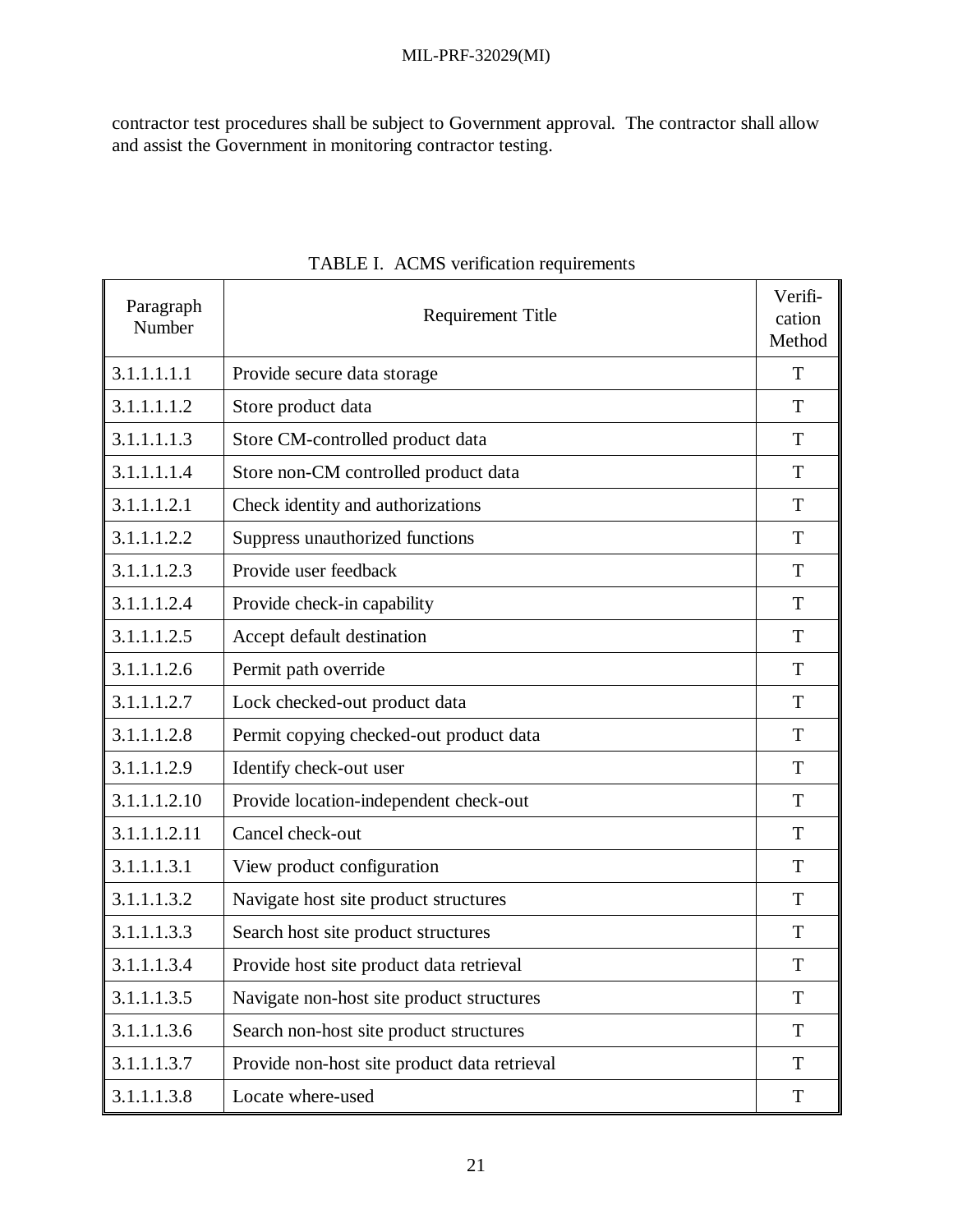contractor test procedures shall be subject to Government approval. The contractor shall allow and assist the Government in monitoring contractor testing.

TABLE I. ACMS verification requirements

| Paragraph Number | Requirement Title | Verifi-cation Method |
|---|---|---|
| 3.1.1.1.1.1 | Provide secure data storage | T |
| 3.1.1.1.1.2 | Store product data | T |
| 3.1.1.1.1.3 | Store CM-controlled product data | T |
| 3.1.1.1.1.4 | Store non-CM controlled product data | T |
| 3.1.1.1.2.1 | Check identity and authorizations | T |
| 3.1.1.1.2.2 | Suppress unauthorized functions | T |
| 3.1.1.1.2.3 | Provide user feedback | T |
| 3.1.1.1.2.4 | Provide check-in capability | T |
| 3.1.1.1.2.5 | Accept default destination | T |
| 3.1.1.1.2.6 | Permit path override | T |
| 3.1.1.1.2.7 | Lock checked-out product data | T |
| 3.1.1.1.2.8 | Permit copying checked-out product data | T |
| 3.1.1.1.2.9 | Identify check-out user | T |
| 3.1.1.1.2.10 | Provide location-independent check-out | T |
| 3.1.1.1.2.11 | Cancel check-out | T |
| 3.1.1.1.3.1 | View product configuration | T |
| 3.1.1.1.3.2 | Navigate host site product structures | T |
| 3.1.1.1.3.3 | Search host site product structures | T |
| 3.1.1.1.3.4 | Provide host site product data retrieval | T |
| 3.1.1.1.3.5 | Navigate non-host site product structures | T |
| 3.1.1.1.3.6 | Search non-host site product structures | T |
| 3.1.1.1.3.7 | Provide non-host site product data retrieval | T |
| 3.1.1.1.3.8 | Locate where-used | T |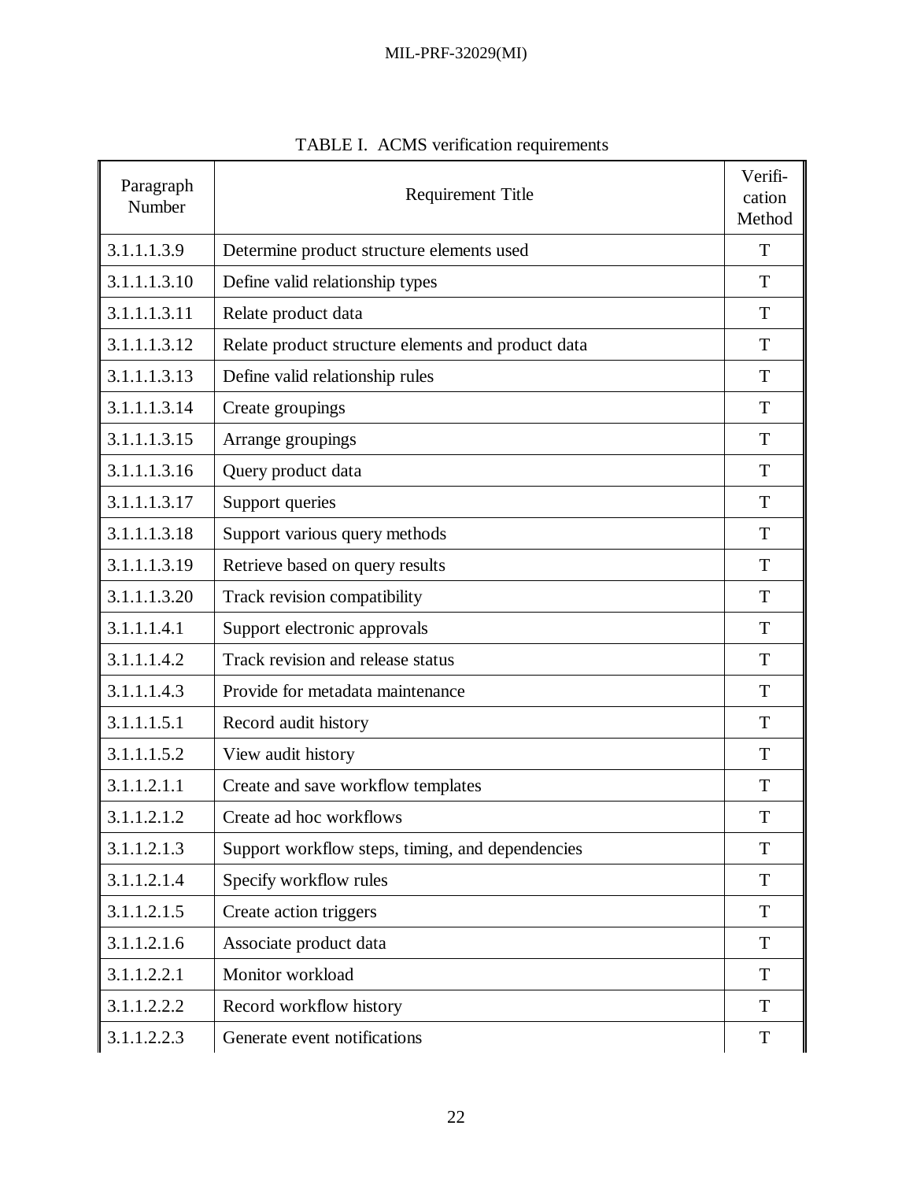TABLE I. ACMS verification requirements

| Paragraph Number | Requirement Title | Verification Method |
|---|---|---|
| 3.1.1.1.3.9 | Determine product structure elements used | T |
| 3.1.1.1.3.10 | Define valid relationship types | T |
| 3.1.1.1.3.11 | Relate product data | T |
| 3.1.1.1.3.12 | Relate product structure elements and product data | T |
| 3.1.1.1.3.13 | Define valid relationship rules | T |
| 3.1.1.1.3.14 | Create groupings | T |
| 3.1.1.1.3.15 | Arrange groupings | T |
| 3.1.1.1.3.16 | Query product data | T |
| 3.1.1.1.3.17 | Support queries | T |
| 3.1.1.1.3.18 | Support various query methods | T |
| 3.1.1.1.3.19 | Retrieve based on query results | T |
| 3.1.1.1.3.20 | Track revision compatibility | T |
| 3.1.1.1.4.1 | Support electronic approvals | T |
| 3.1.1.1.4.2 | Track revision and release status | T |
| 3.1.1.1.4.3 | Provide for metadata maintenance | T |
| 3.1.1.1.5.1 | Record audit history | T |
| 3.1.1.1.5.2 | View audit history | T |
| 3.1.1.2.1.1 | Create and save workflow templates | T |
| 3.1.1.2.1.2 | Create ad hoc workflows | T |
| 3.1.1.2.1.3 | Support workflow steps, timing, and dependencies | T |
| 3.1.1.2.1.4 | Specify workflow rules | T |
| 3.1.1.2.1.5 | Create action triggers | T |
| 3.1.1.2.1.6 | Associate product data | T |
| 3.1.1.2.2.1 | Monitor workload | T |
| 3.1.1.2.2.2 | Record workflow history | T |
| 3.1.1.2.2.3 | Generate event notifications | T |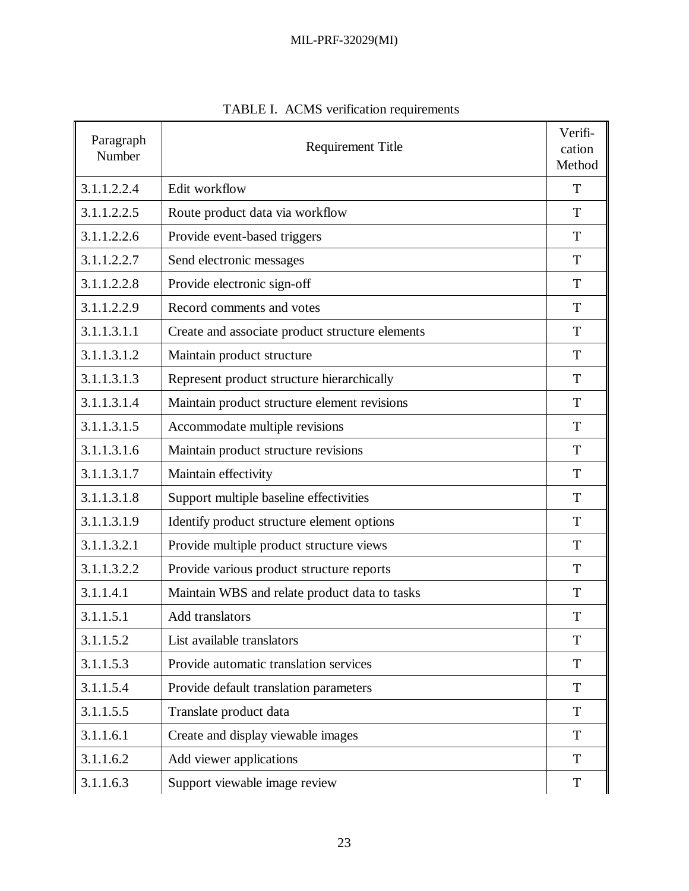TABLE I. ACMS verification requirements

| Paragraph Number | Requirement Title | Verification Method |
|---|---|---|
| 3.1.1.2.2.4 | Edit workflow | T |
| 3.1.1.2.2.5 | Route product data via workflow | T |
| 3.1.1.2.2.6 | Provide event-based triggers | T |
| 3.1.1.2.2.7 | Send electronic messages | T |
| 3.1.1.2.2.8 | Provide electronic sign-off | T |
| 3.1.1.2.2.9 | Record comments and votes | T |
| 3.1.1.3.1.1 | Create and associate product structure elements | T |
| 3.1.1.3.1.2 | Maintain product structure | T |
| 3.1.1.3.1.3 | Represent product structure hierarchically | T |
| 3.1.1.3.1.4 | Maintain product structure element revisions | T |
| 3.1.1.3.1.5 | Accommodate multiple revisions | T |
| 3.1.1.3.1.6 | Maintain product structure revisions | T |
| 3.1.1.3.1.7 | Maintain effectivity | T |
| 3.1.1.3.1.8 | Support multiple baseline effectivities | T |
| 3.1.1.3.1.9 | Identify product structure element options | T |
| 3.1.1.3.2.1 | Provide multiple product structure views | T |
| 3.1.1.3.2.2 | Provide various product structure reports | T |
| 3.1.1.4.1 | Maintain WBS and relate product data to tasks | T |
| 3.1.1.5.1 | Add translators | T |
| 3.1.1.5.2 | List available translators | T |
| 3.1.1.5.3 | Provide automatic translation services | T |
| 3.1.1.5.4 | Provide default translation parameters | T |
| 3.1.1.5.5 | Translate product data | T |
| 3.1.1.6.1 | Create and display viewable images | T |
| 3.1.1.6.2 | Add viewer applications | T |
| 3.1.1.6.3 | Support viewable image review | T |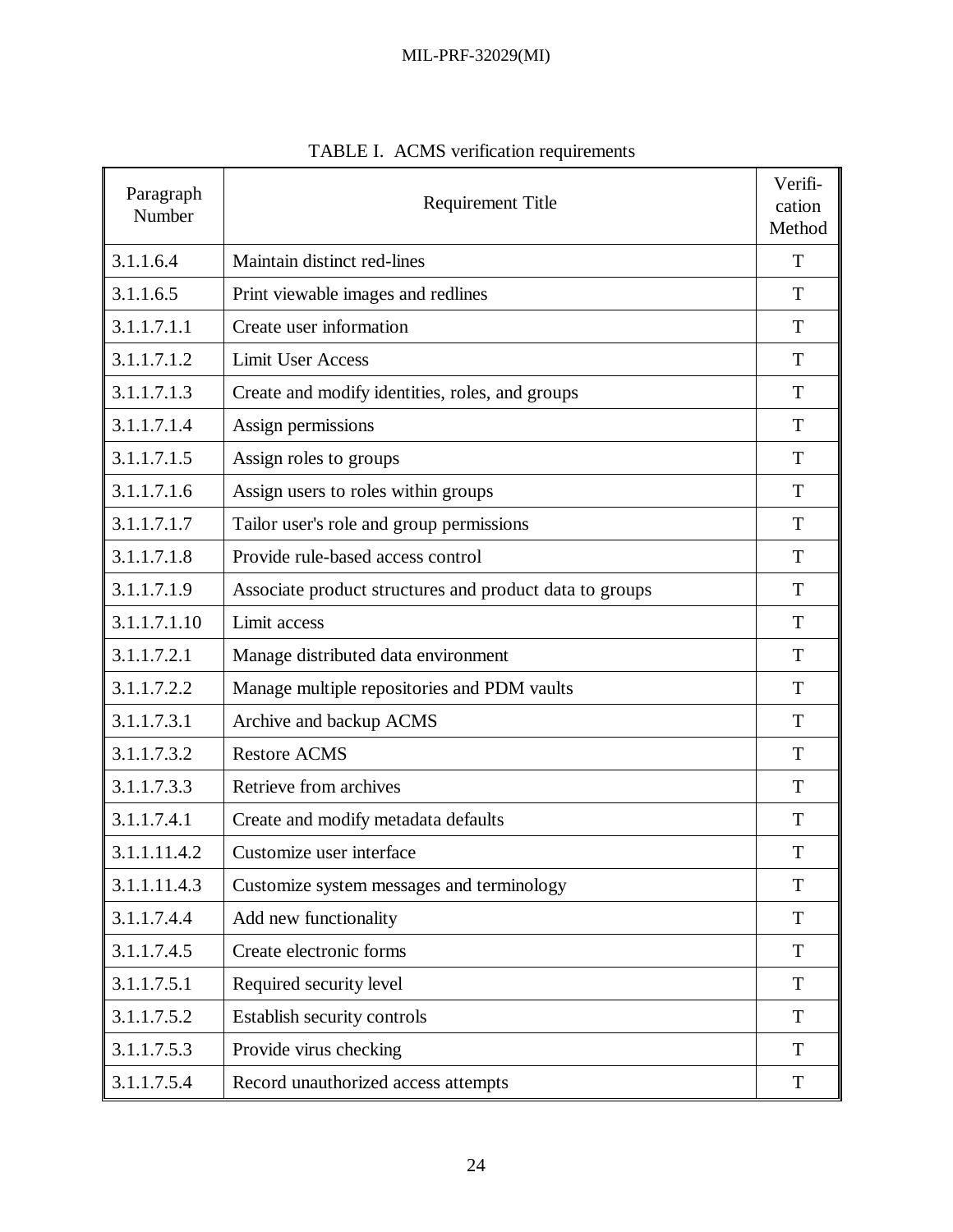TABLE I. ACMS verification requirements

| Paragraph Number | Requirement Title | Verification Method |
|---|---|---|
| 3.1.1.6.4 | Maintain distinct red-lines | T |
| 3.1.1.6.5 | Print viewable images and redlines | T |
| 3.1.1.7.1.1 | Create user information | T |
| 3.1.1.7.1.2 | Limit User Access | T |
| 3.1.1.7.1.3 | Create and modify identities, roles, and groups | T |
| 3.1.1.7.1.4 | Assign permissions | T |
| 3.1.1.7.1.5 | Assign roles to groups | T |
| 3.1.1.7.1.6 | Assign users to roles within groups | T |
| 3.1.1.7.1.7 | Tailor user's role and group permissions | T |
| 3.1.1.7.1.8 | Provide rule-based access control | T |
| 3.1.1.7.1.9 | Associate product structures and product data to groups | T |
| 3.1.1.7.1.10 | Limit access | T |
| 3.1.1.7.2.1 | Manage distributed data environment | T |
| 3.1.1.7.2.2 | Manage multiple repositories and PDM vaults | T |
| 3.1.1.7.3.1 | Archive and backup ACMS | T |
| 3.1.1.7.3.2 | Restore ACMS | T |
| 3.1.1.7.3.3 | Retrieve from archives | T |
| 3.1.1.7.4.1 | Create and modify metadata defaults | T |
| 3.1.1.11.4.2 | Customize user interface | T |
| 3.1.1.11.4.3 | Customize system messages and terminology | T |
| 3.1.1.7.4.4 | Add new functionality | T |
| 3.1.1.7.4.5 | Create electronic forms | T |
| 3.1.1.7.5.1 | Required security level | T |
| 3.1.1.7.5.2 | Establish security controls | T |
| 3.1.1.7.5.3 | Provide virus checking | T |
| 3.1.1.7.5.4 | Record unauthorized access attempts | T |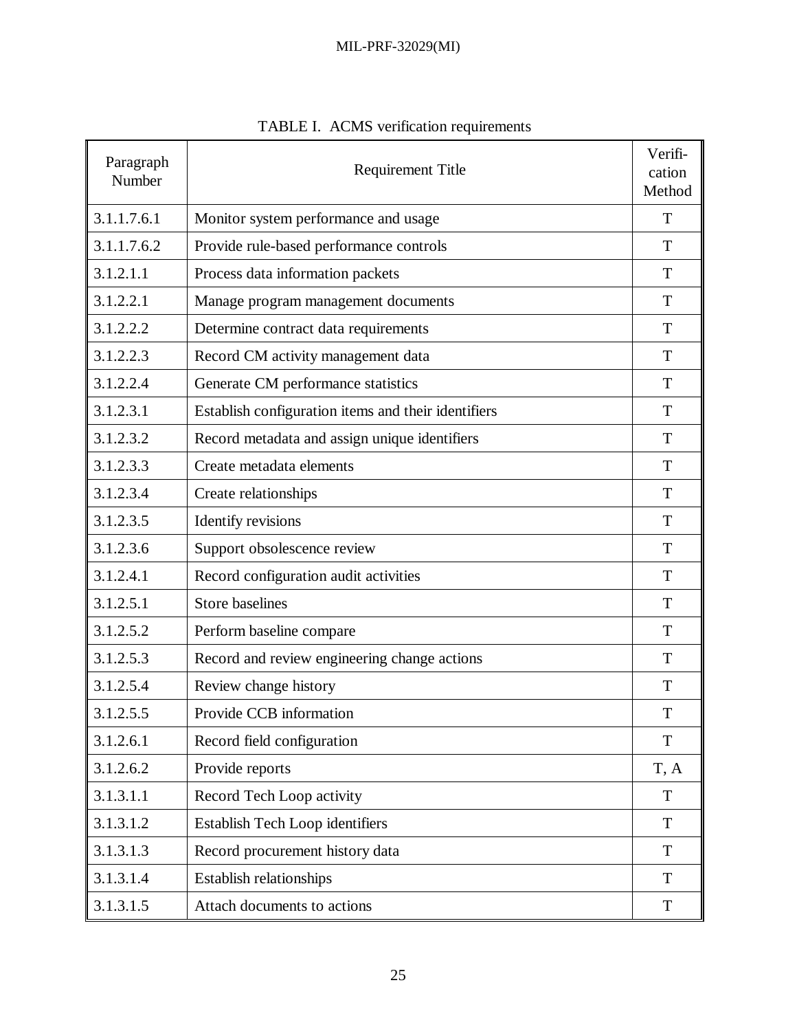TABLE I. ACMS verification requirements

| Paragraph Number | Requirement Title | Verification Method |
|---|---|---|
| 3.1.1.7.6.1 | Monitor system performance and usage | T |
| 3.1.1.7.6.2 | Provide rule-based performance controls | T |
| 3.1.2.1.1 | Process data information packets | T |
| 3.1.2.2.1 | Manage program management documents | T |
| 3.1.2.2.2 | Determine contract data requirements | T |
| 3.1.2.2.3 | Record CM activity management data | T |
| 3.1.2.2.4 | Generate CM performance statistics | T |
| 3.1.2.3.1 | Establish configuration items and their identifiers | T |
| 3.1.2.3.2 | Record metadata and assign unique identifiers | T |
| 3.1.2.3.3 | Create metadata elements | T |
| 3.1.2.3.4 | Create relationships | T |
| 3.1.2.3.5 | Identify revisions | T |
| 3.1.2.3.6 | Support obsolescence review | T |
| 3.1.2.4.1 | Record configuration audit activities | T |
| 3.1.2.5.1 | Store baselines | T |
| 3.1.2.5.2 | Perform baseline compare | T |
| 3.1.2.5.3 | Record and review engineering change actions | T |
| 3.1.2.5.4 | Review change history | T |
| 3.1.2.5.5 | Provide CCB information | T |
| 3.1.2.6.1 | Record field configuration | T |
| 3.1.2.6.2 | Provide reports | T, A |
| 3.1.3.1.1 | Record Tech Loop activity | T |
| 3.1.3.1.2 | Establish Tech Loop identifiers | T |
| 3.1.3.1.3 | Record procurement history data | T |
| 3.1.3.1.4 | Establish relationships | T |
| 3.1.3.1.5 | Attach documents to actions | T |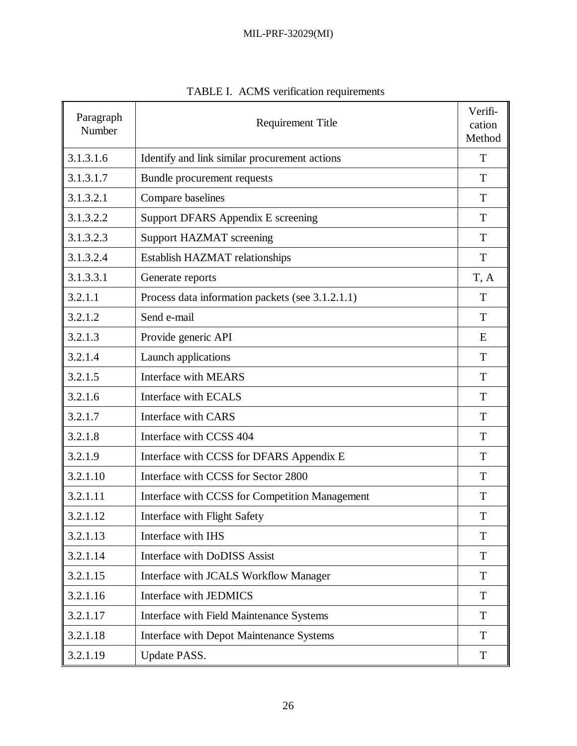TABLE I. ACMS verification requirements

| Paragraph Number | Requirement Title | Verifi-cation Method |
| --- | --- | --- |
| 3.1.3.1.6 | Identify and link similar procurement actions | T |
| 3.1.3.1.7 | Bundle procurement requests | T |
| 3.1.3.2.1 | Compare baselines | T |
| 3.1.3.2.2 | Support DFARS Appendix E screening | T |
| 3.1.3.2.3 | Support HAZMAT screening | T |
| 3.1.3.2.4 | Establish HAZMAT relationships | T |
| 3.1.3.3.1 | Generate reports | T, A |
| 3.2.1.1 | Process data information packets (see 3.1.2.1.1) | T |
| 3.2.1.2 | Send e-mail | T |
| 3.2.1.3 | Provide generic API | E |
| 3.2.1.4 | Launch applications | T |
| 3.2.1.5 | Interface with MEARS | T |
| 3.2.1.6 | Interface with ECALS | T |
| 3.2.1.7 | Interface with CARS | T |
| 3.2.1.8 | Interface with CCSS 404 | T |
| 3.2.1.9 | Interface with CCSS for DFARS Appendix E | T |
| 3.2.1.10 | Interface with CCSS for Sector 2800 | T |
| 3.2.1.11 | Interface with CCSS for Competition Management | T |
| 3.2.1.12 | Interface with Flight Safety | T |
| 3.2.1.13 | Interface with IHS | T |
| 3.2.1.14 | Interface with DoDISS Assist | T |
| 3.2.1.15 | Interface with JCALS Workflow Manager | T |
| 3.2.1.16 | Interface with JEDMICS | T |
| 3.2.1.17 | Interface with Field Maintenance Systems | T |
| 3.2.1.18 | Interface with Depot Maintenance Systems | T |
| 3.2.1.19 | Update PASS. | T |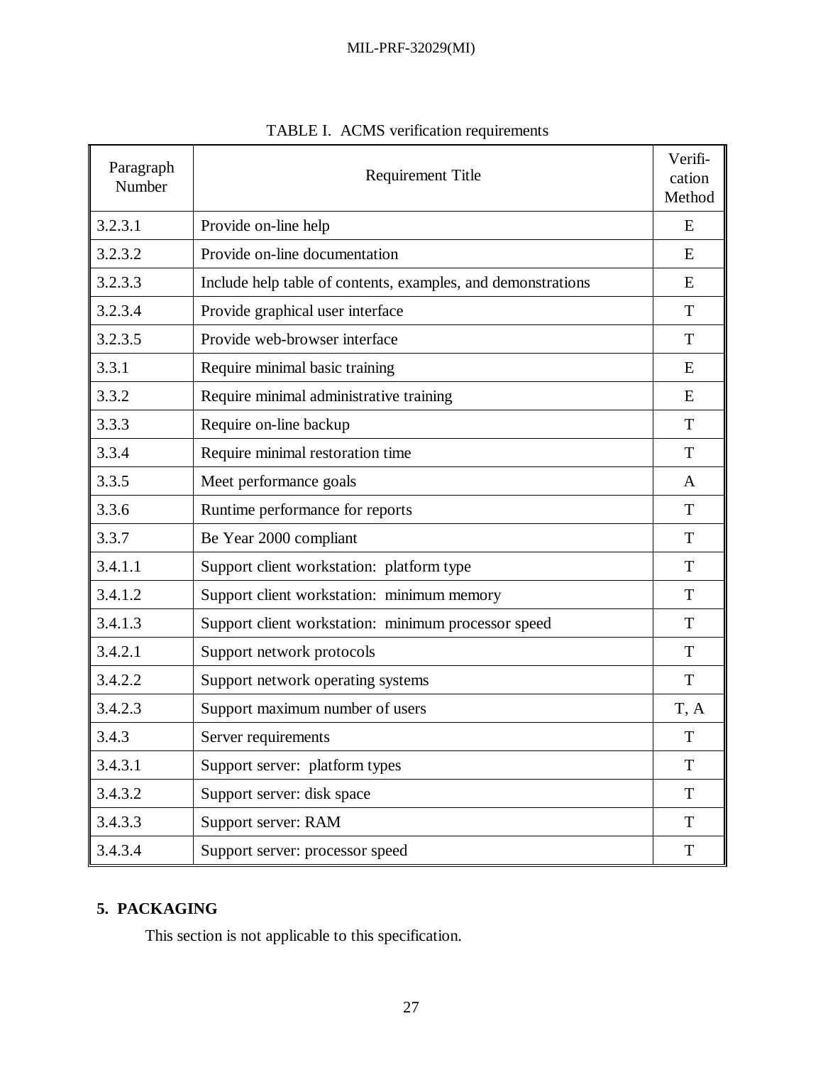TABLE I. ACMS verification requirements

| Paragraph Number | Requirement Title | Verification Method |
|---|---|---|
| 3.2.3.1 | Provide on-line help | E |
| 3.2.3.2 | Provide on-line documentation | E |
| 3.2.3.3 | Include help table of contents, examples, and demonstrations | E |
| 3.2.3.4 | Provide graphical user interface | T |
| 3.2.3.5 | Provide web-browser interface | T |
| 3.3.1 | Require minimal basic training | E |
| 3.3.2 | Require minimal administrative training | E |
| 3.3.3 | Require on-line backup | T |
| 3.3.4 | Require minimal restoration time | T |
| 3.3.5 | Meet performance goals | A |
| 3.3.6 | Runtime performance for reports | T |
| 3.3.7 | Be Year 2000 compliant | T |
| 3.4.1.1 | Support client workstation: platform type | T |
| 3.4.1.2 | Support client workstation: minimum memory | T |
| 3.4.1.3 | Support client workstation: minimum processor speed | T |
| 3.4.2.1 | Support network protocols | T |
| 3.4.2.2 | Support network operating systems | T |
| 3.4.2.3 | Support maximum number of users | T, A |
| 3.4.3 | Server requirements | T |
| 3.4.3.1 | Support server: platform types | T |
| 3.4.3.2 | Support server: disk space | T |
| 3.4.3.3 | Support server: RAM | T |
| 3.4.3.4 | Support server: processor speed | T |

## 5. PACKAGING

This section is not applicable to this specification.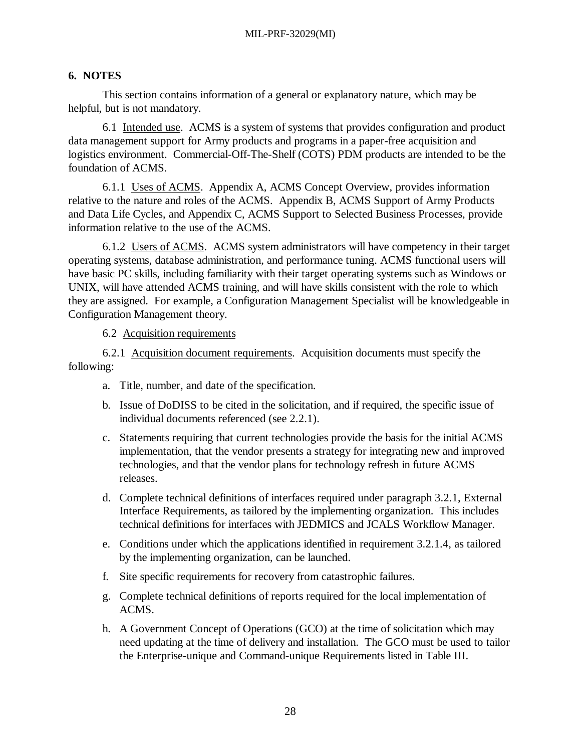## 6. NOTES

This section contains information of a general or explanatory nature, which may be helpful, but is not mandatory.

6.1 Intended use. ACMS is a system of systems that provides configuration and product data management support for Army products and programs in a paper-free acquisition and logistics environment. Commercial-Off-The-Shelf (COTS) PDM products are intended to be the foundation of ACMS.

6.1.1 Uses of ACMS. Appendix A, ACMS Concept Overview, provides information relative to the nature and roles of the ACMS. Appendix B, ACMS Support of Army Products and Data Life Cycles, and Appendix C, ACMS Support to Selected Business Processes, provide information relative to the use of the ACMS.

6.1.2 Users of ACMS. ACMS system administrators will have competency in their target operating systems, database administration, and performance tuning. ACMS functional users will have basic PC skills, including familiarity with their target operating systems such as Windows or UNIX, will have attended ACMS training, and will have skills consistent with the role to which they are assigned. For example, a Configuration Management Specialist will be knowledgeable in Configuration Management theory.

6.2 Acquisition requirements

6.2.1 Acquisition document requirements. Acquisition documents must specify the following:

a. Title, number, and date of the specification.

b. Issue of DoDISS to be cited in the solicitation, and if required, the specific issue of individual documents referenced (see 2.2.1).

c. Statements requiring that current technologies provide the basis for the initial ACMS implementation, that the vendor presents a strategy for integrating new and improved technologies, and that the vendor plans for technology refresh in future ACMS releases.

d. Complete technical definitions of interfaces required under paragraph 3.2.1, External Interface Requirements, as tailored by the implementing organization. This includes technical definitions for interfaces with JEDMICS and JCALS Workflow Manager.

e. Conditions under which the applications identified in requirement 3.2.1.4, as tailored by the implementing organization, can be launched.

f. Site specific requirements for recovery from catastrophic failures.

g. Complete technical definitions of reports required for the local implementation of ACMS.

h. A Government Concept of Operations (GCO) at the time of solicitation which may need updating at the time of delivery and installation. The GCO must be used to tailor the Enterprise-unique and Command-unique Requirements listed in Table III.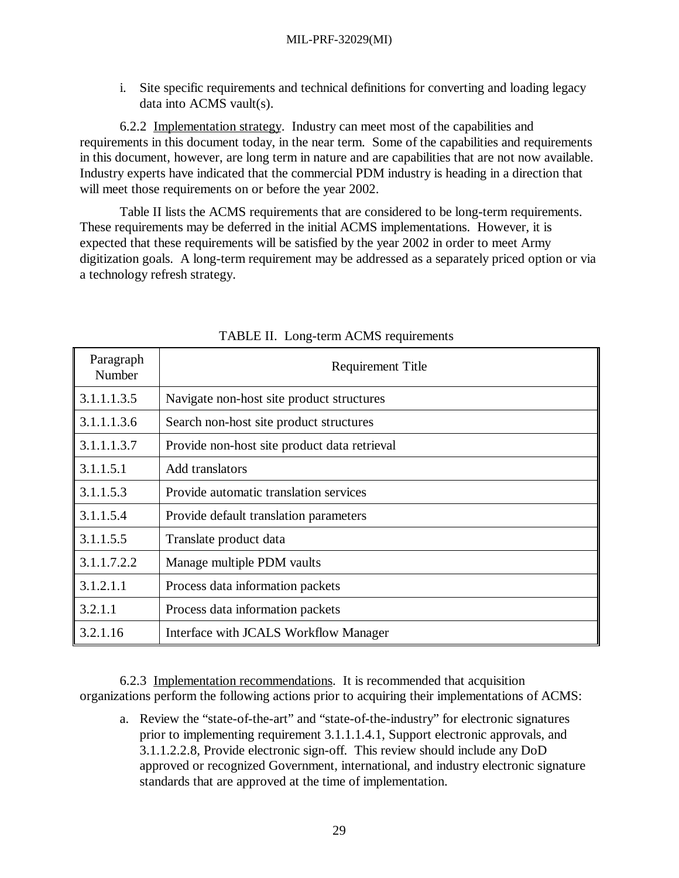i. Site specific requirements and technical definitions for converting and loading legacy data into ACMS vault(s).

6.2.2 Implementation strategy. Industry can meet most of the capabilities and requirements in this document today, in the near term. Some of the capabilities and requirements in this document, however, are long term in nature and are capabilities that are not now available. Industry experts have indicated that the commercial PDM industry is heading in a direction that will meet those requirements on or before the year 2002.

Table II lists the ACMS requirements that are considered to be long-term requirements. These requirements may be deferred in the initial ACMS implementations. However, it is expected that these requirements will be satisfied by the year 2002 in order to meet Army digitization goals. A long-term requirement may be addressed as a separately priced option or via a technology refresh strategy.

TABLE II. Long-term ACMS requirements

| Paragraph Number | Requirement Title |
|---|---|
| 3.1.1.1.3.5 | Navigate non-host site product structures |
| 3.1.1.1.3.6 | Search non-host site product structures |
| 3.1.1.1.3.7 | Provide non-host site product data retrieval |
| 3.1.1.5.1 | Add translators |
| 3.1.1.5.3 | Provide automatic translation services |
| 3.1.1.5.4 | Provide default translation parameters |
| 3.1.1.5.5 | Translate product data |
| 3.1.1.7.2.2 | Manage multiple PDM vaults |
| 3.1.2.1.1 | Process data information packets |
| 3.2.1.1 | Process data information packets |
| 3.2.1.16 | Interface with JCALS Workflow Manager |

6.2.3 Implementation recommendations. It is recommended that acquisition organizations perform the following actions prior to acquiring their implementations of ACMS:

a. Review the "state-of-the-art" and "state-of-the-industry" for electronic signatures prior to implementing requirement 3.1.1.1.4.1, Support electronic approvals, and 3.1.1.2.2.8, Provide electronic sign-off. This review should include any DoD approved or recognized Government, international, and industry electronic signature standards that are approved at the time of implementation.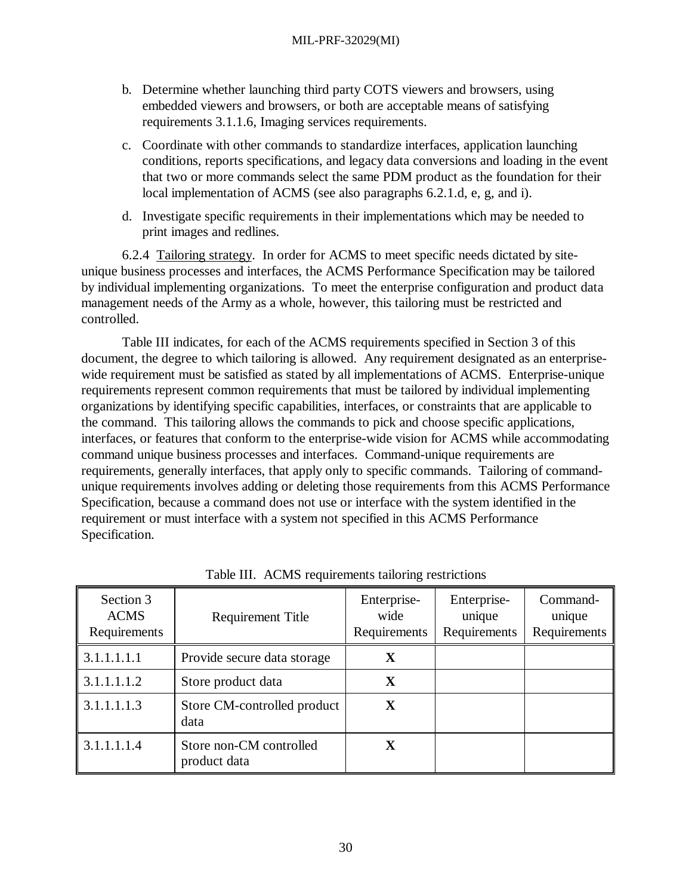b. Determine whether launching third party COTS viewers and browsers, using embedded viewers and browsers, or both are acceptable means of satisfying requirements 3.1.1.6, Imaging services requirements.

c. Coordinate with other commands to standardize interfaces, application launching conditions, reports specifications, and legacy data conversions and loading in the event that two or more commands select the same PDM product as the foundation for their local implementation of ACMS (see also paragraphs 6.2.1.d, e, g, and i).

d. Investigate specific requirements in their implementations which may be needed to print images and redlines.

6.2.4 Tailoring strategy. In order for ACMS to meet specific needs dictated by site-unique business processes and interfaces, the ACMS Performance Specification may be tailored by individual implementing organizations. To meet the enterprise configuration and product data management needs of the Army as a whole, however, this tailoring must be restricted and controlled.

Table III indicates, for each of the ACMS requirements specified in Section 3 of this document, the degree to which tailoring is allowed. Any requirement designated as an enterprise-wide requirement must be satisfied as stated by all implementations of ACMS. Enterprise-unique requirements represent common requirements that must be tailored by individual implementing organizations by identifying specific capabilities, interfaces, or constraints that are applicable to the command. This tailoring allows the commands to pick and choose specific applications, interfaces, or features that conform to the enterprise-wide vision for ACMS while accommodating command unique business processes and interfaces. Command-unique requirements are requirements, generally interfaces, that apply only to specific commands. Tailoring of command-unique requirements involves adding or deleting those requirements from this ACMS Performance Specification, because a command does not use or interface with the system identified in the requirement or must interface with a system not specified in this ACMS Performance Specification.

Table III. ACMS requirements tailoring restrictions

| Section 3 ACMS Requirements | Requirement Title | Enterprise-wide Requirements | Enterprise-unique Requirements | Command-unique Requirements |
|---|---|---|---|---|
| 3.1.1.1.1.1 | Provide secure data storage | **X** | | |
| 3.1.1.1.1.2 | Store product data | **X** | | |
| 3.1.1.1.1.3 | Store CM-controlled product data | **X** | | |
| 3.1.1.1.1.4 | Store non-CM controlled product data | **X** | | |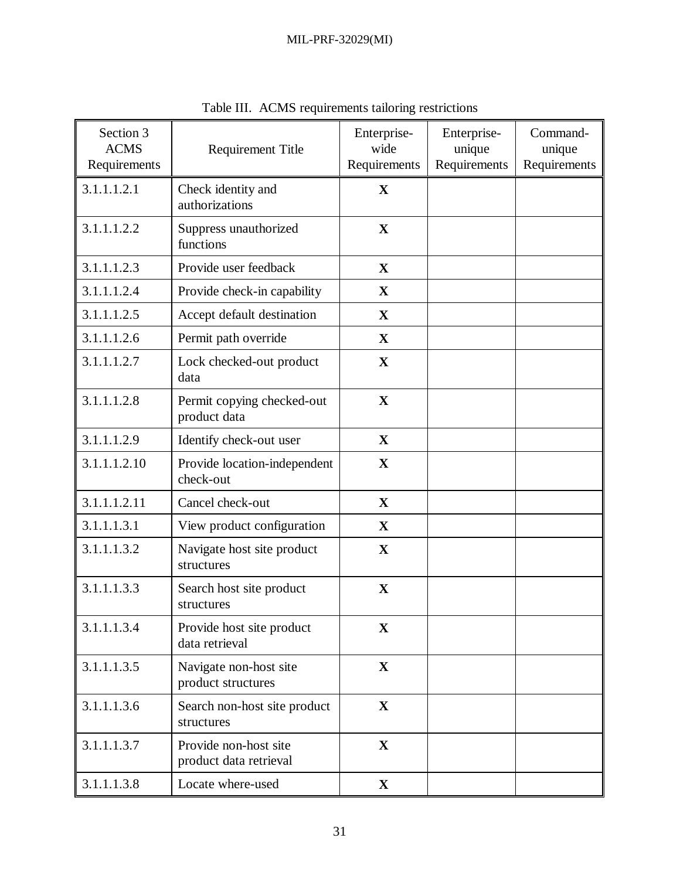Table III. ACMS requirements tailoring restrictions

| Section 3 ACMS Requirements | Requirement Title | Enterprise-wide Requirements | Enterprise-unique Requirements | Command-unique Requirements |
|---|---|---|---|---|
| 3.1.1.1.2.1 | Check identity and authorizations | **X** | | |
| 3.1.1.1.2.2 | Suppress unauthorized functions | **X** | | |
| 3.1.1.1.2.3 | Provide user feedback | **X** | | |
| 3.1.1.1.2.4 | Provide check-in capability | **X** | | |
| 3.1.1.1.2.5 | Accept default destination | **X** | | |
| 3.1.1.1.2.6 | Permit path override | **X** | | |
| 3.1.1.1.2.7 | Lock checked-out product data | **X** | | |
| 3.1.1.1.2.8 | Permit copying checked-out product data | **X** | | |
| 3.1.1.1.2.9 | Identify check-out user | **X** | | |
| 3.1.1.1.2.10 | Provide location-independent check-out | **X** | | |
| 3.1.1.1.2.11 | Cancel check-out | **X** | | |
| 3.1.1.1.3.1 | View product configuration | **X** | | |
| 3.1.1.1.3.2 | Navigate host site product structures | **X** | | |
| 3.1.1.1.3.3 | Search host site product structures | **X** | | |
| 3.1.1.1.3.4 | Provide host site product data retrieval | **X** | | |
| 3.1.1.1.3.5 | Navigate non-host site product structures | **X** | | |
| 3.1.1.1.3.6 | Search non-host site product structures | **X** | | |
| 3.1.1.1.3.7 | Provide non-host site product data retrieval | **X** | | |
| 3.1.1.1.3.8 | Locate where-used | **X** | | |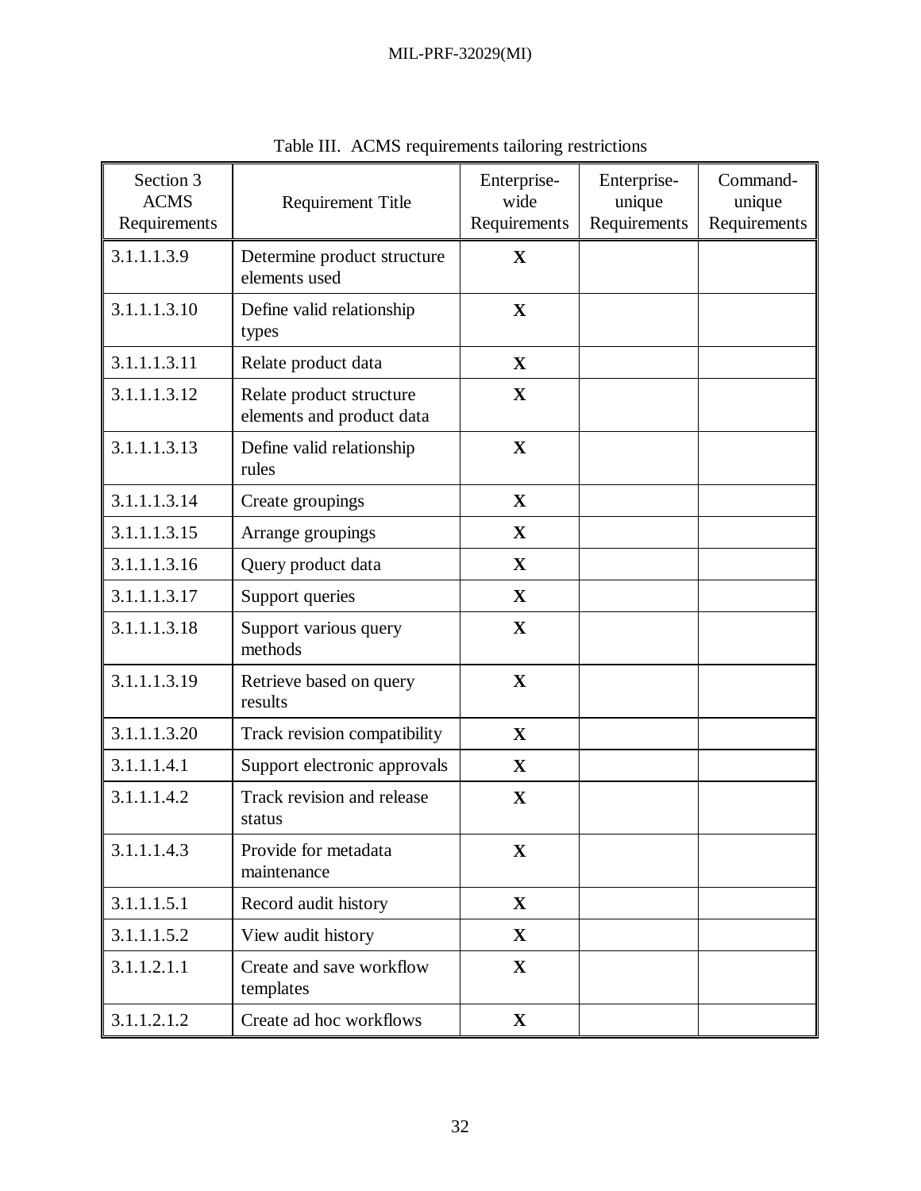Table III. ACMS requirements tailoring restrictions

| Section 3 ACMS Requirements | Requirement Title | Enterprise-wide Requirements | Enterprise-unique Requirements | Command-unique Requirements |
|---|---|---|---|---|
| 3.1.1.1.3.9 | Determine product structure elements used | **X** | | |
| 3.1.1.1.3.10 | Define valid relationship types | **X** | | |
| 3.1.1.1.3.11 | Relate product data | **X** | | |
| 3.1.1.1.3.12 | Relate product structure elements and product data | **X** | | |
| 3.1.1.1.3.13 | Define valid relationship rules | **X** | | |
| 3.1.1.1.3.14 | Create groupings | **X** | | |
| 3.1.1.1.3.15 | Arrange groupings | **X** | | |
| 3.1.1.1.3.16 | Query product data | **X** | | |
| 3.1.1.1.3.17 | Support queries | **X** | | |
| 3.1.1.1.3.18 | Support various query methods | **X** | | |
| 3.1.1.1.3.19 | Retrieve based on query results | **X** | | |
| 3.1.1.1.3.20 | Track revision compatibility | **X** | | |
| 3.1.1.1.4.1 | Support electronic approvals | **X** | | |
| 3.1.1.1.4.2 | Track revision and release status | **X** | | |
| 3.1.1.1.4.3 | Provide for metadata maintenance | **X** | | |
| 3.1.1.1.5.1 | Record audit history | **X** | | |
| 3.1.1.1.5.2 | View audit history | **X** | | |
| 3.1.1.2.1.1 | Create and save workflow templates | **X** | | |
| 3.1.1.2.1.2 | Create ad hoc workflows | **X** | | |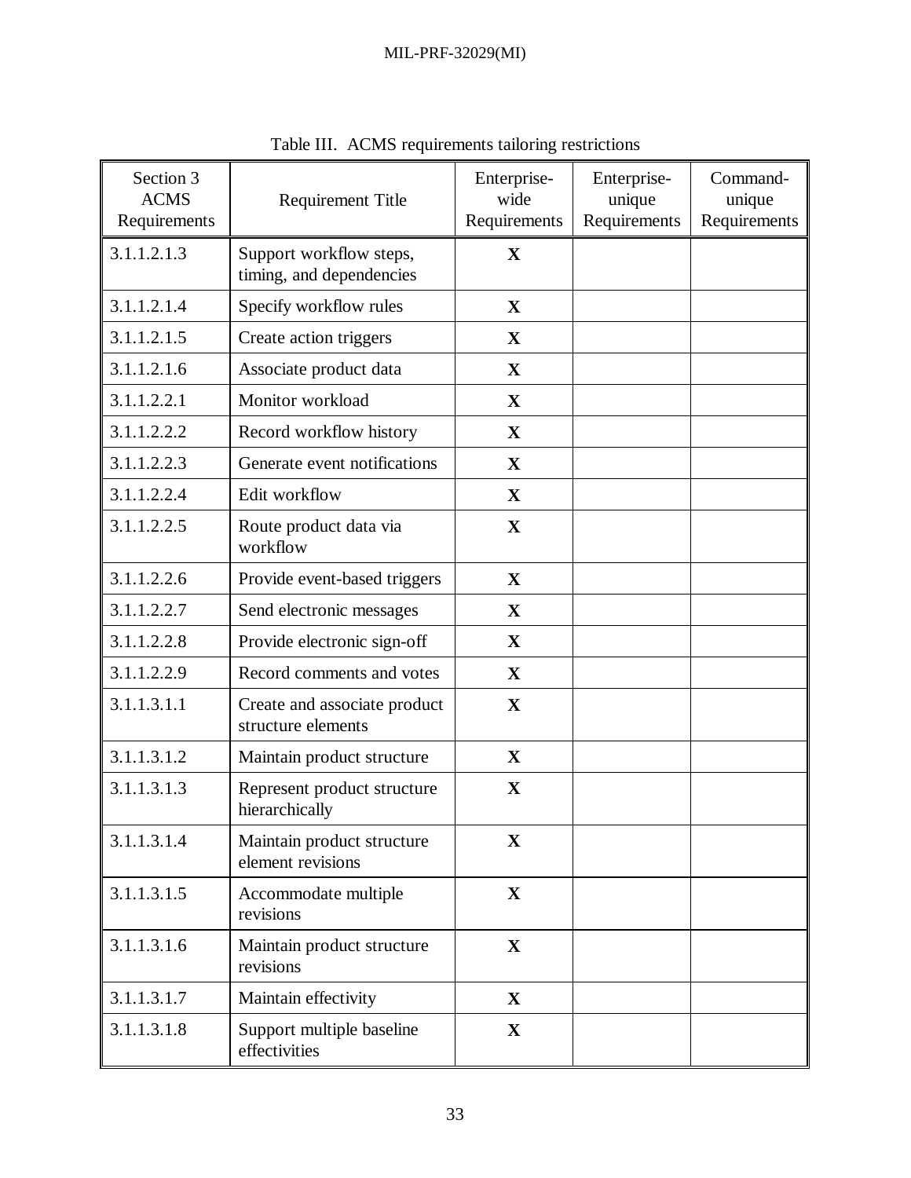Table III. ACMS requirements tailoring restrictions

| Section 3 ACMS Requirements | Requirement Title | Enterprise-wide Requirements | Enterprise-unique Requirements | Command-unique Requirements |
|---|---|---|---|---|
| 3.1.1.2.1.3 | Support workflow steps, timing, and dependencies | **X** | | |
| 3.1.1.2.1.4 | Specify workflow rules | **X** | | |
| 3.1.1.2.1.5 | Create action triggers | **X** | | |
| 3.1.1.2.1.6 | Associate product data | **X** | | |
| 3.1.1.2.2.1 | Monitor workload | **X** | | |
| 3.1.1.2.2.2 | Record workflow history | **X** | | |
| 3.1.1.2.2.3 | Generate event notifications | **X** | | |
| 3.1.1.2.2.4 | Edit workflow | **X** | | |
| 3.1.1.2.2.5 | Route product data via workflow | **X** | | |
| 3.1.1.2.2.6 | Provide event-based triggers | **X** | | |
| 3.1.1.2.2.7 | Send electronic messages | **X** | | |
| 3.1.1.2.2.8 | Provide electronic sign-off | **X** | | |
| 3.1.1.2.2.9 | Record comments and votes | **X** | | |
| 3.1.1.3.1.1 | Create and associate product structure elements | **X** | | |
| 3.1.1.3.1.2 | Maintain product structure | **X** | | |
| 3.1.1.3.1.3 | Represent product structure hierarchically | **X** | | |
| 3.1.1.3.1.4 | Maintain product structure element revisions | **X** | | |
| 3.1.1.3.1.5 | Accommodate multiple revisions | **X** | | |
| 3.1.1.3.1.6 | Maintain product structure revisions | **X** | | |
| 3.1.1.3.1.7 | Maintain effectivity | **X** | | |
| 3.1.1.3.1.8 | Support multiple baseline effectivities | **X** | | |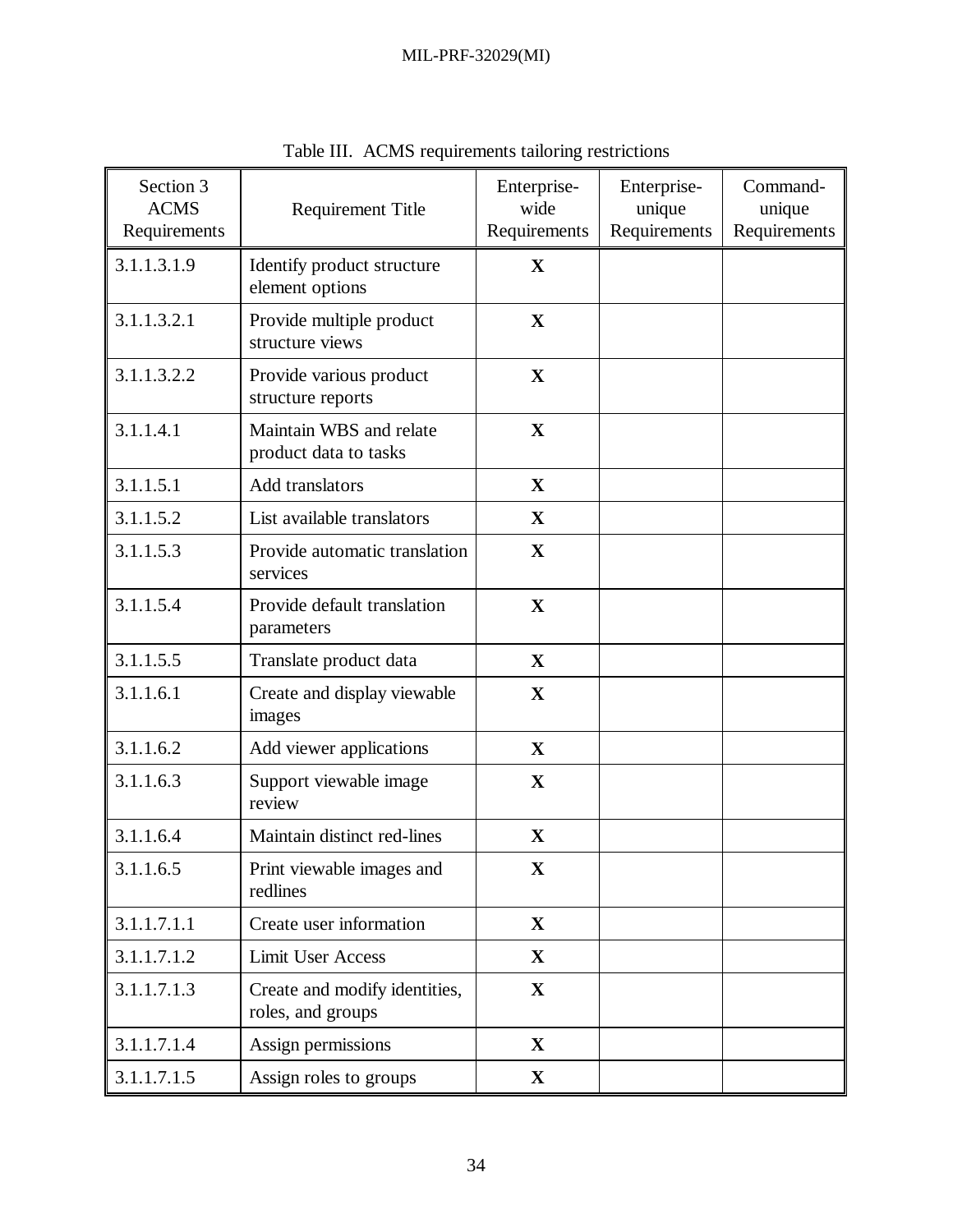Table III. ACMS requirements tailoring restrictions

| Section 3 ACMS Requirements | Requirement Title | Enterprise-wide Requirements | Enterprise-unique Requirements | Command-unique Requirements |
|---|---|---|---|---|
| 3.1.1.3.1.9 | Identify product structure element options | **X** | | |
| 3.1.1.3.2.1 | Provide multiple product structure views | **X** | | |
| 3.1.1.3.2.2 | Provide various product structure reports | **X** | | |
| 3.1.1.4.1 | Maintain WBS and relate product data to tasks | **X** | | |
| 3.1.1.5.1 | Add translators | **X** | | |
| 3.1.1.5.2 | List available translators | **X** | | |
| 3.1.1.5.3 | Provide automatic translation services | **X** | | |
| 3.1.1.5.4 | Provide default translation parameters | **X** | | |
| 3.1.1.5.5 | Translate product data | **X** | | |
| 3.1.1.6.1 | Create and display viewable images | **X** | | |
| 3.1.1.6.2 | Add viewer applications | **X** | | |
| 3.1.1.6.3 | Support viewable image review | **X** | | |
| 3.1.1.6.4 | Maintain distinct red-lines | **X** | | |
| 3.1.1.6.5 | Print viewable images and redlines | **X** | | |
| 3.1.1.7.1.1 | Create user information | **X** | | |
| 3.1.1.7.1.2 | Limit User Access | **X** | | |
| 3.1.1.7.1.3 | Create and modify identities, roles, and groups | **X** | | |
| 3.1.1.7.1.4 | Assign permissions | **X** | | |
| 3.1.1.7.1.5 | Assign roles to groups | **X** | | |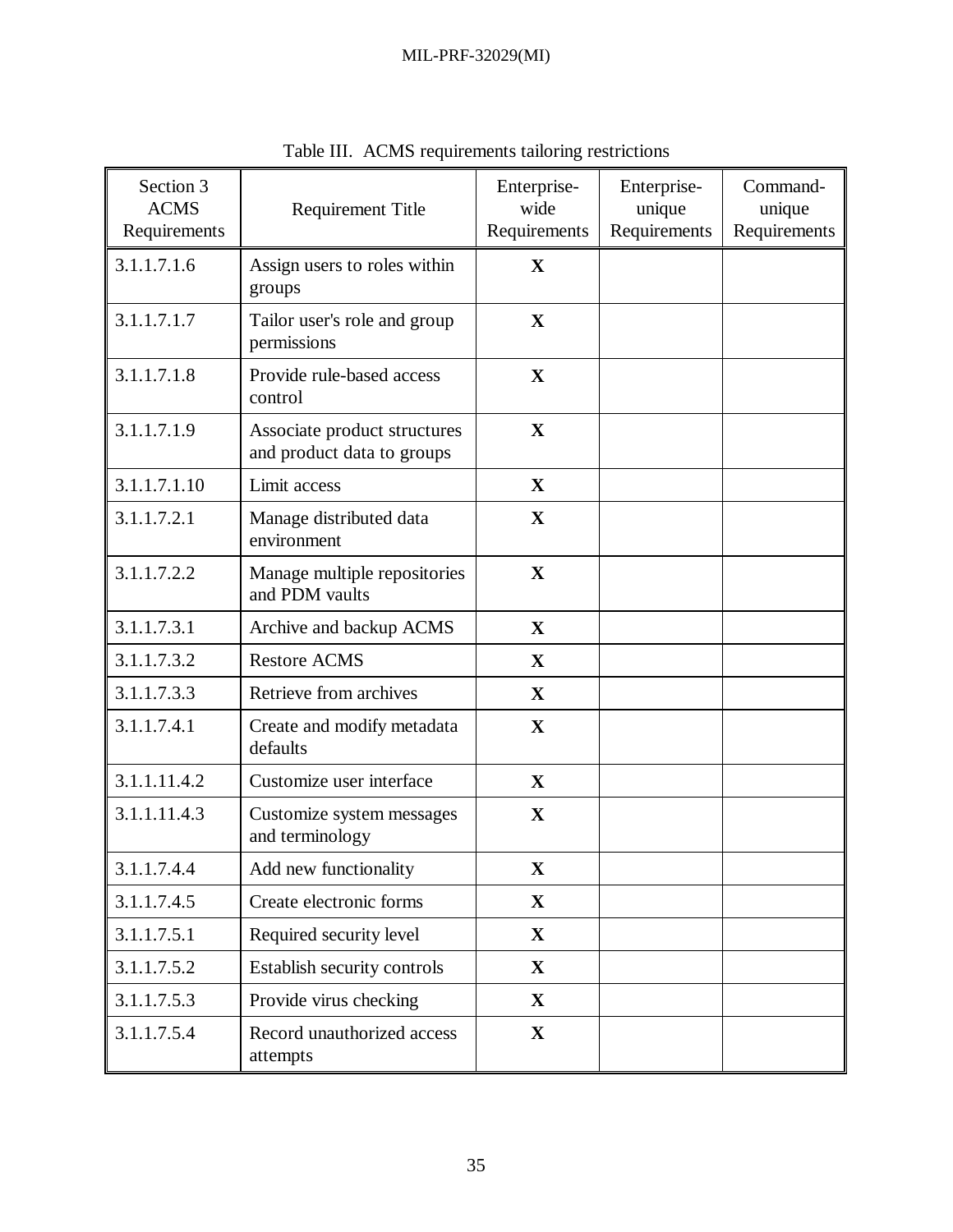Table III. ACMS requirements tailoring restrictions

| Section 3 ACMS Requirements | Requirement Title | Enterprise-wide Requirements | Enterprise-unique Requirements | Command-unique Requirements |
|---|---|---|---|---|
| 3.1.1.7.1.6 | Assign users to roles within groups | **X** | | |
| 3.1.1.7.1.7 | Tailor user's role and group permissions | **X** | | |
| 3.1.1.7.1.8 | Provide rule-based access control | **X** | | |
| 3.1.1.7.1.9 | Associate product structures and product data to groups | **X** | | |
| 3.1.1.7.1.10 | Limit access | **X** | | |
| 3.1.1.7.2.1 | Manage distributed data environment | **X** | | |
| 3.1.1.7.2.2 | Manage multiple repositories and PDM vaults | **X** | | |
| 3.1.1.7.3.1 | Archive and backup ACMS | **X** | | |
| 3.1.1.7.3.2 | Restore ACMS | **X** | | |
| 3.1.1.7.3.3 | Retrieve from archives | **X** | | |
| 3.1.1.7.4.1 | Create and modify metadata defaults | **X** | | |
| 3.1.1.11.4.2 | Customize user interface | **X** | | |
| 3.1.1.11.4.3 | Customize system messages and terminology | **X** | | |
| 3.1.1.7.4.4 | Add new functionality | **X** | | |
| 3.1.1.7.4.5 | Create electronic forms | **X** | | |
| 3.1.1.7.5.1 | Required security level | **X** | | |
| 3.1.1.7.5.2 | Establish security controls | **X** | | |
| 3.1.1.7.5.3 | Provide virus checking | **X** | | |
| 3.1.1.7.5.4 | Record unauthorized access attempts | **X** | | |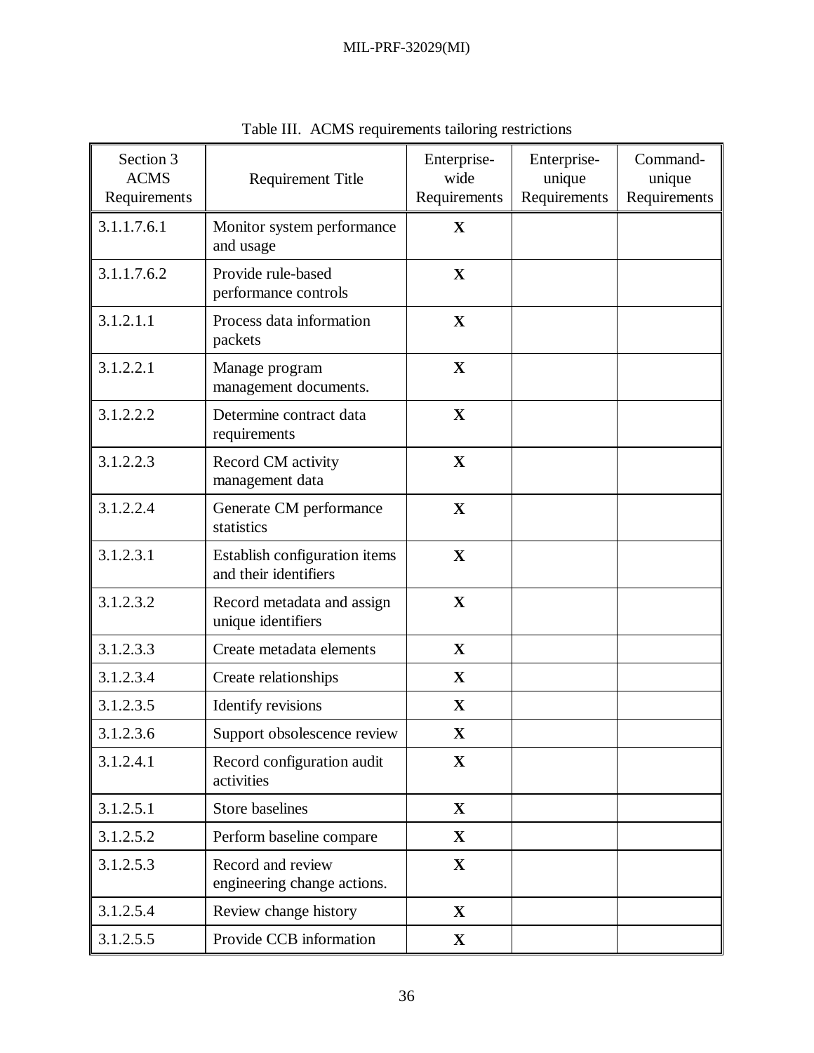Table III. ACMS requirements tailoring restrictions

| Section 3 ACMS Requirements | Requirement Title | Enterprise-wide Requirements | Enterprise-unique Requirements | Command-unique Requirements |
|---|---|---|---|---|
| 3.1.1.7.6.1 | Monitor system performance and usage | **X** | | |
| 3.1.1.7.6.2 | Provide rule-based performance controls | **X** | | |
| 3.1.2.1.1 | Process data information packets | **X** | | |
| 3.1.2.2.1 | Manage program management documents. | **X** | | |
| 3.1.2.2.2 | Determine contract data requirements | **X** | | |
| 3.1.2.2.3 | Record CM activity management data | **X** | | |
| 3.1.2.2.4 | Generate CM performance statistics | **X** | | |
| 3.1.2.3.1 | Establish configuration items and their identifiers | **X** | | |
| 3.1.2.3.2 | Record metadata and assign unique identifiers | **X** | | |
| 3.1.2.3.3 | Create metadata elements | **X** | | |
| 3.1.2.3.4 | Create relationships | **X** | | |
| 3.1.2.3.5 | Identify revisions | **X** | | |
| 3.1.2.3.6 | Support obsolescence review | **X** | | |
| 3.1.2.4.1 | Record configuration audit activities | **X** | | |
| 3.1.2.5.1 | Store baselines | **X** | | |
| 3.1.2.5.2 | Perform baseline compare | **X** | | |
| 3.1.2.5.3 | Record and review engineering change actions. | **X** | | |
| 3.1.2.5.4 | Review change history | **X** | | |
| 3.1.2.5.5 | Provide CCB information | **X** | | |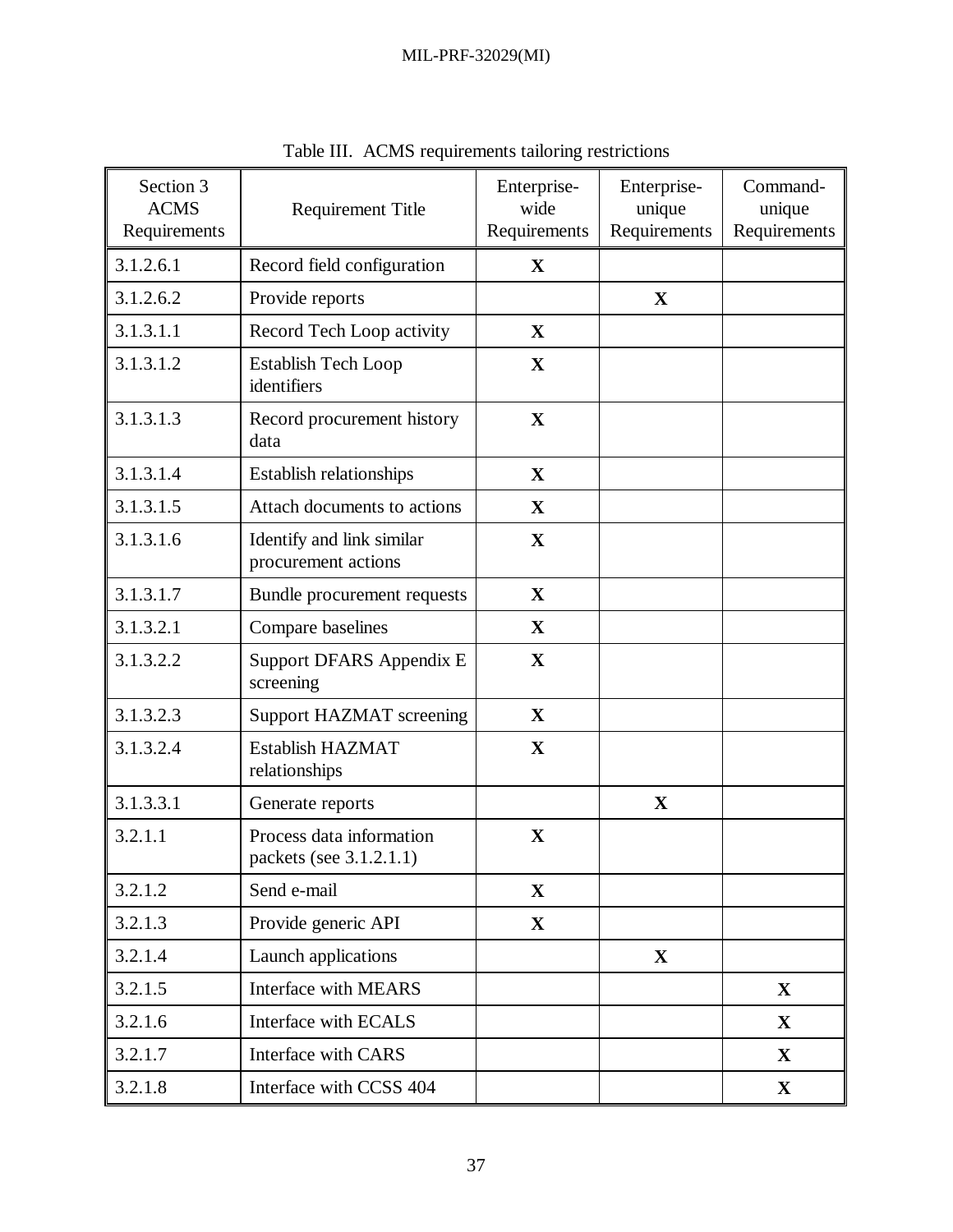Table III. ACMS requirements tailoring restrictions

| Section 3 ACMS Requirements | Requirement Title | Enterprise-wide Requirements | Enterprise-unique Requirements | Command-unique Requirements |
|---|---|---|---|---|
| 3.1.2.6.1 | Record field configuration | **X** | | |
| 3.1.2.6.2 | Provide reports | | **X** | |
| 3.1.3.1.1 | Record Tech Loop activity | **X** | | |
| 3.1.3.1.2 | Establish Tech Loop identifiers | **X** | | |
| 3.1.3.1.3 | Record procurement history data | **X** | | |
| 3.1.3.1.4 | Establish relationships | **X** | | |
| 3.1.3.1.5 | Attach documents to actions | **X** | | |
| 3.1.3.1.6 | Identify and link similar procurement actions | **X** | | |
| 3.1.3.1.7 | Bundle procurement requests | **X** | | |
| 3.1.3.2.1 | Compare baselines | **X** | | |
| 3.1.3.2.2 | Support DFARS Appendix E screening | **X** | | |
| 3.1.3.2.3 | Support HAZMAT screening | **X** | | |
| 3.1.3.2.4 | Establish HAZMAT relationships | **X** | | |
| 3.1.3.3.1 | Generate reports | | **X** | |
| 3.2.1.1 | Process data information packets (see 3.1.2.1.1) | **X** | | |
| 3.2.1.2 | Send e-mail | **X** | | |
| 3.2.1.3 | Provide generic API | **X** | | |
| 3.2.1.4 | Launch applications | | **X** | |
| 3.2.1.5 | Interface with MEARS | | | **X** |
| 3.2.1.6 | Interface with ECALS | | | **X** |
| 3.2.1.7 | Interface with CARS | | | **X** |
| 3.2.1.8 | Interface with CCSS 404 | | | **X** |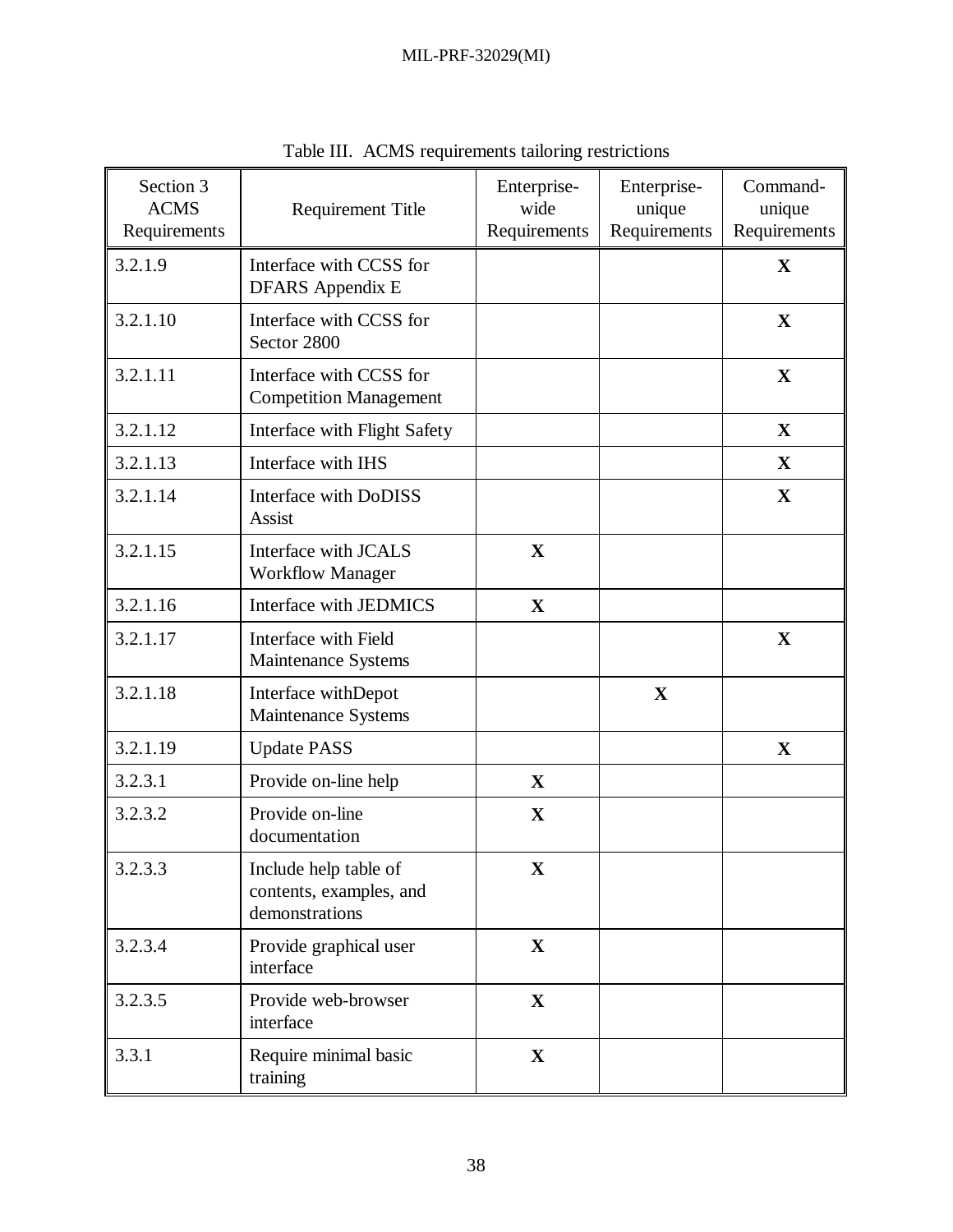Table III. ACMS requirements tailoring restrictions

| Section 3 ACMS Requirements | Requirement Title | Enterprise-wide Requirements | Enterprise-unique Requirements | Command-unique Requirements |
|---|---|---|---|---|
| 3.2.1.9 | Interface with CCSS for DFARS Appendix E | | | **X** |
| 3.2.1.10 | Interface with CCSS for Sector 2800 | | | **X** |
| 3.2.1.11 | Interface with CCSS for Competition Management | | | **X** |
| 3.2.1.12 | Interface with Flight Safety | | | **X** |
| 3.2.1.13 | Interface with IHS | | | **X** |
| 3.2.1.14 | Interface with DoDISS Assist | | | **X** |
| 3.2.1.15 | Interface with JCALS Workflow Manager | **X** | | |
| 3.2.1.16 | Interface with JEDMICS | **X** | | |
| 3.2.1.17 | Interface with Field Maintenance Systems | | | **X** |
| 3.2.1.18 | Interface withDepot Maintenance Systems | | **X** | |
| 3.2.1.19 | Update PASS | | | **X** |
| 3.2.3.1 | Provide on-line help | **X** | | |
| 3.2.3.2 | Provide on-line documentation | **X** | | |
| 3.2.3.3 | Include help table of contents, examples, and demonstrations | **X** | | |
| 3.2.3.4 | Provide graphical user interface | **X** | | |
| 3.2.3.5 | Provide web-browser interface | **X** | | |
| 3.3.1 | Require minimal basic training | **X** | | |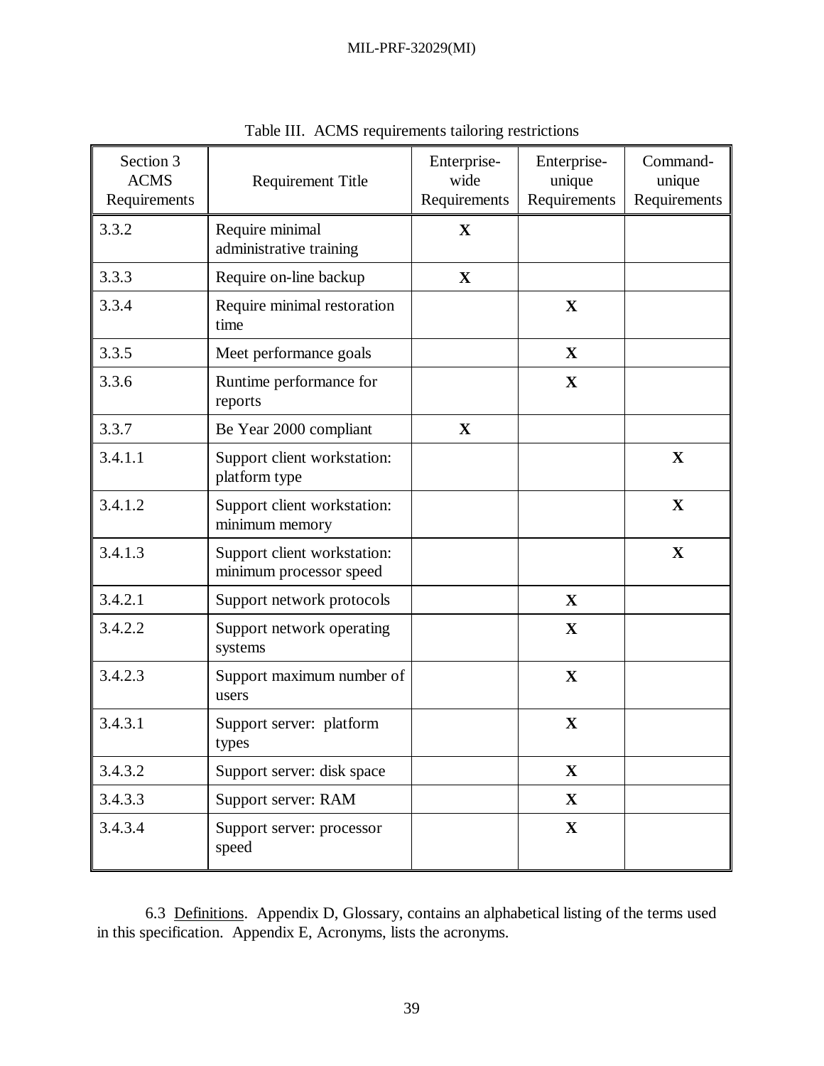Table III. ACMS requirements tailoring restrictions

| Section 3 ACMS Requirements | Requirement Title | Enterprise-wide Requirements | Enterprise-unique Requirements | Command-unique Requirements |
|---|---|---|---|---|
| 3.3.2 | Require minimal administrative training | **X** | | |
| 3.3.3 | Require on-line backup | **X** | | |
| 3.3.4 | Require minimal restoration time | | **X** | |
| 3.3.5 | Meet performance goals | | **X** | |
| 3.3.6 | Runtime performance for reports | | **X** | |
| 3.3.7 | Be Year 2000 compliant | **X** | | |
| 3.4.1.1 | Support client workstation: platform type | | | **X** |
| 3.4.1.2 | Support client workstation: minimum memory | | | **X** |
| 3.4.1.3 | Support client workstation: minimum processor speed | | | **X** |
| 3.4.2.1 | Support network protocols | | **X** | |
| 3.4.2.2 | Support network operating systems | | **X** | |
| 3.4.2.3 | Support maximum number of users | | **X** | |
| 3.4.3.1 | Support server: platform types | | **X** | |
| 3.4.3.2 | Support server: disk space | | **X** | |
| 3.4.3.3 | Support server: RAM | | **X** | |
| 3.4.3.4 | Support server: processor speed | | **X** | |

6.3 Definitions. Appendix D, Glossary, contains an alphabetical listing of the terms used in this specification. Appendix E, Acronyms, lists the acronyms.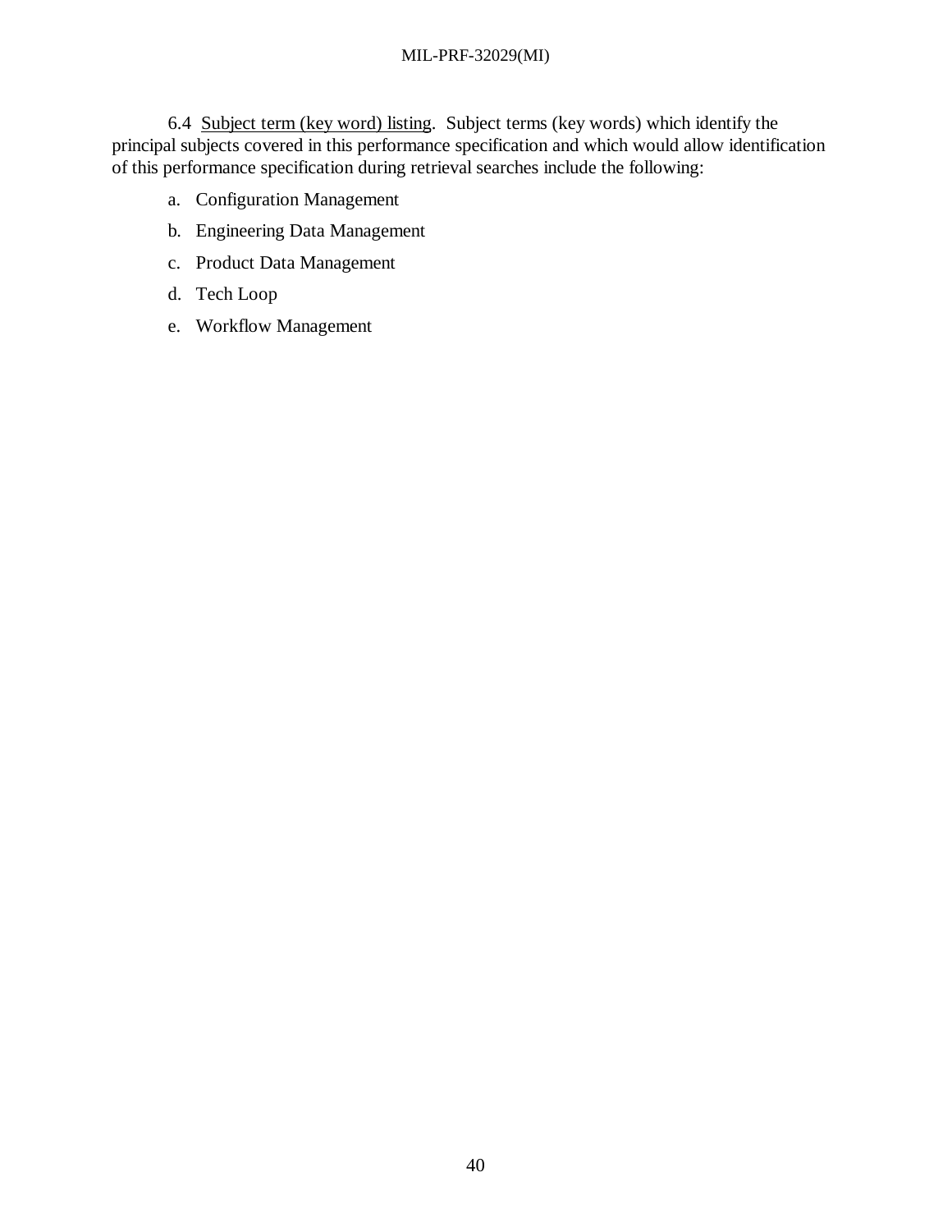6.4 <u>Subject term (key word) listing</u>. Subject terms (key words) which identify the principal subjects covered in this performance specification and which would allow identification of this performance specification during retrieval searches include the following:

a. Configuration Management

b. Engineering Data Management

c. Product Data Management

d. Tech Loop

e. Workflow Management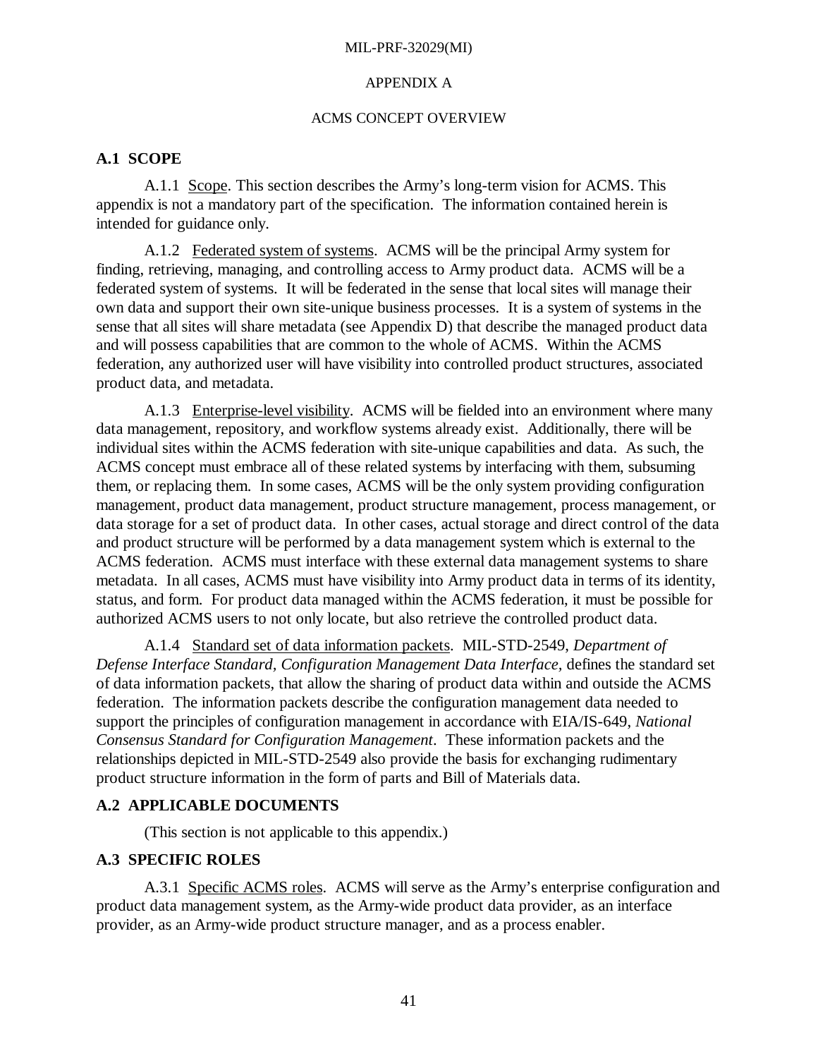APPENDIX A

ACMS CONCEPT OVERVIEW

## A.1 SCOPE

A.1.1 Scope. This section describes the Army's long-term vision for ACMS. This appendix is not a mandatory part of the specification. The information contained herein is intended for guidance only.

A.1.2 Federated system of systems. ACMS will be the principal Army system for finding, retrieving, managing, and controlling access to Army product data. ACMS will be a federated system of systems. It will be federated in the sense that local sites will manage their own data and support their own site-unique business processes. It is a system of systems in the sense that all sites will share metadata (see Appendix D) that describe the managed product data and will possess capabilities that are common to the whole of ACMS. Within the ACMS federation, any authorized user will have visibility into controlled product structures, associated product data, and metadata.

A.1.3 Enterprise-level visibility. ACMS will be fielded into an environment where many data management, repository, and workflow systems already exist. Additionally, there will be individual sites within the ACMS federation with site-unique capabilities and data. As such, the ACMS concept must embrace all of these related systems by interfacing with them, subsuming them, or replacing them. In some cases, ACMS will be the only system providing configuration management, product data management, product structure management, process management, or data storage for a set of product data. In other cases, actual storage and direct control of the data and product structure will be performed by a data management system which is external to the ACMS federation. ACMS must interface with these external data management systems to share metadata. In all cases, ACMS must have visibility into Army product data in terms of its identity, status, and form. For product data managed within the ACMS federation, it must be possible for authorized ACMS users to not only locate, but also retrieve the controlled product data.

A.1.4 Standard set of data information packets. MIL-STD-2549, *Department of Defense Interface Standard, Configuration Management Data Interface,* defines the standard set of data information packets, that allow the sharing of product data within and outside the ACMS federation. The information packets describe the configuration management data needed to support the principles of configuration management in accordance with EIA/IS-649, *National Consensus Standard for Configuration Management*. These information packets and the relationships depicted in MIL-STD-2549 also provide the basis for exchanging rudimentary product structure information in the form of parts and Bill of Materials data.

## A.2 APPLICABLE DOCUMENTS

(This section is not applicable to this appendix.)

## A.3 SPECIFIC ROLES

A.3.1 Specific ACMS roles. ACMS will serve as the Army's enterprise configuration and product data management system, as the Army-wide product data provider, as an interface provider, as an Army-wide product structure manager, and as a process enabler.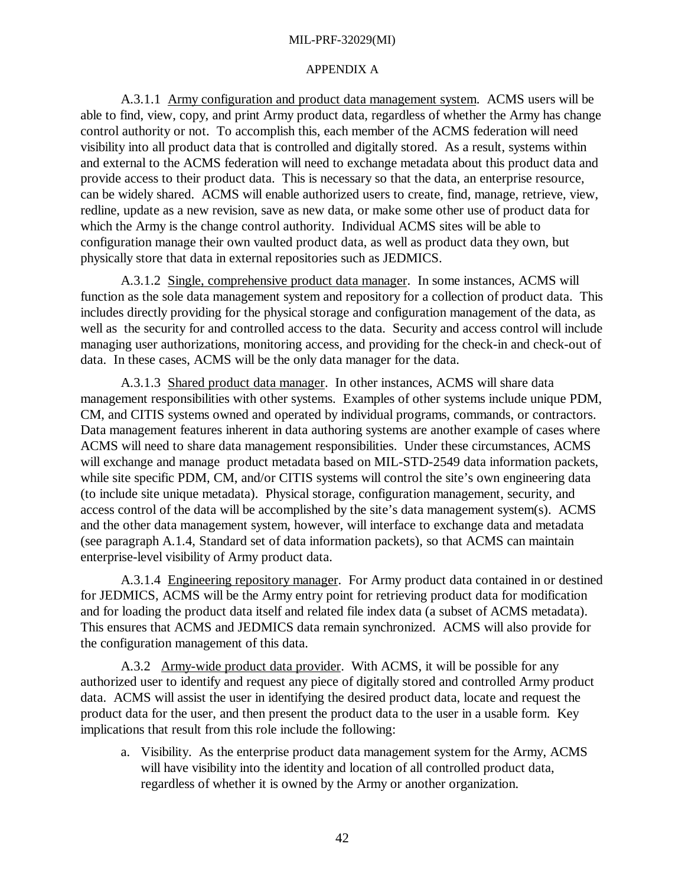APPENDIX A

A.3.1.1 Army configuration and product data management system. ACMS users will be able to find, view, copy, and print Army product data, regardless of whether the Army has change control authority or not. To accomplish this, each member of the ACMS federation will need visibility into all product data that is controlled and digitally stored. As a result, systems within and external to the ACMS federation will need to exchange metadata about this product data and provide access to their product data. This is necessary so that the data, an enterprise resource, can be widely shared. ACMS will enable authorized users to create, find, manage, retrieve, view, redline, update as a new revision, save as new data, or make some other use of product data for which the Army is the change control authority. Individual ACMS sites will be able to configuration manage their own vaulted product data, as well as product data they own, but physically store that data in external repositories such as JEDMICS.

A.3.1.2 Single, comprehensive product data manager. In some instances, ACMS will function as the sole data management system and repository for a collection of product data. This includes directly providing for the physical storage and configuration management of the data, as well as the security for and controlled access to the data. Security and access control will include managing user authorizations, monitoring access, and providing for the check-in and check-out of data. In these cases, ACMS will be the only data manager for the data.

A.3.1.3 Shared product data manager. In other instances, ACMS will share data management responsibilities with other systems. Examples of other systems include unique PDM, CM, and CITIS systems owned and operated by individual programs, commands, or contractors. Data management features inherent in data authoring systems are another example of cases where ACMS will need to share data management responsibilities. Under these circumstances, ACMS will exchange and manage product metadata based on MIL-STD-2549 data information packets, while site specific PDM, CM, and/or CITIS systems will control the site's own engineering data (to include site unique metadata). Physical storage, configuration management, security, and access control of the data will be accomplished by the site's data management system(s). ACMS and the other data management system, however, will interface to exchange data and metadata (see paragraph A.1.4, Standard set of data information packets), so that ACMS can maintain enterprise-level visibility of Army product data.

A.3.1.4 Engineering repository manager. For Army product data contained in or destined for JEDMICS, ACMS will be the Army entry point for retrieving product data for modification and for loading the product data itself and related file index data (a subset of ACMS metadata). This ensures that ACMS and JEDMICS data remain synchronized. ACMS will also provide for the configuration management of this data.

A.3.2 Army-wide product data provider. With ACMS, it will be possible for any authorized user to identify and request any piece of digitally stored and controlled Army product data. ACMS will assist the user in identifying the desired product data, locate and request the product data for the user, and then present the product data to the user in a usable form. Key implications that result from this role include the following:

a. Visibility. As the enterprise product data management system for the Army, ACMS will have visibility into the identity and location of all controlled product data, regardless of whether it is owned by the Army or another organization.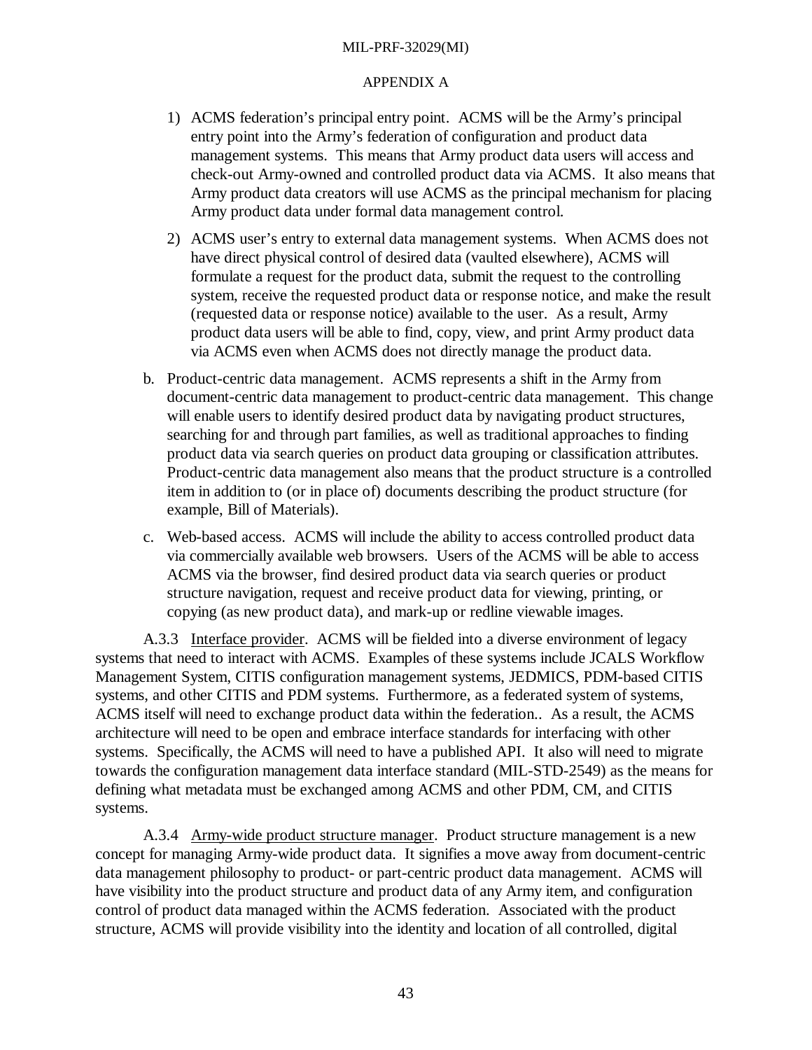APPENDIX A

1) ACMS federation's principal entry point. ACMS will be the Army's principal entry point into the Army's federation of configuration and product data management systems. This means that Army product data users will access and check-out Army-owned and controlled product data via ACMS. It also means that Army product data creators will use ACMS as the principal mechanism for placing Army product data under formal data management control.

2) ACMS user's entry to external data management systems. When ACMS does not have direct physical control of desired data (vaulted elsewhere), ACMS will formulate a request for the product data, submit the request to the controlling system, receive the requested product data or response notice, and make the result (requested data or response notice) available to the user. As a result, Army product data users will be able to find, copy, view, and print Army product data via ACMS even when ACMS does not directly manage the product data.

b. Product-centric data management. ACMS represents a shift in the Army from document-centric data management to product-centric data management. This change will enable users to identify desired product data by navigating product structures, searching for and through part families, as well as traditional approaches to finding product data via search queries on product data grouping or classification attributes. Product-centric data management also means that the product structure is a controlled item in addition to (or in place of) documents describing the product structure (for example, Bill of Materials).

c. Web-based access. ACMS will include the ability to access controlled product data via commercially available web browsers. Users of the ACMS will be able to access ACMS via the browser, find desired product data via search queries or product structure navigation, request and receive product data for viewing, printing, or copying (as new product data), and mark-up or redline viewable images.

A.3.3 Interface provider. ACMS will be fielded into a diverse environment of legacy systems that need to interact with ACMS. Examples of these systems include JCALS Workflow Management System, CITIS configuration management systems, JEDMICS, PDM-based CITIS systems, and other CITIS and PDM systems. Furthermore, as a federated system of systems, ACMS itself will need to exchange product data within the federation.. As a result, the ACMS architecture will need to be open and embrace interface standards for interfacing with other systems. Specifically, the ACMS will need to have a published API. It also will need to migrate towards the configuration management data interface standard (MIL-STD-2549) as the means for defining what metadata must be exchanged among ACMS and other PDM, CM, and CITIS systems.

A.3.4 Army-wide product structure manager. Product structure management is a new concept for managing Army-wide product data. It signifies a move away from document-centric data management philosophy to product- or part-centric product data management. ACMS will have visibility into the product structure and product data of any Army item, and configuration control of product data managed within the ACMS federation. Associated with the product structure, ACMS will provide visibility into the identity and location of all controlled, digital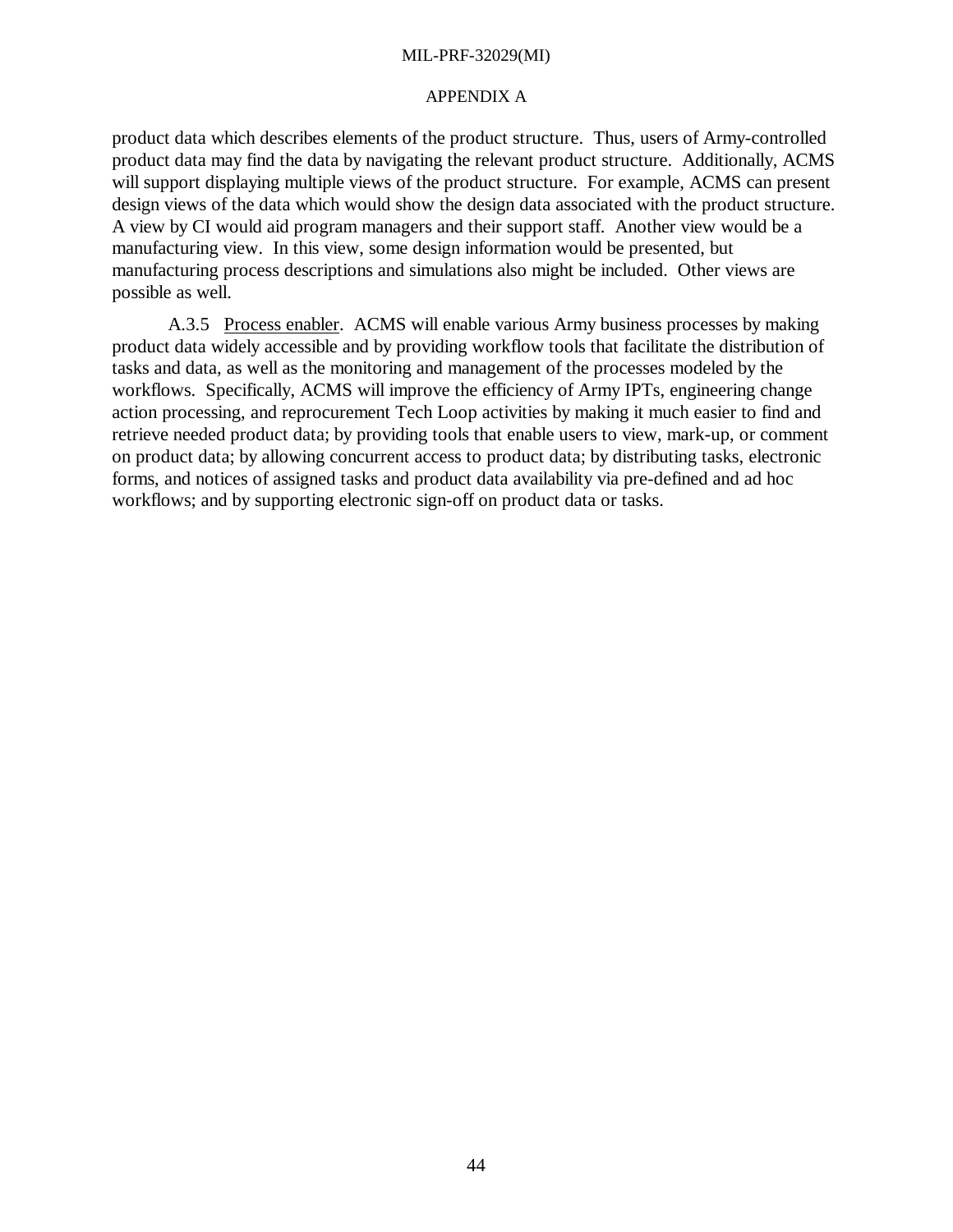product data which describes elements of the product structure. Thus, users of Army-controlled product data may find the data by navigating the relevant product structure. Additionally, ACMS will support displaying multiple views of the product structure. For example, ACMS can present design views of the data which would show the design data associated with the product structure. A view by CI would aid program managers and their support staff. Another view would be a manufacturing view. In this view, some design information would be presented, but manufacturing process descriptions and simulations also might be included. Other views are possible as well.

A.3.5 Process enabler. ACMS will enable various Army business processes by making product data widely accessible and by providing workflow tools that facilitate the distribution of tasks and data, as well as the monitoring and management of the processes modeled by the workflows. Specifically, ACMS will improve the efficiency of Army IPTs, engineering change action processing, and reprocurement Tech Loop activities by making it much easier to find and retrieve needed product data; by providing tools that enable users to view, mark-up, or comment on product data; by allowing concurrent access to product data; by distributing tasks, electronic forms, and notices of assigned tasks and product data availability via pre-defined and ad hoc workflows; and by supporting electronic sign-off on product data or tasks.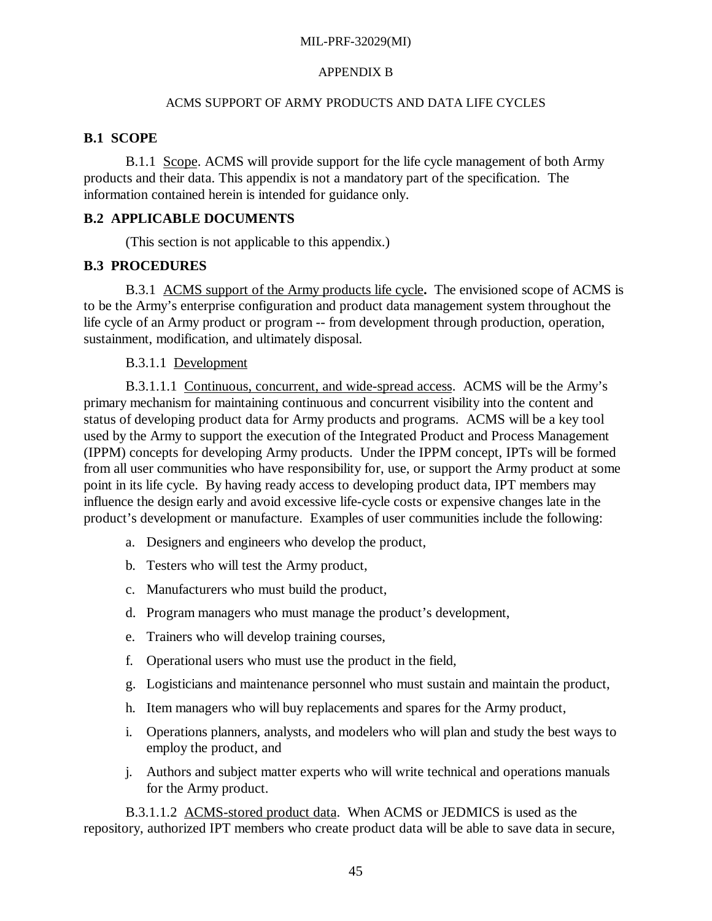APPENDIX B

ACMS SUPPORT OF ARMY PRODUCTS AND DATA LIFE CYCLES

## B.1 SCOPE

B.1.1 Scope. ACMS will provide support for the life cycle management of both Army products and their data. This appendix is not a mandatory part of the specification. The information contained herein is intended for guidance only.

## B.2 APPLICABLE DOCUMENTS

(This section is not applicable to this appendix.)

## B.3 PROCEDURES

B.3.1 ACMS support of the Army products life cycle**.** The envisioned scope of ACMS is to be the Army's enterprise configuration and product data management system throughout the life cycle of an Army product or program -- from development through production, operation, sustainment, modification, and ultimately disposal.

B.3.1.1 Development

B.3.1.1.1 Continuous, concurrent, and wide-spread access. ACMS will be the Army's primary mechanism for maintaining continuous and concurrent visibility into the content and status of developing product data for Army products and programs. ACMS will be a key tool used by the Army to support the execution of the Integrated Product and Process Management (IPPM) concepts for developing Army products. Under the IPPM concept, IPTs will be formed from all user communities who have responsibility for, use, or support the Army product at some point in its life cycle. By having ready access to developing product data, IPT members may influence the design early and avoid excessive life-cycle costs or expensive changes late in the product's development or manufacture. Examples of user communities include the following:

a. Designers and engineers who develop the product,

b. Testers who will test the Army product,

c. Manufacturers who must build the product,

d. Program managers who must manage the product's development,

e. Trainers who will develop training courses,

f. Operational users who must use the product in the field,

g. Logisticians and maintenance personnel who must sustain and maintain the product,

h. Item managers who will buy replacements and spares for the Army product,

i. Operations planners, analysts, and modelers who will plan and study the best ways to employ the product, and

j. Authors and subject matter experts who will write technical and operations manuals for the Army product.

B.3.1.1.2 ACMS-stored product data. When ACMS or JEDMICS is used as the repository, authorized IPT members who create product data will be able to save data in secure,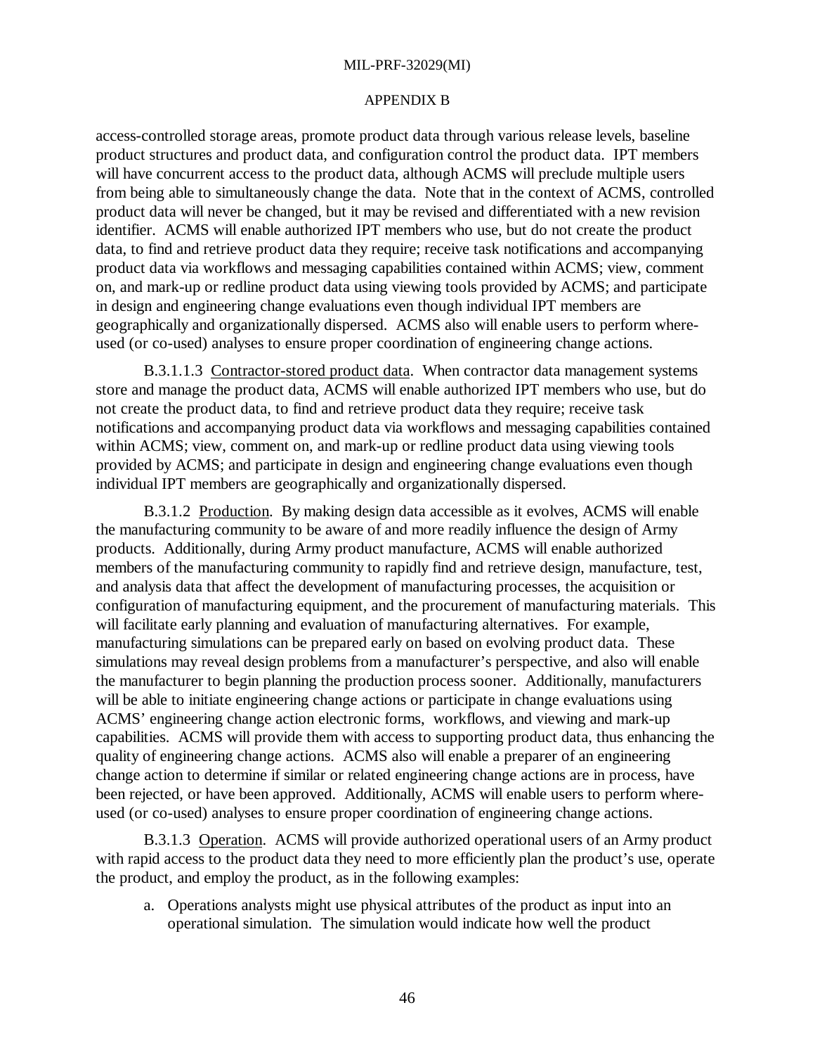access-controlled storage areas, promote product data through various release levels, baseline product structures and product data, and configuration control the product data. IPT members will have concurrent access to the product data, although ACMS will preclude multiple users from being able to simultaneously change the data. Note that in the context of ACMS, controlled product data will never be changed, but it may be revised and differentiated with a new revision identifier. ACMS will enable authorized IPT members who use, but do not create the product data, to find and retrieve product data they require; receive task notifications and accompanying product data via workflows and messaging capabilities contained within ACMS; view, comment on, and mark-up or redline product data using viewing tools provided by ACMS; and participate in design and engineering change evaluations even though individual IPT members are geographically and organizationally dispersed. ACMS also will enable users to perform where-used (or co-used) analyses to ensure proper coordination of engineering change actions.

B.3.1.1.3 Contractor-stored product data. When contractor data management systems store and manage the product data, ACMS will enable authorized IPT members who use, but do not create the product data, to find and retrieve product data they require; receive task notifications and accompanying product data via workflows and messaging capabilities contained within ACMS; view, comment on, and mark-up or redline product data using viewing tools provided by ACMS; and participate in design and engineering change evaluations even though individual IPT members are geographically and organizationally dispersed.

B.3.1.2 Production. By making design data accessible as it evolves, ACMS will enable the manufacturing community to be aware of and more readily influence the design of Army products. Additionally, during Army product manufacture, ACMS will enable authorized members of the manufacturing community to rapidly find and retrieve design, manufacture, test, and analysis data that affect the development of manufacturing processes, the acquisition or configuration of manufacturing equipment, and the procurement of manufacturing materials. This will facilitate early planning and evaluation of manufacturing alternatives. For example, manufacturing simulations can be prepared early on based on evolving product data. These simulations may reveal design problems from a manufacturer's perspective, and also will enable the manufacturer to begin planning the production process sooner. Additionally, manufacturers will be able to initiate engineering change actions or participate in change evaluations using ACMS' engineering change action electronic forms, workflows, and viewing and mark-up capabilities. ACMS will provide them with access to supporting product data, thus enhancing the quality of engineering change actions. ACMS also will enable a preparer of an engineering change action to determine if similar or related engineering change actions are in process, have been rejected, or have been approved. Additionally, ACMS will enable users to perform where-used (or co-used) analyses to ensure proper coordination of engineering change actions.

B.3.1.3 Operation. ACMS will provide authorized operational users of an Army product with rapid access to the product data they need to more efficiently plan the product's use, operate the product, and employ the product, as in the following examples:

a. Operations analysts might use physical attributes of the product as input into an operational simulation. The simulation would indicate how well the product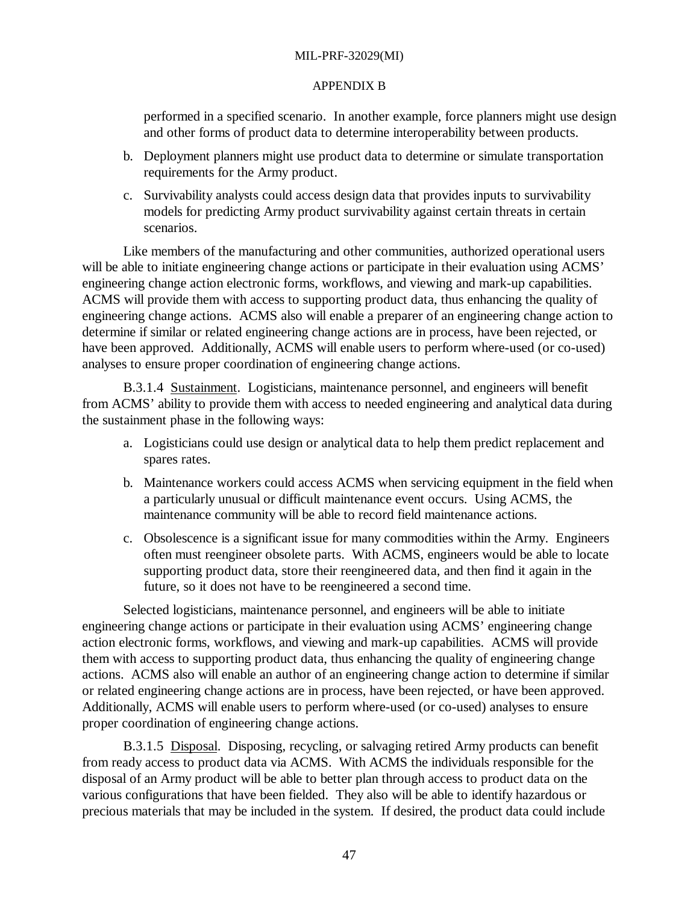performed in a specified scenario. In another example, force planners might use design and other forms of product data to determine interoperability between products.

b. Deployment planners might use product data to determine or simulate transportation requirements for the Army product.

c. Survivability analysts could access design data that provides inputs to survivability models for predicting Army product survivability against certain threats in certain scenarios.

Like members of the manufacturing and other communities, authorized operational users will be able to initiate engineering change actions or participate in their evaluation using ACMS' engineering change action electronic forms, workflows, and viewing and mark-up capabilities. ACMS will provide them with access to supporting product data, thus enhancing the quality of engineering change actions. ACMS also will enable a preparer of an engineering change action to determine if similar or related engineering change actions are in process, have been rejected, or have been approved. Additionally, ACMS will enable users to perform where-used (or co-used) analyses to ensure proper coordination of engineering change actions.

B.3.1.4 Sustainment. Logisticians, maintenance personnel, and engineers will benefit from ACMS' ability to provide them with access to needed engineering and analytical data during the sustainment phase in the following ways:

a. Logisticians could use design or analytical data to help them predict replacement and spares rates.

b. Maintenance workers could access ACMS when servicing equipment in the field when a particularly unusual or difficult maintenance event occurs. Using ACMS, the maintenance community will be able to record field maintenance actions.

c. Obsolescence is a significant issue for many commodities within the Army. Engineers often must reengineer obsolete parts. With ACMS, engineers would be able to locate supporting product data, store their reengineered data, and then find it again in the future, so it does not have to be reengineered a second time.

Selected logisticians, maintenance personnel, and engineers will be able to initiate engineering change actions or participate in their evaluation using ACMS' engineering change action electronic forms, workflows, and viewing and mark-up capabilities. ACMS will provide them with access to supporting product data, thus enhancing the quality of engineering change actions. ACMS also will enable an author of an engineering change action to determine if similar or related engineering change actions are in process, have been rejected, or have been approved. Additionally, ACMS will enable users to perform where-used (or co-used) analyses to ensure proper coordination of engineering change actions.

B.3.1.5 Disposal. Disposing, recycling, or salvaging retired Army products can benefit from ready access to product data via ACMS. With ACMS the individuals responsible for the disposal of an Army product will be able to better plan through access to product data on the various configurations that have been fielded. They also will be able to identify hazardous or precious materials that may be included in the system. If desired, the product data could include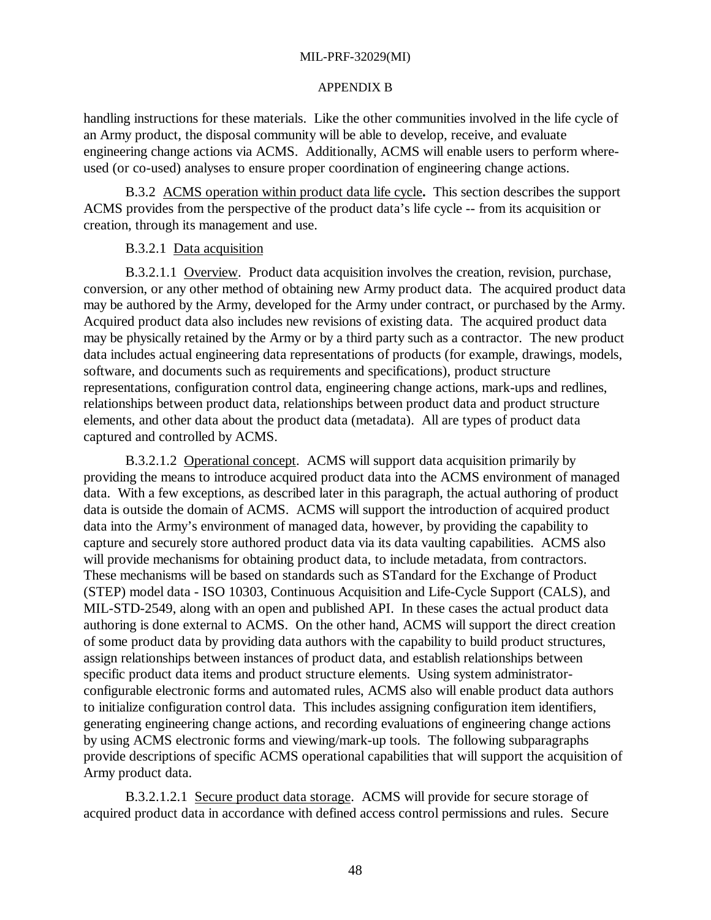APPENDIX B

handling instructions for these materials. Like the other communities involved in the life cycle of an Army product, the disposal community will be able to develop, receive, and evaluate engineering change actions via ACMS. Additionally, ACMS will enable users to perform where-used (or co-used) analyses to ensure proper coordination of engineering change actions.

B.3.2 ACMS operation within product data life cycle**.** This section describes the support ACMS provides from the perspective of the product data's life cycle -- from its acquisition or creation, through its management and use.

B.3.2.1 Data acquisition

B.3.2.1.1 Overview. Product data acquisition involves the creation, revision, purchase, conversion, or any other method of obtaining new Army product data. The acquired product data may be authored by the Army, developed for the Army under contract, or purchased by the Army. Acquired product data also includes new revisions of existing data. The acquired product data may be physically retained by the Army or by a third party such as a contractor. The new product data includes actual engineering data representations of products (for example, drawings, models, software, and documents such as requirements and specifications), product structure representations, configuration control data, engineering change actions, mark-ups and redlines, relationships between product data, relationships between product data and product structure elements, and other data about the product data (metadata). All are types of product data captured and controlled by ACMS.

B.3.2.1.2 Operational concept. ACMS will support data acquisition primarily by providing the means to introduce acquired product data into the ACMS environment of managed data. With a few exceptions, as described later in this paragraph, the actual authoring of product data is outside the domain of ACMS. ACMS will support the introduction of acquired product data into the Army's environment of managed data, however, by providing the capability to capture and securely store authored product data via its data vaulting capabilities. ACMS also will provide mechanisms for obtaining product data, to include metadata, from contractors. These mechanisms will be based on standards such as STandard for the Exchange of Product (STEP) model data - ISO 10303, Continuous Acquisition and Life-Cycle Support (CALS), and MIL-STD-2549, along with an open and published API. In these cases the actual product data authoring is done external to ACMS. On the other hand, ACMS will support the direct creation of some product data by providing data authors with the capability to build product structures, assign relationships between instances of product data, and establish relationships between specific product data items and product structure elements. Using system administrator-configurable electronic forms and automated rules, ACMS also will enable product data authors to initialize configuration control data. This includes assigning configuration item identifiers, generating engineering change actions, and recording evaluations of engineering change actions by using ACMS electronic forms and viewing/mark-up tools. The following subparagraphs provide descriptions of specific ACMS operational capabilities that will support the acquisition of Army product data.

B.3.2.1.2.1 Secure product data storage. ACMS will provide for secure storage of acquired product data in accordance with defined access control permissions and rules. Secure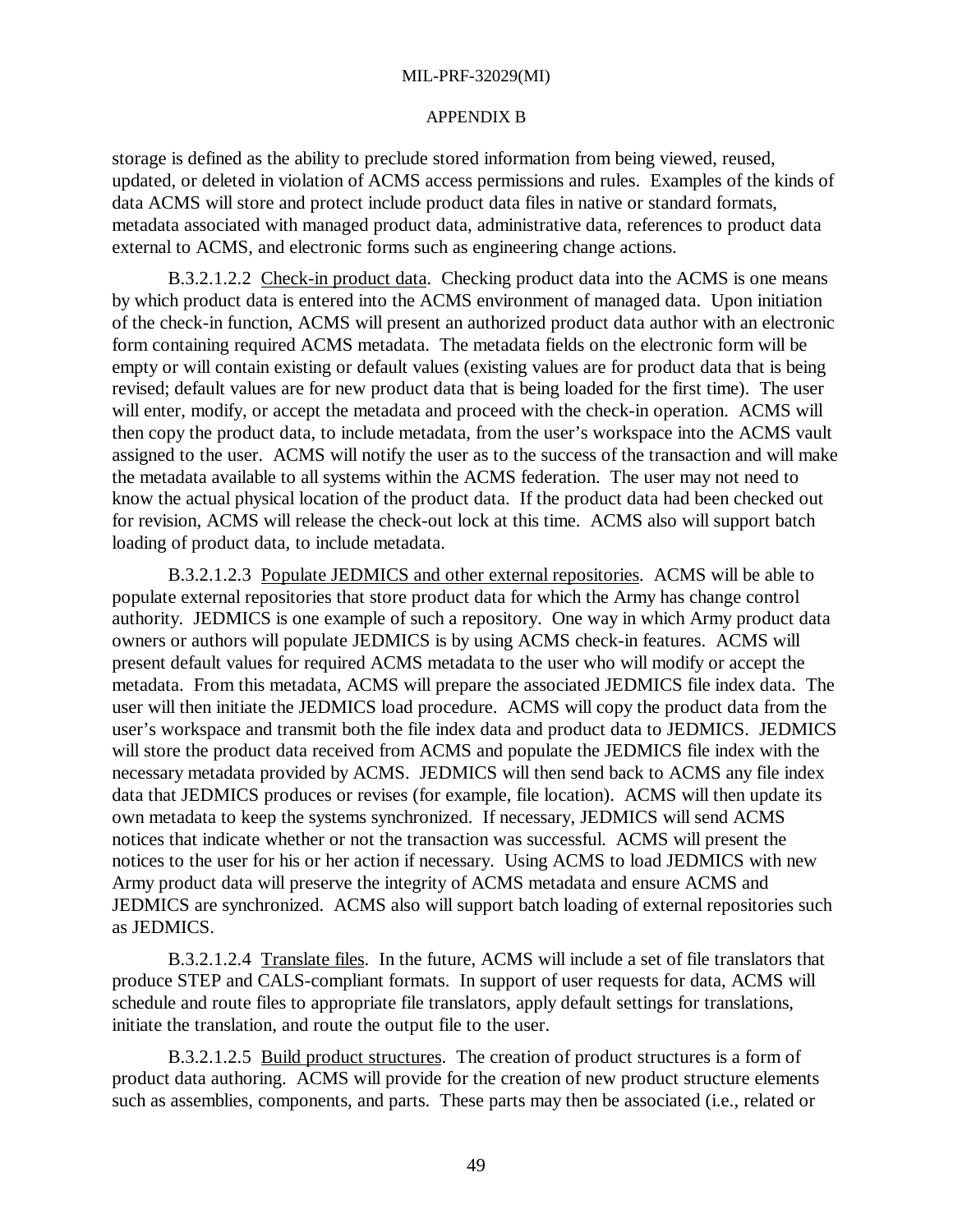storage is defined as the ability to preclude stored information from being viewed, reused, updated, or deleted in violation of ACMS access permissions and rules. Examples of the kinds of data ACMS will store and protect include product data files in native or standard formats, metadata associated with managed product data, administrative data, references to product data external to ACMS, and electronic forms such as engineering change actions.

B.3.2.1.2.2 Check-in product data. Checking product data into the ACMS is one means by which product data is entered into the ACMS environment of managed data. Upon initiation of the check-in function, ACMS will present an authorized product data author with an electronic form containing required ACMS metadata. The metadata fields on the electronic form will be empty or will contain existing or default values (existing values are for product data that is being revised; default values are for new product data that is being loaded for the first time). The user will enter, modify, or accept the metadata and proceed with the check-in operation. ACMS will then copy the product data, to include metadata, from the user's workspace into the ACMS vault assigned to the user. ACMS will notify the user as to the success of the transaction and will make the metadata available to all systems within the ACMS federation. The user may not need to know the actual physical location of the product data. If the product data had been checked out for revision, ACMS will release the check-out lock at this time. ACMS also will support batch loading of product data, to include metadata.

B.3.2.1.2.3 Populate JEDMICS and other external repositories. ACMS will be able to populate external repositories that store product data for which the Army has change control authority. JEDMICS is one example of such a repository. One way in which Army product data owners or authors will populate JEDMICS is by using ACMS check-in features. ACMS will present default values for required ACMS metadata to the user who will modify or accept the metadata. From this metadata, ACMS will prepare the associated JEDMICS file index data. The user will then initiate the JEDMICS load procedure. ACMS will copy the product data from the user's workspace and transmit both the file index data and product data to JEDMICS. JEDMICS will store the product data received from ACMS and populate the JEDMICS file index with the necessary metadata provided by ACMS. JEDMICS will then send back to ACMS any file index data that JEDMICS produces or revises (for example, file location). ACMS will then update its own metadata to keep the systems synchronized. If necessary, JEDMICS will send ACMS notices that indicate whether or not the transaction was successful. ACMS will present the notices to the user for his or her action if necessary. Using ACMS to load JEDMICS with new Army product data will preserve the integrity of ACMS metadata and ensure ACMS and JEDMICS are synchronized. ACMS also will support batch loading of external repositories such as JEDMICS.

B.3.2.1.2.4 Translate files. In the future, ACMS will include a set of file translators that produce STEP and CALS-compliant formats. In support of user requests for data, ACMS will schedule and route files to appropriate file translators, apply default settings for translations, initiate the translation, and route the output file to the user.

B.3.2.1.2.5 Build product structures. The creation of product structures is a form of product data authoring. ACMS will provide for the creation of new product structure elements such as assemblies, components, and parts. These parts may then be associated (i.e., related or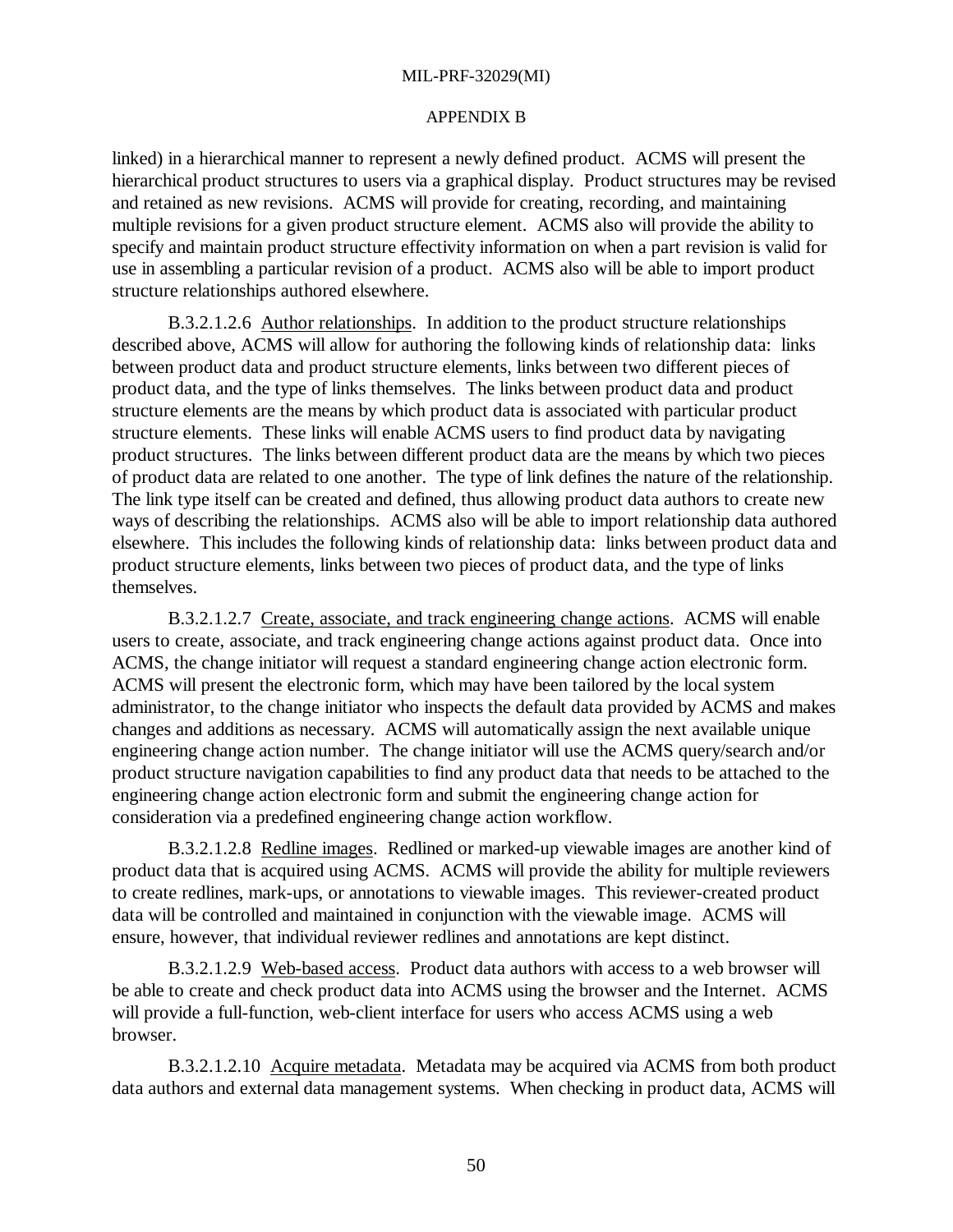linked) in a hierarchical manner to represent a newly defined product. ACMS will present the hierarchical product structures to users via a graphical display. Product structures may be revised and retained as new revisions. ACMS will provide for creating, recording, and maintaining multiple revisions for a given product structure element. ACMS also will provide the ability to specify and maintain product structure effectivity information on when a part revision is valid for use in assembling a particular revision of a product. ACMS also will be able to import product structure relationships authored elsewhere.

B.3.2.1.2.6 Author relationships. In addition to the product structure relationships described above, ACMS will allow for authoring the following kinds of relationship data: links between product data and product structure elements, links between two different pieces of product data, and the type of links themselves. The links between product data and product structure elements are the means by which product data is associated with particular product structure elements. These links will enable ACMS users to find product data by navigating product structures. The links between different product data are the means by which two pieces of product data are related to one another. The type of link defines the nature of the relationship. The link type itself can be created and defined, thus allowing product data authors to create new ways of describing the relationships. ACMS also will be able to import relationship data authored elsewhere. This includes the following kinds of relationship data: links between product data and product structure elements, links between two pieces of product data, and the type of links themselves.

B.3.2.1.2.7 Create, associate, and track engineering change actions. ACMS will enable users to create, associate, and track engineering change actions against product data. Once into ACMS, the change initiator will request a standard engineering change action electronic form. ACMS will present the electronic form, which may have been tailored by the local system administrator, to the change initiator who inspects the default data provided by ACMS and makes changes and additions as necessary. ACMS will automatically assign the next available unique engineering change action number. The change initiator will use the ACMS query/search and/or product structure navigation capabilities to find any product data that needs to be attached to the engineering change action electronic form and submit the engineering change action for consideration via a predefined engineering change action workflow.

B.3.2.1.2.8 Redline images. Redlined or marked-up viewable images are another kind of product data that is acquired using ACMS. ACMS will provide the ability for multiple reviewers to create redlines, mark-ups, or annotations to viewable images. This reviewer-created product data will be controlled and maintained in conjunction with the viewable image. ACMS will ensure, however, that individual reviewer redlines and annotations are kept distinct.

B.3.2.1.2.9 Web-based access. Product data authors with access to a web browser will be able to create and check product data into ACMS using the browser and the Internet. ACMS will provide a full-function, web-client interface for users who access ACMS using a web browser.

B.3.2.1.2.10 Acquire metadata. Metadata may be acquired via ACMS from both product data authors and external data management systems. When checking in product data, ACMS will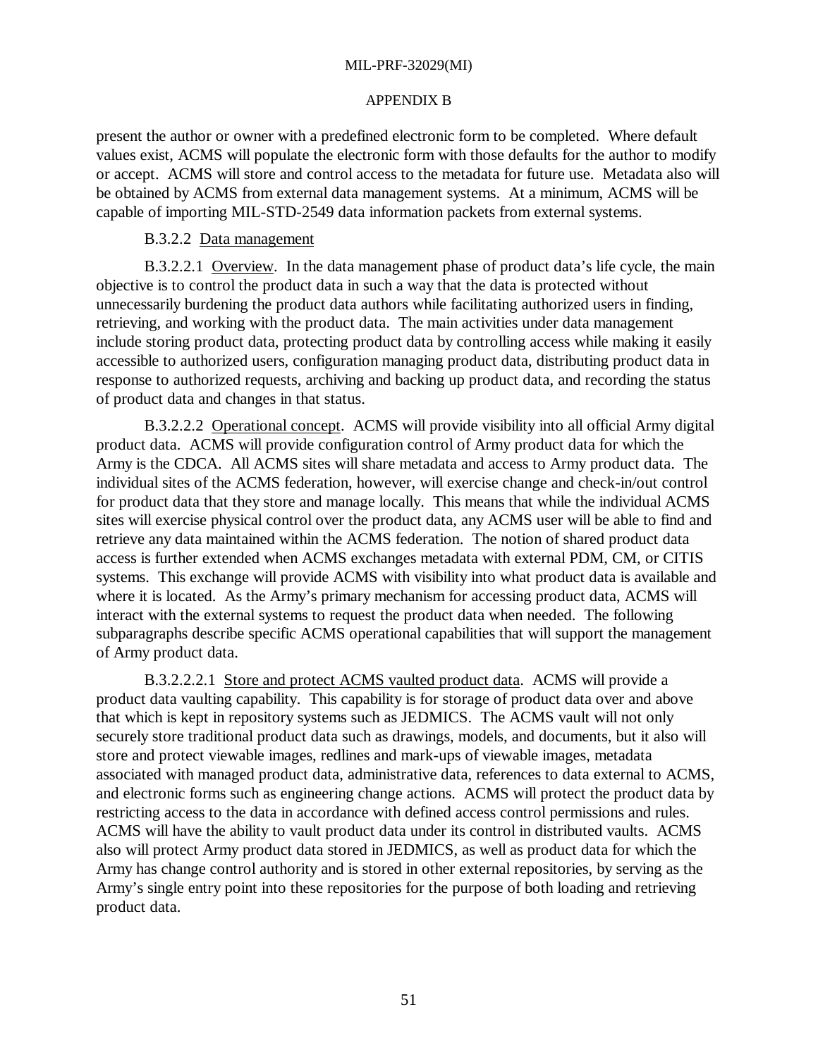present the author or owner with a predefined electronic form to be completed. Where default values exist, ACMS will populate the electronic form with those defaults for the author to modify or accept. ACMS will store and control access to the metadata for future use. Metadata also will be obtained by ACMS from external data management systems. At a minimum, ACMS will be capable of importing MIL-STD-2549 data information packets from external systems.

B.3.2.2 Data management

B.3.2.2.1 Overview. In the data management phase of product data's life cycle, the main objective is to control the product data in such a way that the data is protected without unnecessarily burdening the product data authors while facilitating authorized users in finding, retrieving, and working with the product data. The main activities under data management include storing product data, protecting product data by controlling access while making it easily accessible to authorized users, configuration managing product data, distributing product data in response to authorized requests, archiving and backing up product data, and recording the status of product data and changes in that status.

B.3.2.2.2 Operational concept. ACMS will provide visibility into all official Army digital product data. ACMS will provide configuration control of Army product data for which the Army is the CDCA. All ACMS sites will share metadata and access to Army product data. The individual sites of the ACMS federation, however, will exercise change and check-in/out control for product data that they store and manage locally. This means that while the individual ACMS sites will exercise physical control over the product data, any ACMS user will be able to find and retrieve any data maintained within the ACMS federation. The notion of shared product data access is further extended when ACMS exchanges metadata with external PDM, CM, or CITIS systems. This exchange will provide ACMS with visibility into what product data is available and where it is located. As the Army's primary mechanism for accessing product data, ACMS will interact with the external systems to request the product data when needed. The following subparagraphs describe specific ACMS operational capabilities that will support the management of Army product data.

B.3.2.2.2.1 Store and protect ACMS vaulted product data. ACMS will provide a product data vaulting capability. This capability is for storage of product data over and above that which is kept in repository systems such as JEDMICS. The ACMS vault will not only securely store traditional product data such as drawings, models, and documents, but it also will store and protect viewable images, redlines and mark-ups of viewable images, metadata associated with managed product data, administrative data, references to data external to ACMS, and electronic forms such as engineering change actions. ACMS will protect the product data by restricting access to the data in accordance with defined access control permissions and rules. ACMS will have the ability to vault product data under its control in distributed vaults. ACMS also will protect Army product data stored in JEDMICS, as well as product data for which the Army has change control authority and is stored in other external repositories, by serving as the Army's single entry point into these repositories for the purpose of both loading and retrieving product data.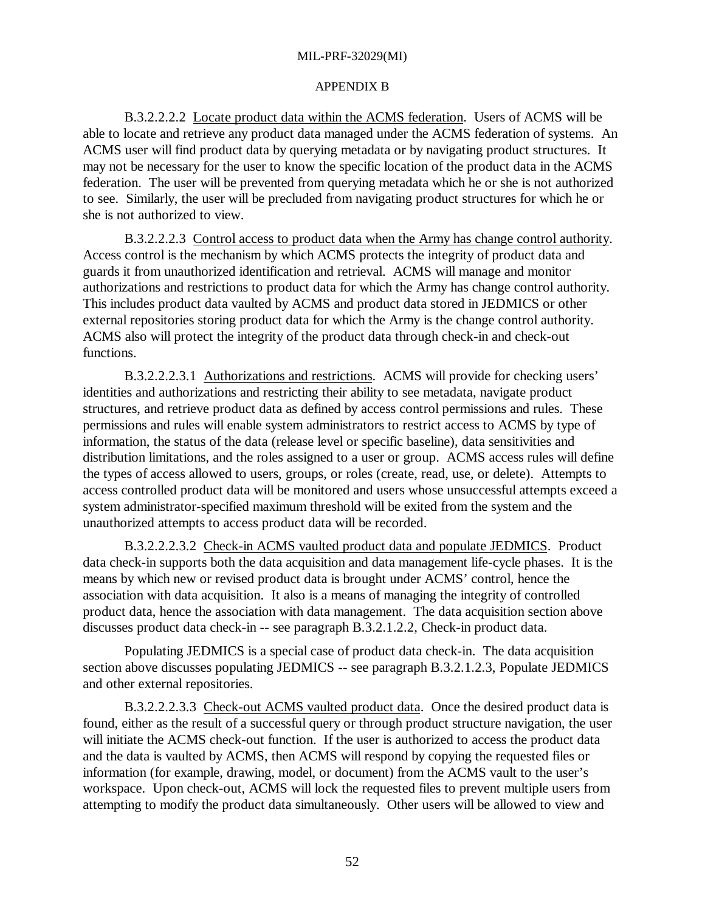APPENDIX B

B.3.2.2.2.2 Locate product data within the ACMS federation. Users of ACMS will be able to locate and retrieve any product data managed under the ACMS federation of systems. An ACMS user will find product data by querying metadata or by navigating product structures. It may not be necessary for the user to know the specific location of the product data in the ACMS federation. The user will be prevented from querying metadata which he or she is not authorized to see. Similarly, the user will be precluded from navigating product structures for which he or she is not authorized to view.

B.3.2.2.2.3 Control access to product data when the Army has change control authority. Access control is the mechanism by which ACMS protects the integrity of product data and guards it from unauthorized identification and retrieval. ACMS will manage and monitor authorizations and restrictions to product data for which the Army has change control authority. This includes product data vaulted by ACMS and product data stored in JEDMICS or other external repositories storing product data for which the Army is the change control authority. ACMS also will protect the integrity of the product data through check-in and check-out functions.

B.3.2.2.2.3.1 Authorizations and restrictions. ACMS will provide for checking users' identities and authorizations and restricting their ability to see metadata, navigate product structures, and retrieve product data as defined by access control permissions and rules. These permissions and rules will enable system administrators to restrict access to ACMS by type of information, the status of the data (release level or specific baseline), data sensitivities and distribution limitations, and the roles assigned to a user or group. ACMS access rules will define the types of access allowed to users, groups, or roles (create, read, use, or delete). Attempts to access controlled product data will be monitored and users whose unsuccessful attempts exceed a system administrator-specified maximum threshold will be exited from the system and the unauthorized attempts to access product data will be recorded.

B.3.2.2.2.3.2 Check-in ACMS vaulted product data and populate JEDMICS. Product data check-in supports both the data acquisition and data management life-cycle phases. It is the means by which new or revised product data is brought under ACMS' control, hence the association with data acquisition. It also is a means of managing the integrity of controlled product data, hence the association with data management. The data acquisition section above discusses product data check-in -- see paragraph B.3.2.1.2.2, Check-in product data.

Populating JEDMICS is a special case of product data check-in. The data acquisition section above discusses populating JEDMICS -- see paragraph B.3.2.1.2.3, Populate JEDMICS and other external repositories.

B.3.2.2.2.3.3 Check-out ACMS vaulted product data. Once the desired product data is found, either as the result of a successful query or through product structure navigation, the user will initiate the ACMS check-out function. If the user is authorized to access the product data and the data is vaulted by ACMS, then ACMS will respond by copying the requested files or information (for example, drawing, model, or document) from the ACMS vault to the user's workspace. Upon check-out, ACMS will lock the requested files to prevent multiple users from attempting to modify the product data simultaneously. Other users will be allowed to view and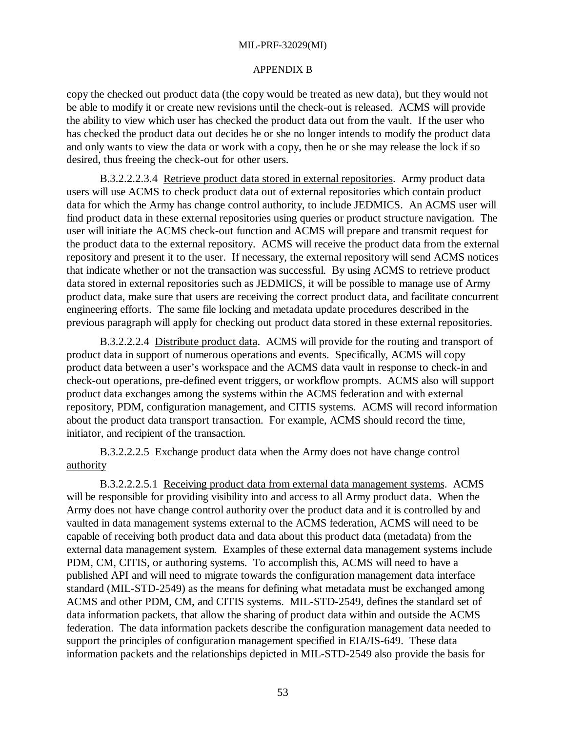copy the checked out product data (the copy would be treated as new data), but they would not be able to modify it or create new revisions until the check-out is released. ACMS will provide the ability to view which user has checked the product data out from the vault. If the user who has checked the product data out decides he or she no longer intends to modify the product data and only wants to view the data or work with a copy, then he or she may release the lock if so desired, thus freeing the check-out for other users.

B.3.2.2.2.3.4 Retrieve product data stored in external repositories. Army product data users will use ACMS to check product data out of external repositories which contain product data for which the Army has change control authority, to include JEDMICS. An ACMS user will find product data in these external repositories using queries or product structure navigation. The user will initiate the ACMS check-out function and ACMS will prepare and transmit request for the product data to the external repository. ACMS will receive the product data from the external repository and present it to the user. If necessary, the external repository will send ACMS notices that indicate whether or not the transaction was successful. By using ACMS to retrieve product data stored in external repositories such as JEDMICS, it will be possible to manage use of Army product data, make sure that users are receiving the correct product data, and facilitate concurrent engineering efforts. The same file locking and metadata update procedures described in the previous paragraph will apply for checking out product data stored in these external repositories.

B.3.2.2.2.4 Distribute product data. ACMS will provide for the routing and transport of product data in support of numerous operations and events. Specifically, ACMS will copy product data between a user's workspace and the ACMS data vault in response to check-in and check-out operations, pre-defined event triggers, or workflow prompts. ACMS also will support product data exchanges among the systems within the ACMS federation and with external repository, PDM, configuration management, and CITIS systems. ACMS will record information about the product data transport transaction. For example, ACMS should record the time, initiator, and recipient of the transaction.

B.3.2.2.2.5 Exchange product data when the Army does not have change control authority

B.3.2.2.2.5.1 Receiving product data from external data management systems. ACMS will be responsible for providing visibility into and access to all Army product data. When the Army does not have change control authority over the product data and it is controlled by and vaulted in data management systems external to the ACMS federation, ACMS will need to be capable of receiving both product data and data about this product data (metadata) from the external data management system. Examples of these external data management systems include PDM, CM, CITIS, or authoring systems. To accomplish this, ACMS will need to have a published API and will need to migrate towards the configuration management data interface standard (MIL-STD-2549) as the means for defining what metadata must be exchanged among ACMS and other PDM, CM, and CITIS systems. MIL-STD-2549, defines the standard set of data information packets, that allow the sharing of product data within and outside the ACMS federation. The data information packets describe the configuration management data needed to support the principles of configuration management specified in EIA/IS-649. These data information packets and the relationships depicted in MIL-STD-2549 also provide the basis for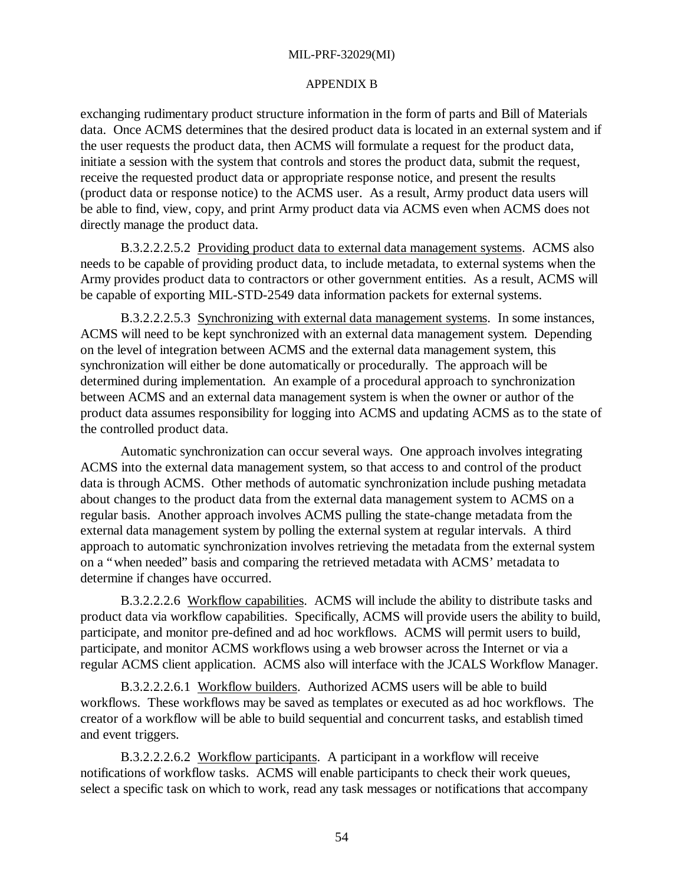exchanging rudimentary product structure information in the form of parts and Bill of Materials data. Once ACMS determines that the desired product data is located in an external system and if the user requests the product data, then ACMS will formulate a request for the product data, initiate a session with the system that controls and stores the product data, submit the request, receive the requested product data or appropriate response notice, and present the results (product data or response notice) to the ACMS user. As a result, Army product data users will be able to find, view, copy, and print Army product data via ACMS even when ACMS does not directly manage the product data.

B.3.2.2.2.5.2 Providing product data to external data management systems. ACMS also needs to be capable of providing product data, to include metadata, to external systems when the Army provides product data to contractors or other government entities. As a result, ACMS will be capable of exporting MIL-STD-2549 data information packets for external systems.

B.3.2.2.2.5.3 Synchronizing with external data management systems. In some instances, ACMS will need to be kept synchronized with an external data management system. Depending on the level of integration between ACMS and the external data management system, this synchronization will either be done automatically or procedurally. The approach will be determined during implementation. An example of a procedural approach to synchronization between ACMS and an external data management system is when the owner or author of the product data assumes responsibility for logging into ACMS and updating ACMS as to the state of the controlled product data.

Automatic synchronization can occur several ways. One approach involves integrating ACMS into the external data management system, so that access to and control of the product data is through ACMS. Other methods of automatic synchronization include pushing metadata about changes to the product data from the external data management system to ACMS on a regular basis. Another approach involves ACMS pulling the state-change metadata from the external data management system by polling the external system at regular intervals. A third approach to automatic synchronization involves retrieving the metadata from the external system on a "when needed" basis and comparing the retrieved metadata with ACMS' metadata to determine if changes have occurred.

B.3.2.2.2.6 Workflow capabilities. ACMS will include the ability to distribute tasks and product data via workflow capabilities. Specifically, ACMS will provide users the ability to build, participate, and monitor pre-defined and ad hoc workflows. ACMS will permit users to build, participate, and monitor ACMS workflows using a web browser across the Internet or via a regular ACMS client application. ACMS also will interface with the JCALS Workflow Manager.

B.3.2.2.2.6.1 Workflow builders. Authorized ACMS users will be able to build workflows. These workflows may be saved as templates or executed as ad hoc workflows. The creator of a workflow will be able to build sequential and concurrent tasks, and establish timed and event triggers.

B.3.2.2.2.6.2 Workflow participants. A participant in a workflow will receive notifications of workflow tasks. ACMS will enable participants to check their work queues, select a specific task on which to work, read any task messages or notifications that accompany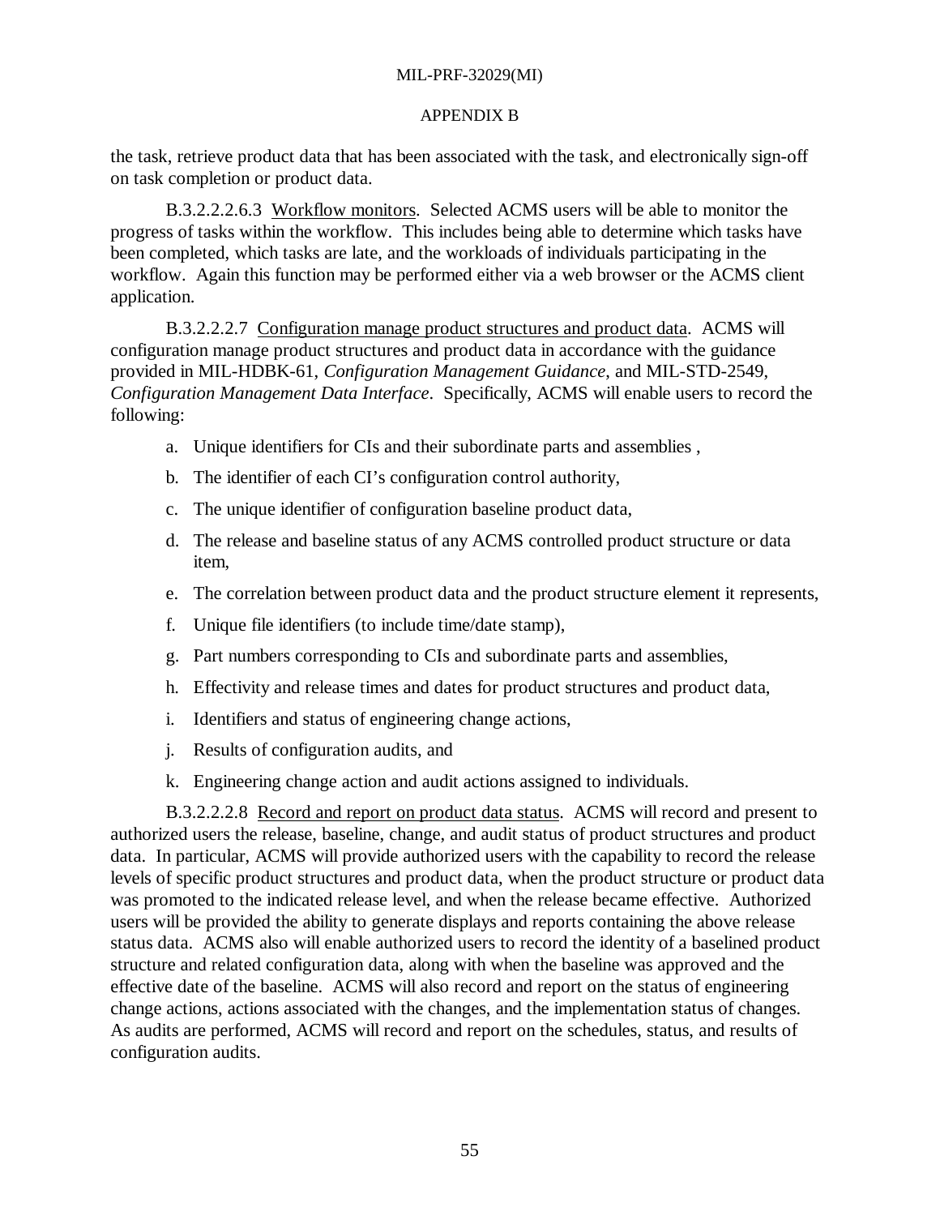APPENDIX B

the task, retrieve product data that has been associated with the task, and electronically sign-off on task completion or product data.

B.3.2.2.2.6.3 Workflow monitors. Selected ACMS users will be able to monitor the progress of tasks within the workflow. This includes being able to determine which tasks have been completed, which tasks are late, and the workloads of individuals participating in the workflow. Again this function may be performed either via a web browser or the ACMS client application.

B.3.2.2.2.7 Configuration manage product structures and product data. ACMS will configuration manage product structures and product data in accordance with the guidance provided in MIL-HDBK-61, *Configuration Management Guidance*, and MIL-STD-2549, *Configuration Management Data Interface*. Specifically, ACMS will enable users to record the following:

a. Unique identifiers for CIs and their subordinate parts and assemblies ,

b. The identifier of each CI's configuration control authority,

c. The unique identifier of configuration baseline product data,

d. The release and baseline status of any ACMS controlled product structure or data item,

e. The correlation between product data and the product structure element it represents,

f. Unique file identifiers (to include time/date stamp),

g. Part numbers corresponding to CIs and subordinate parts and assemblies,

h. Effectivity and release times and dates for product structures and product data,

i. Identifiers and status of engineering change actions,

j. Results of configuration audits, and

k. Engineering change action and audit actions assigned to individuals.

B.3.2.2.2.8 Record and report on product data status. ACMS will record and present to authorized users the release, baseline, change, and audit status of product structures and product data. In particular, ACMS will provide authorized users with the capability to record the release levels of specific product structures and product data, when the product structure or product data was promoted to the indicated release level, and when the release became effective. Authorized users will be provided the ability to generate displays and reports containing the above release status data. ACMS also will enable authorized users to record the identity of a baselined product structure and related configuration data, along with when the baseline was approved and the effective date of the baseline. ACMS will also record and report on the status of engineering change actions, actions associated with the changes, and the implementation status of changes. As audits are performed, ACMS will record and report on the schedules, status, and results of configuration audits.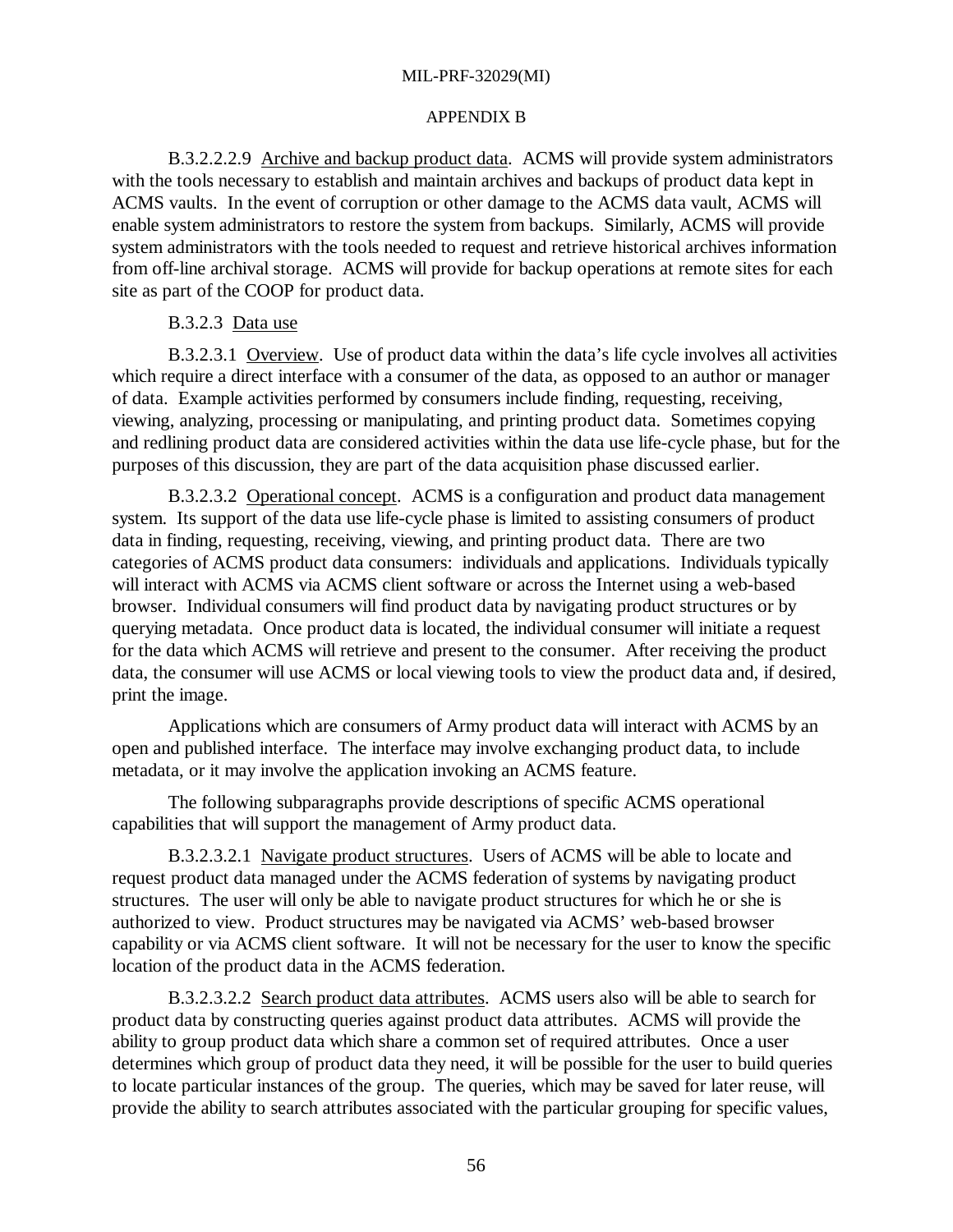B.3.2.2.2.9 Archive and backup product data. ACMS will provide system administrators with the tools necessary to establish and maintain archives and backups of product data kept in ACMS vaults. In the event of corruption or other damage to the ACMS data vault, ACMS will enable system administrators to restore the system from backups. Similarly, ACMS will provide system administrators with the tools needed to request and retrieve historical archives information from off-line archival storage. ACMS will provide for backup operations at remote sites for each site as part of the COOP for product data.

B.3.2.3 Data use

B.3.2.3.1 Overview. Use of product data within the data's life cycle involves all activities which require a direct interface with a consumer of the data, as opposed to an author or manager of data. Example activities performed by consumers include finding, requesting, receiving, viewing, analyzing, processing or manipulating, and printing product data. Sometimes copying and redlining product data are considered activities within the data use life-cycle phase, but for the purposes of this discussion, they are part of the data acquisition phase discussed earlier.

B.3.2.3.2 Operational concept. ACMS is a configuration and product data management system. Its support of the data use life-cycle phase is limited to assisting consumers of product data in finding, requesting, receiving, viewing, and printing product data. There are two categories of ACMS product data consumers: individuals and applications. Individuals typically will interact with ACMS via ACMS client software or across the Internet using a web-based browser. Individual consumers will find product data by navigating product structures or by querying metadata. Once product data is located, the individual consumer will initiate a request for the data which ACMS will retrieve and present to the consumer. After receiving the product data, the consumer will use ACMS or local viewing tools to view the product data and, if desired, print the image.

Applications which are consumers of Army product data will interact with ACMS by an open and published interface. The interface may involve exchanging product data, to include metadata, or it may involve the application invoking an ACMS feature.

The following subparagraphs provide descriptions of specific ACMS operational capabilities that will support the management of Army product data.

B.3.2.3.2.1 Navigate product structures. Users of ACMS will be able to locate and request product data managed under the ACMS federation of systems by navigating product structures. The user will only be able to navigate product structures for which he or she is authorized to view. Product structures may be navigated via ACMS' web-based browser capability or via ACMS client software. It will not be necessary for the user to know the specific location of the product data in the ACMS federation.

B.3.2.3.2.2 Search product data attributes. ACMS users also will be able to search for product data by constructing queries against product data attributes. ACMS will provide the ability to group product data which share a common set of required attributes. Once a user determines which group of product data they need, it will be possible for the user to build queries to locate particular instances of the group. The queries, which may be saved for later reuse, will provide the ability to search attributes associated with the particular grouping for specific values,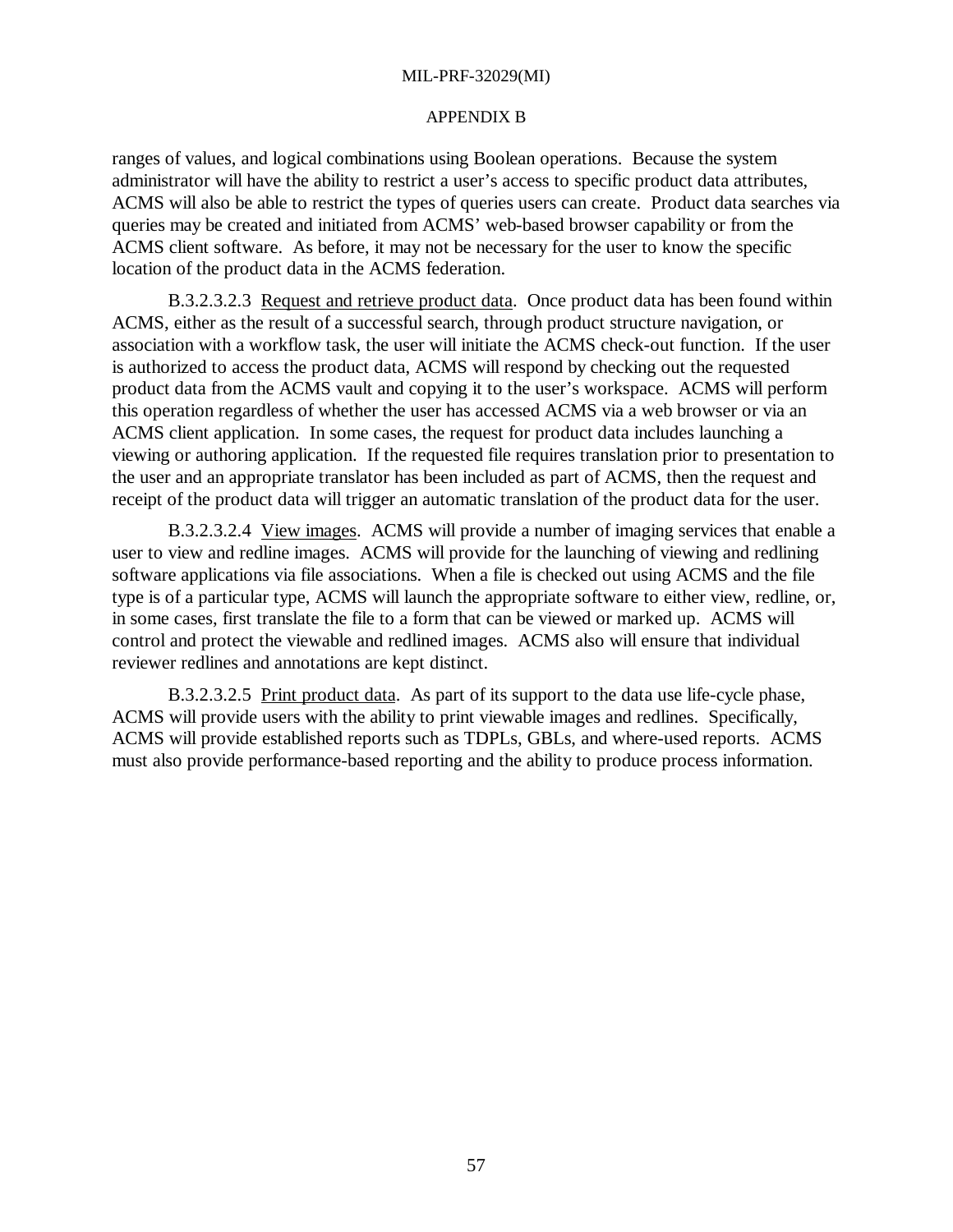ranges of values, and logical combinations using Boolean operations. Because the system administrator will have the ability to restrict a user's access to specific product data attributes, ACMS will also be able to restrict the types of queries users can create. Product data searches via queries may be created and initiated from ACMS' web-based browser capability or from the ACMS client software. As before, it may not be necessary for the user to know the specific location of the product data in the ACMS federation.

B.3.2.3.2.3 Request and retrieve product data. Once product data has been found within ACMS, either as the result of a successful search, through product structure navigation, or association with a workflow task, the user will initiate the ACMS check-out function. If the user is authorized to access the product data, ACMS will respond by checking out the requested product data from the ACMS vault and copying it to the user's workspace. ACMS will perform this operation regardless of whether the user has accessed ACMS via a web browser or via an ACMS client application. In some cases, the request for product data includes launching a viewing or authoring application. If the requested file requires translation prior to presentation to the user and an appropriate translator has been included as part of ACMS, then the request and receipt of the product data will trigger an automatic translation of the product data for the user.

B.3.2.3.2.4 View images. ACMS will provide a number of imaging services that enable a user to view and redline images. ACMS will provide for the launching of viewing and redlining software applications via file associations. When a file is checked out using ACMS and the file type is of a particular type, ACMS will launch the appropriate software to either view, redline, or, in some cases, first translate the file to a form that can be viewed or marked up. ACMS will control and protect the viewable and redlined images. ACMS also will ensure that individual reviewer redlines and annotations are kept distinct.

B.3.2.3.2.5 Print product data. As part of its support to the data use life-cycle phase, ACMS will provide users with the ability to print viewable images and redlines. Specifically, ACMS will provide established reports such as TDPLs, GBLs, and where-used reports. ACMS must also provide performance-based reporting and the ability to produce process information.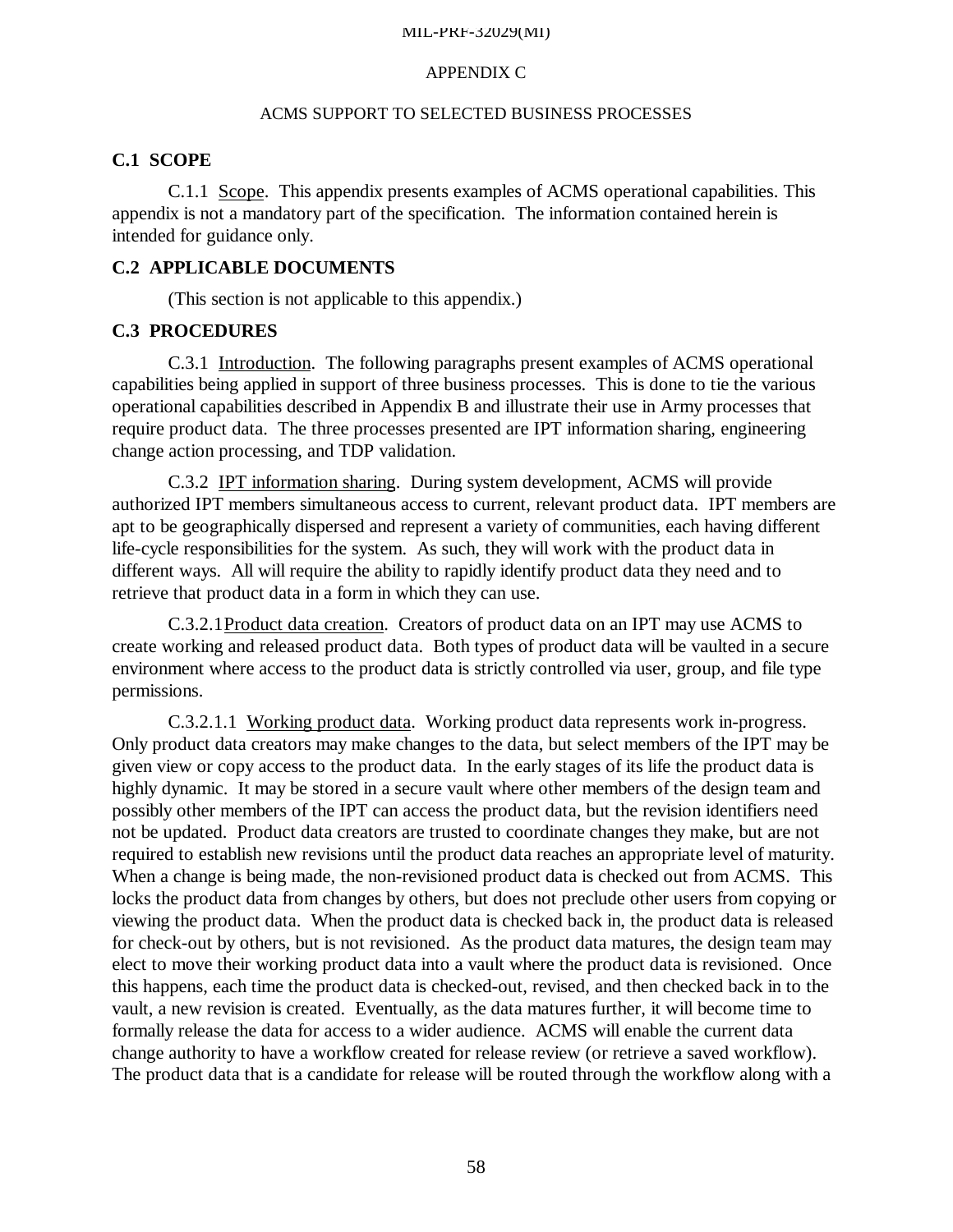APPENDIX C

ACMS SUPPORT TO SELECTED BUSINESS PROCESSES

**C.1 SCOPE**

C.1.1 Scope. This appendix presents examples of ACMS operational capabilities. This appendix is not a mandatory part of the specification. The information contained herein is intended for guidance only.

**C.2 APPLICABLE DOCUMENTS**

(This section is not applicable to this appendix.)

**C.3 PROCEDURES**

C.3.1 Introduction. The following paragraphs present examples of ACMS operational capabilities being applied in support of three business processes. This is done to tie the various operational capabilities described in Appendix B and illustrate their use in Army processes that require product data. The three processes presented are IPT information sharing, engineering change action processing, and TDP validation.

C.3.2 IPT information sharing. During system development, ACMS will provide authorized IPT members simultaneous access to current, relevant product data. IPT members are apt to be geographically dispersed and represent a variety of communities, each having different life-cycle responsibilities for the system. As such, they will work with the product data in different ways. All will require the ability to rapidly identify product data they need and to retrieve that product data in a form in which they can use.

C.3.2.1 Product data creation. Creators of product data on an IPT may use ACMS to create working and released product data. Both types of product data will be vaulted in a secure environment where access to the product data is strictly controlled via user, group, and file type permissions.

C.3.2.1.1 Working product data. Working product data represents work in-progress. Only product data creators may make changes to the data, but select members of the IPT may be given view or copy access to the product data. In the early stages of its life the product data is highly dynamic. It may be stored in a secure vault where other members of the design team and possibly other members of the IPT can access the product data, but the revision identifiers need not be updated. Product data creators are trusted to coordinate changes they make, but are not required to establish new revisions until the product data reaches an appropriate level of maturity. When a change is being made, the non-revisioned product data is checked out from ACMS. This locks the product data from changes by others, but does not preclude other users from copying or viewing the product data. When the product data is checked back in, the product data is released for check-out by others, but is not revisioned. As the product data matures, the design team may elect to move their working product data into a vault where the product data is revisioned. Once this happens, each time the product data is checked-out, revised, and then checked back in to the vault, a new revision is created. Eventually, as the data matures further, it will become time to formally release the data for access to a wider audience. ACMS will enable the current data change authority to have a workflow created for release review (or retrieve a saved workflow). The product data that is a candidate for release will be routed through the workflow along with a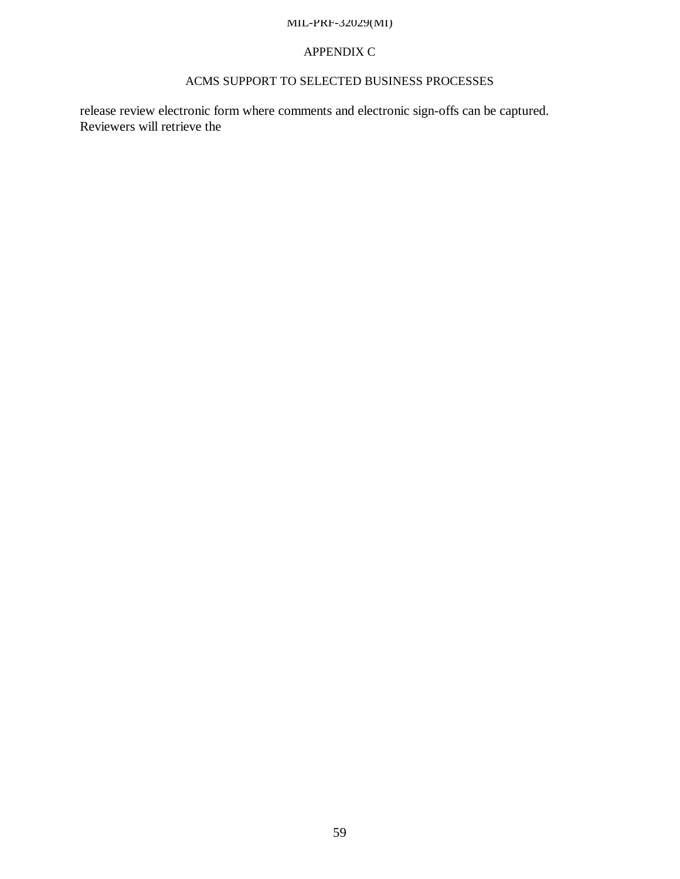## APPENDIX C

## ACMS SUPPORT TO SELECTED BUSINESS PROCESSES

release review electronic form where comments and electronic sign-offs can be captured. Reviewers will retrieve the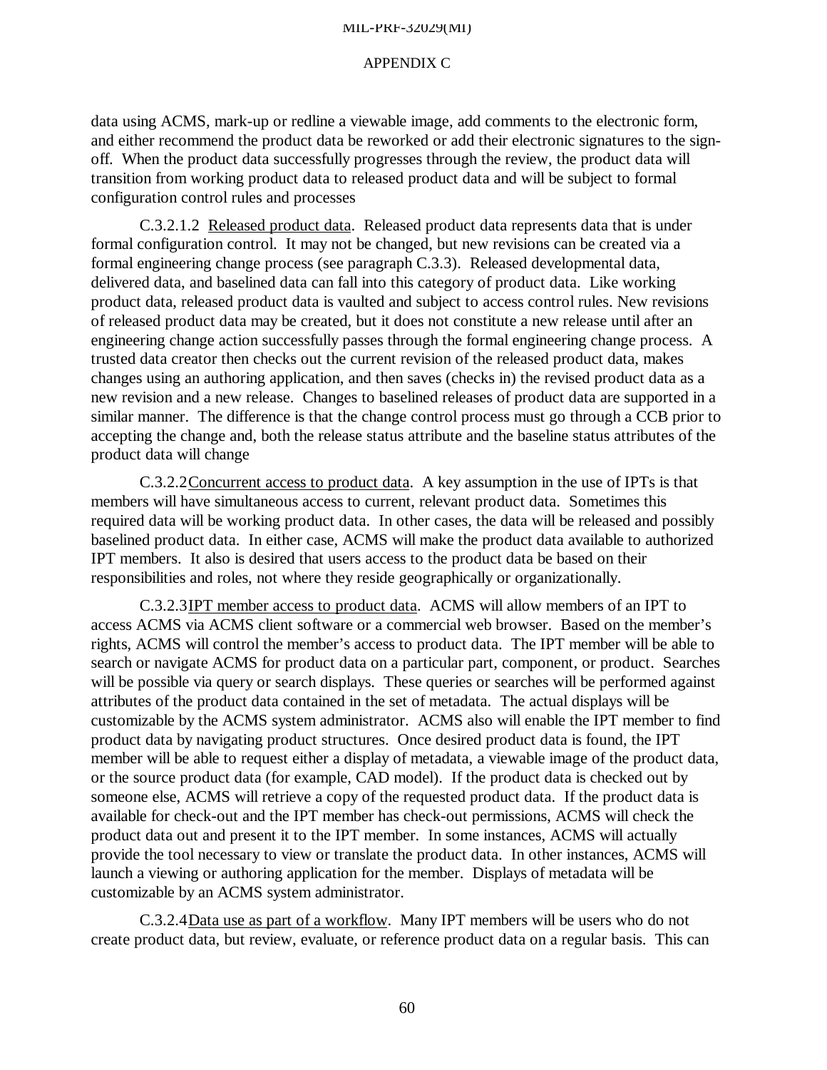data using ACMS, mark-up or redline a viewable image, add comments to the electronic form, and either recommend the product data be reworked or add their electronic signatures to the sign-off. When the product data successfully progresses through the review, the product data will transition from working product data to released product data and will be subject to formal configuration control rules and processes

C.3.2.1.2 Released product data. Released product data represents data that is under formal configuration control. It may not be changed, but new revisions can be created via a formal engineering change process (see paragraph C.3.3). Released developmental data, delivered data, and baselined data can fall into this category of product data. Like working product data, released product data is vaulted and subject to access control rules. New revisions of released product data may be created, but it does not constitute a new release until after an engineering change action successfully passes through the formal engineering change process. A trusted data creator then checks out the current revision of the released product data, makes changes using an authoring application, and then saves (checks in) the revised product data as a new revision and a new release. Changes to baselined releases of product data are supported in a similar manner. The difference is that the change control process must go through a CCB prior to accepting the change and, both the release status attribute and the baseline status attributes of the product data will change

C.3.2.2 Concurrent access to product data. A key assumption in the use of IPTs is that members will have simultaneous access to current, relevant product data. Sometimes this required data will be working product data. In other cases, the data will be released and possibly baselined product data. In either case, ACMS will make the product data available to authorized IPT members. It also is desired that users access to the product data be based on their responsibilities and roles, not where they reside geographically or organizationally.

C.3.2.3 IPT member access to product data. ACMS will allow members of an IPT to access ACMS via ACMS client software or a commercial web browser. Based on the member's rights, ACMS will control the member's access to product data. The IPT member will be able to search or navigate ACMS for product data on a particular part, component, or product. Searches will be possible via query or search displays. These queries or searches will be performed against attributes of the product data contained in the set of metadata. The actual displays will be customizable by the ACMS system administrator. ACMS also will enable the IPT member to find product data by navigating product structures. Once desired product data is found, the IPT member will be able to request either a display of metadata, a viewable image of the product data, or the source product data (for example, CAD model). If the product data is checked out by someone else, ACMS will retrieve a copy of the requested product data. If the product data is available for check-out and the IPT member has check-out permissions, ACMS will check the product data out and present it to the IPT member. In some instances, ACMS will actually provide the tool necessary to view or translate the product data. In other instances, ACMS will launch a viewing or authoring application for the member. Displays of metadata will be customizable by an ACMS system administrator.

C.3.2.4 Data use as part of a workflow. Many IPT members will be users who do not create product data, but review, evaluate, or reference product data on a regular basis. This can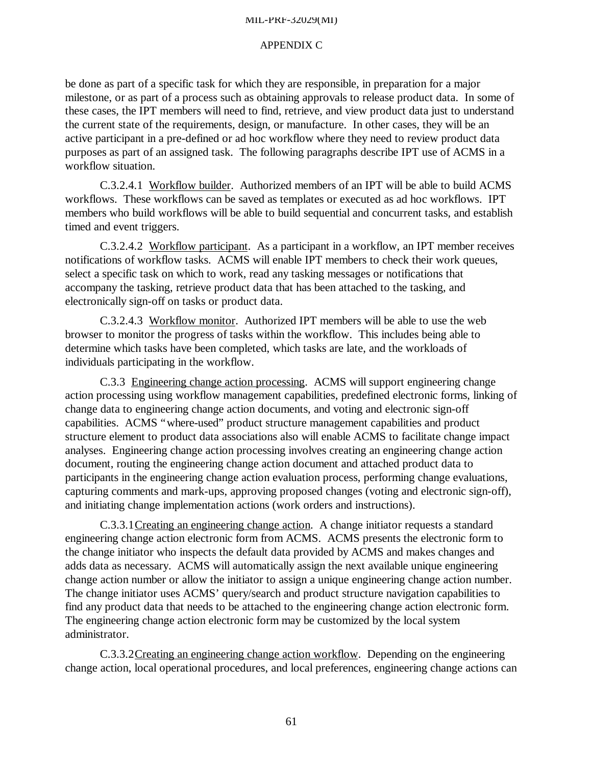be done as part of a specific task for which they are responsible, in preparation for a major milestone, or as part of a process such as obtaining approvals to release product data. In some of these cases, the IPT members will need to find, retrieve, and view product data just to understand the current state of the requirements, design, or manufacture. In other cases, they will be an active participant in a pre-defined or ad hoc workflow where they need to review product data purposes as part of an assigned task. The following paragraphs describe IPT use of ACMS in a workflow situation.

C.3.2.4.1 Workflow builder. Authorized members of an IPT will be able to build ACMS workflows. These workflows can be saved as templates or executed as ad hoc workflows. IPT members who build workflows will be able to build sequential and concurrent tasks, and establish timed and event triggers.

C.3.2.4.2 Workflow participant. As a participant in a workflow, an IPT member receives notifications of workflow tasks. ACMS will enable IPT members to check their work queues, select a specific task on which to work, read any tasking messages or notifications that accompany the tasking, retrieve product data that has been attached to the tasking, and electronically sign-off on tasks or product data.

C.3.2.4.3 Workflow monitor. Authorized IPT members will be able to use the web browser to monitor the progress of tasks within the workflow. This includes being able to determine which tasks have been completed, which tasks are late, and the workloads of individuals participating in the workflow.

C.3.3 Engineering change action processing. ACMS will support engineering change action processing using workflow management capabilities, predefined electronic forms, linking of change data to engineering change action documents, and voting and electronic sign-off capabilities. ACMS "where-used" product structure management capabilities and product structure element to product data associations also will enable ACMS to facilitate change impact analyses. Engineering change action processing involves creating an engineering change action document, routing the engineering change action document and attached product data to participants in the engineering change action evaluation process, performing change evaluations, capturing comments and mark-ups, approving proposed changes (voting and electronic sign-off), and initiating change implementation actions (work orders and instructions).

C.3.3.1 Creating an engineering change action. A change initiator requests a standard engineering change action electronic form from ACMS. ACMS presents the electronic form to the change initiator who inspects the default data provided by ACMS and makes changes and adds data as necessary. ACMS will automatically assign the next available unique engineering change action number or allow the initiator to assign a unique engineering change action number. The change initiator uses ACMS' query/search and product structure navigation capabilities to find any product data that needs to be attached to the engineering change action electronic form. The engineering change action electronic form may be customized by the local system administrator.

C.3.3.2 Creating an engineering change action workflow. Depending on the engineering change action, local operational procedures, and local preferences, engineering change actions can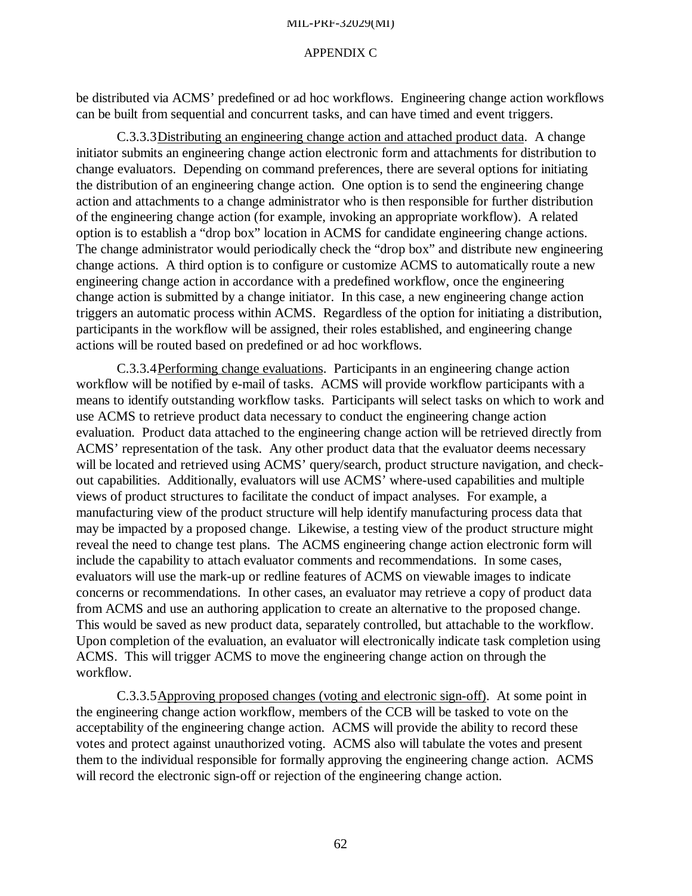be distributed via ACMS' predefined or ad hoc workflows. Engineering change action workflows can be built from sequential and concurrent tasks, and can have timed and event triggers.

C.3.3.3 Distributing an engineering change action and attached product data. A change initiator submits an engineering change action electronic form and attachments for distribution to change evaluators. Depending on command preferences, there are several options for initiating the distribution of an engineering change action. One option is to send the engineering change action and attachments to a change administrator who is then responsible for further distribution of the engineering change action (for example, invoking an appropriate workflow). A related option is to establish a "drop box" location in ACMS for candidate engineering change actions. The change administrator would periodically check the "drop box" and distribute new engineering change actions. A third option is to configure or customize ACMS to automatically route a new engineering change action in accordance with a predefined workflow, once the engineering change action is submitted by a change initiator. In this case, a new engineering change action triggers an automatic process within ACMS. Regardless of the option for initiating a distribution, participants in the workflow will be assigned, their roles established, and engineering change actions will be routed based on predefined or ad hoc workflows.

C.3.3.4 Performing change evaluations. Participants in an engineering change action workflow will be notified by e-mail of tasks. ACMS will provide workflow participants with a means to identify outstanding workflow tasks. Participants will select tasks on which to work and use ACMS to retrieve product data necessary to conduct the engineering change action evaluation. Product data attached to the engineering change action will be retrieved directly from ACMS' representation of the task. Any other product data that the evaluator deems necessary will be located and retrieved using ACMS' query/search, product structure navigation, and check-out capabilities. Additionally, evaluators will use ACMS' where-used capabilities and multiple views of product structures to facilitate the conduct of impact analyses. For example, a manufacturing view of the product structure will help identify manufacturing process data that may be impacted by a proposed change. Likewise, a testing view of the product structure might reveal the need to change test plans. The ACMS engineering change action electronic form will include the capability to attach evaluator comments and recommendations. In some cases, evaluators will use the mark-up or redline features of ACMS on viewable images to indicate concerns or recommendations. In other cases, an evaluator may retrieve a copy of product data from ACMS and use an authoring application to create an alternative to the proposed change. This would be saved as new product data, separately controlled, but attachable to the workflow. Upon completion of the evaluation, an evaluator will electronically indicate task completion using ACMS. This will trigger ACMS to move the engineering change action on through the workflow.

C.3.3.5 Approving proposed changes (voting and electronic sign-off). At some point in the engineering change action workflow, members of the CCB will be tasked to vote on the acceptability of the engineering change action. ACMS will provide the ability to record these votes and protect against unauthorized voting. ACMS also will tabulate the votes and present them to the individual responsible for formally approving the engineering change action. ACMS will record the electronic sign-off or rejection of the engineering change action.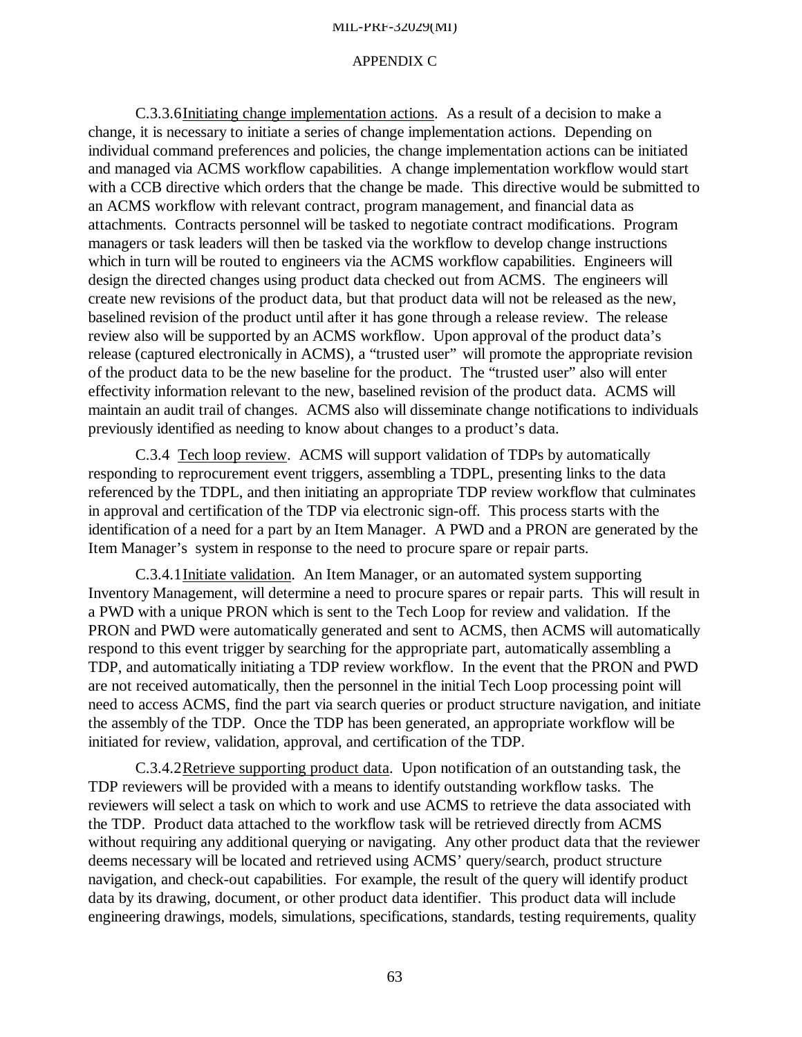C.3.3.6 Initiating change implementation actions. As a result of a decision to make a change, it is necessary to initiate a series of change implementation actions. Depending on individual command preferences and policies, the change implementation actions can be initiated and managed via ACMS workflow capabilities. A change implementation workflow would start with a CCB directive which orders that the change be made. This directive would be submitted to an ACMS workflow with relevant contract, program management, and financial data as attachments. Contracts personnel will be tasked to negotiate contract modifications. Program managers or task leaders will then be tasked via the workflow to develop change instructions which in turn will be routed to engineers via the ACMS workflow capabilities. Engineers will design the directed changes using product data checked out from ACMS. The engineers will create new revisions of the product data, but that product data will not be released as the new, baselined revision of the product until after it has gone through a release review. The release review also will be supported by an ACMS workflow. Upon approval of the product data's release (captured electronically in ACMS), a "trusted user" will promote the appropriate revision of the product data to be the new baseline for the product. The "trusted user" also will enter effectivity information relevant to the new, baselined revision of the product data. ACMS will maintain an audit trail of changes. ACMS also will disseminate change notifications to individuals previously identified as needing to know about changes to a product's data.

C.3.4 Tech loop review. ACMS will support validation of TDPs by automatically responding to reprocurement event triggers, assembling a TDPL, presenting links to the data referenced by the TDPL, and then initiating an appropriate TDP review workflow that culminates in approval and certification of the TDP via electronic sign-off. This process starts with the identification of a need for a part by an Item Manager. A PWD and a PRON are generated by the Item Manager's system in response to the need to procure spare or repair parts.

C.3.4.1 Initiate validation. An Item Manager, or an automated system supporting Inventory Management, will determine a need to procure spares or repair parts. This will result in a PWD with a unique PRON which is sent to the Tech Loop for review and validation. If the PRON and PWD were automatically generated and sent to ACMS, then ACMS will automatically respond to this event trigger by searching for the appropriate part, automatically assembling a TDP, and automatically initiating a TDP review workflow. In the event that the PRON and PWD are not received automatically, then the personnel in the initial Tech Loop processing point will need to access ACMS, find the part via search queries or product structure navigation, and initiate the assembly of the TDP. Once the TDP has been generated, an appropriate workflow will be initiated for review, validation, approval, and certification of the TDP.

C.3.4.2 Retrieve supporting product data. Upon notification of an outstanding task, the TDP reviewers will be provided with a means to identify outstanding workflow tasks. The reviewers will select a task on which to work and use ACMS to retrieve the data associated with the TDP. Product data attached to the workflow task will be retrieved directly from ACMS without requiring any additional querying or navigating. Any other product data that the reviewer deems necessary will be located and retrieved using ACMS' query/search, product structure navigation, and check-out capabilities. For example, the result of the query will identify product data by its drawing, document, or other product data identifier. This product data will include engineering drawings, models, simulations, specifications, standards, testing requirements, quality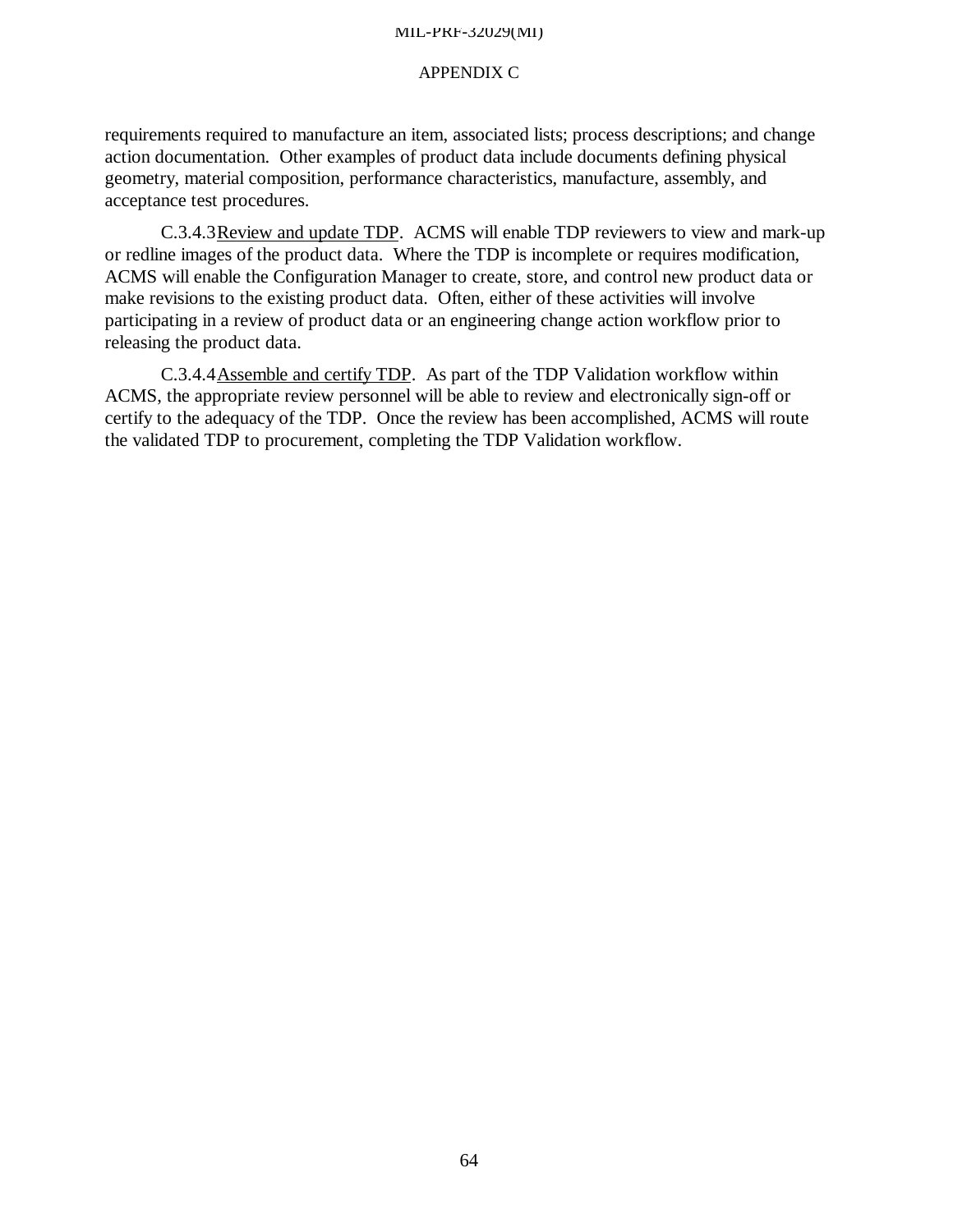requirements required to manufacture an item, associated lists; process descriptions; and change action documentation. Other examples of product data include documents defining physical geometry, material composition, performance characteristics, manufacture, assembly, and acceptance test procedures.

C.3.4.3 Review and update TDP. ACMS will enable TDP reviewers to view and mark-up or redline images of the product data. Where the TDP is incomplete or requires modification, ACMS will enable the Configuration Manager to create, store, and control new product data or make revisions to the existing product data. Often, either of these activities will involve participating in a review of product data or an engineering change action workflow prior to releasing the product data.

C.3.4.4 Assemble and certify TDP. As part of the TDP Validation workflow within ACMS, the appropriate review personnel will be able to review and electronically sign-off or certify to the adequacy of the TDP. Once the review has been accomplished, ACMS will route the validated TDP to procurement, completing the TDP Validation workflow.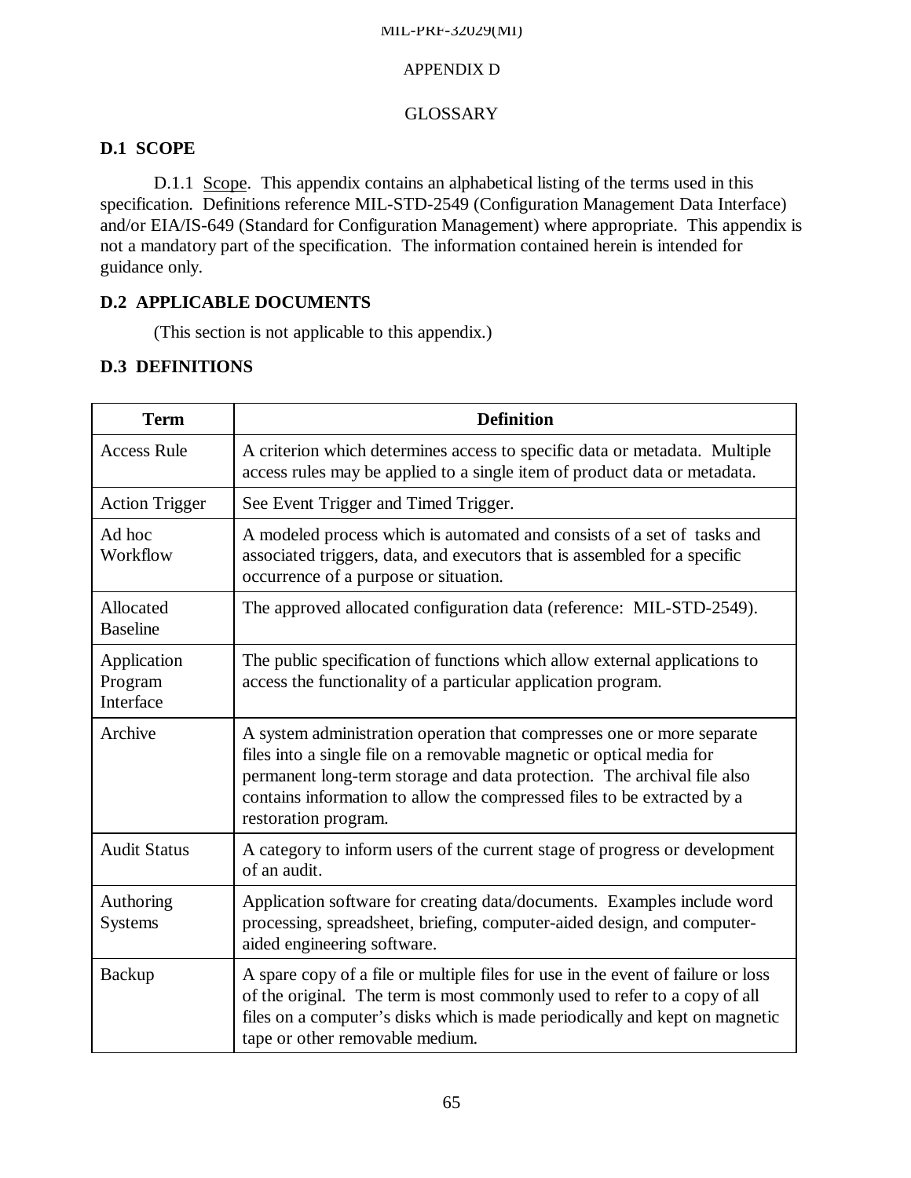APPENDIX D

GLOSSARY

## D.1 SCOPE

D.1.1 Scope. This appendix contains an alphabetical listing of the terms used in this specification. Definitions reference MIL-STD-2549 (Configuration Management Data Interface) and/or EIA/IS-649 (Standard for Configuration Management) where appropriate. This appendix is not a mandatory part of the specification. The information contained herein is intended for guidance only.

## D.2 APPLICABLE DOCUMENTS

(This section is not applicable to this appendix.)

## D.3 DEFINITIONS

| Term | Definition |
|---|---|
| Access Rule | A criterion which determines access to specific data or metadata. Multiple access rules may be applied to a single item of product data or metadata. |
| Action Trigger | See Event Trigger and Timed Trigger. |
| Ad hoc Workflow | A modeled process which is automated and consists of a set of tasks and associated triggers, data, and executors that is assembled for a specific occurrence of a purpose or situation. |
| Allocated Baseline | The approved allocated configuration data (reference: MIL-STD-2549). |
| Application Program Interface | The public specification of functions which allow external applications to access the functionality of a particular application program. |
| Archive | A system administration operation that compresses one or more separate files into a single file on a removable magnetic or optical media for permanent long-term storage and data protection. The archival file also contains information to allow the compressed files to be extracted by a restoration program. |
| Audit Status | A category to inform users of the current stage of progress or development of an audit. |
| Authoring Systems | Application software for creating data/documents. Examples include word processing, spreadsheet, briefing, computer-aided design, and computer-aided engineering software. |
| Backup | A spare copy of a file or multiple files for use in the event of failure or loss of the original. The term is most commonly used to refer to a copy of all files on a computer's disks which is made periodically and kept on magnetic tape or other removable medium. |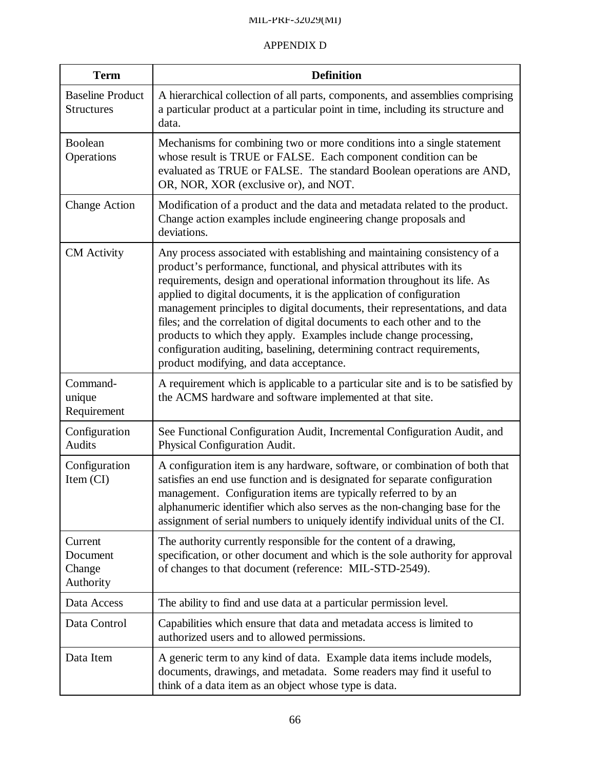APPENDIX D

| Term | Definition |
|---|---|
| Baseline Product Structures | A hierarchical collection of all parts, components, and assemblies comprising a particular product at a particular point in time, including its structure and data. |
| Boolean Operations | Mechanisms for combining two or more conditions into a single statement whose result is TRUE or FALSE. Each component condition can be evaluated as TRUE or FALSE. The standard Boolean operations are AND, OR, NOR, XOR (exclusive or), and NOT. |
| Change Action | Modification of a product and the data and metadata related to the product. Change action examples include engineering change proposals and deviations. |
| CM Activity | Any process associated with establishing and maintaining consistency of a product's performance, functional, and physical attributes with its requirements, design and operational information throughout its life. As applied to digital documents, it is the application of configuration management principles to digital documents, their representations, and data files; and the correlation of digital documents to each other and to the products to which they apply. Examples include change processing, configuration auditing, baselining, determining contract requirements, product modifying, and data acceptance. |
| Command-unique Requirement | A requirement which is applicable to a particular site and is to be satisfied by the ACMS hardware and software implemented at that site. |
| Configuration Audits | See Functional Configuration Audit, Incremental Configuration Audit, and Physical Configuration Audit. |
| Configuration Item (CI) | A configuration item is any hardware, software, or combination of both that satisfies an end use function and is designated for separate configuration management. Configuration items are typically referred to by an alphanumeric identifier which also serves as the non-changing base for the assignment of serial numbers to uniquely identify individual units of the CI. |
| Current Document Change Authority | The authority currently responsible for the content of a drawing, specification, or other document and which is the sole authority for approval of changes to that document (reference: MIL-STD-2549). |
| Data Access | The ability to find and use data at a particular permission level. |
| Data Control | Capabilities which ensure that data and metadata access is limited to authorized users and to allowed permissions. |
| Data Item | A generic term to any kind of data. Example data items include models, documents, drawings, and metadata. Some readers may find it useful to think of a data item as an object whose type is data. |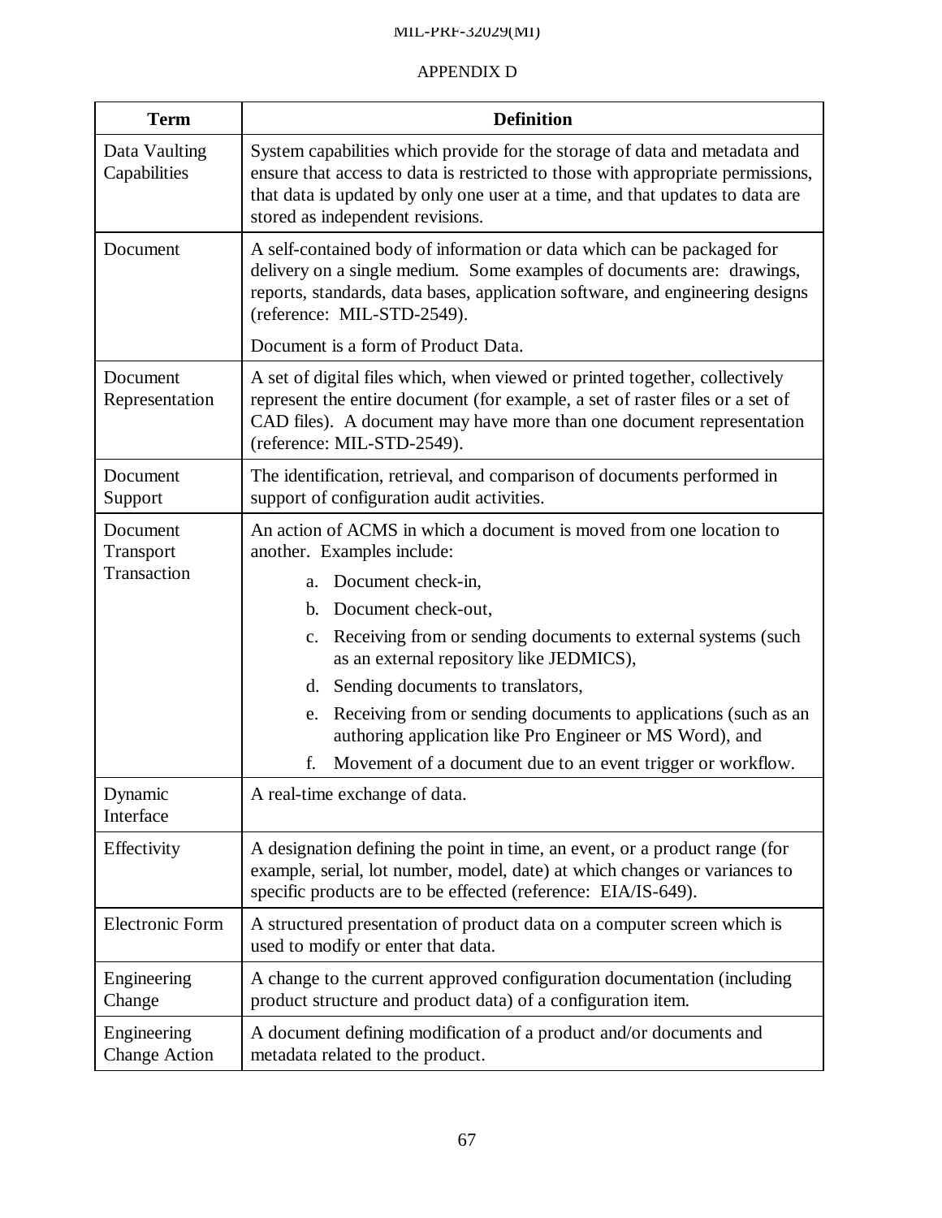APPENDIX D

| Term | Definition |
|---|---|
| Data Vaulting Capabilities | System capabilities which provide for the storage of data and metadata and ensure that access to data is restricted to those with appropriate permissions, that data is updated by only one user at a time, and that updates to data are stored as independent revisions. |
| Document | A self-contained body of information or data which can be packaged for delivery on a single medium. Some examples of documents are: drawings, reports, standards, data bases, application software, and engineering designs (reference: MIL-STD-2549).<br><br>Document is a form of Product Data. |
| Document Representation | A set of digital files which, when viewed or printed together, collectively represent the entire document (for example, a set of raster files or a set of CAD files). A document may have more than one document representation (reference: MIL-STD-2549). |
| Document Support | The identification, retrieval, and comparison of documents performed in support of configuration audit activities. |
| Document Transport Transaction | An action of ACMS in which a document is moved from one location to another. Examples include:<br>a. Document check-in,<br>b. Document check-out,<br>c. Receiving from or sending documents to external systems (such as an external repository like JEDMICS),<br>d. Sending documents to translators,<br>e. Receiving from or sending documents to applications (such as an authoring application like Pro Engineer or MS Word), and<br>f. Movement of a document due to an event trigger or workflow. |
| Dynamic Interface | A real-time exchange of data. |
| Effectivity | A designation defining the point in time, an event, or a product range (for example, serial, lot number, model, date) at which changes or variances to specific products are to be effected (reference: EIA/IS-649). |
| Electronic Form | A structured presentation of product data on a computer screen which is used to modify or enter that data. |
| Engineering Change | A change to the current approved configuration documentation (including product structure and product data) of a configuration item. |
| Engineering Change Action | A document defining modification of a product and/or documents and metadata related to the product. |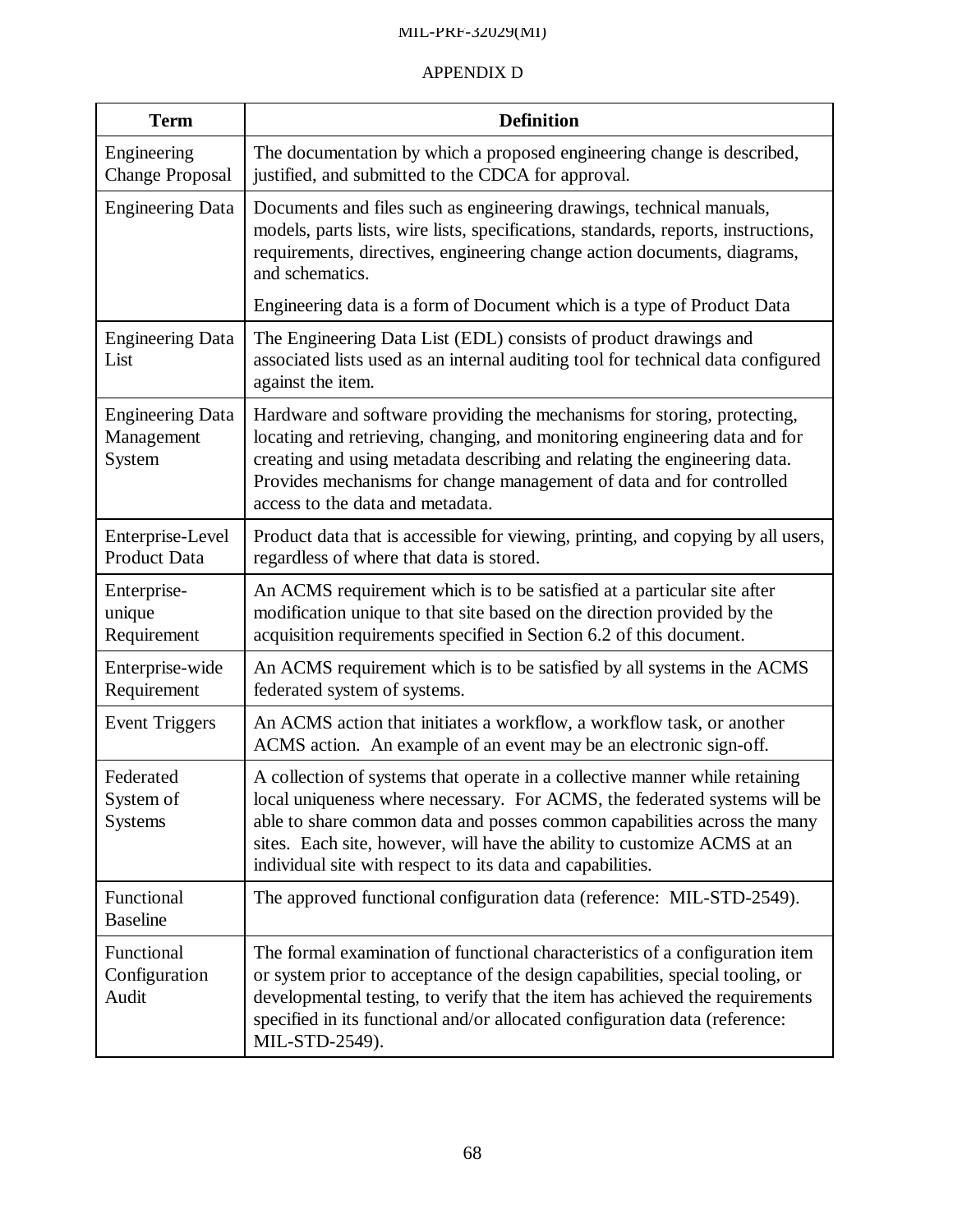APPENDIX D

| Term | Definition |
|---|---|
| Engineering Change Proposal | The documentation by which a proposed engineering change is described, justified, and submitted to the CDCA for approval. |
| Engineering Data | Documents and files such as engineering drawings, technical manuals, models, parts lists, wire lists, specifications, standards, reports, instructions, requirements, directives, engineering change action documents, diagrams, and schematics. <br><br> Engineering data is a form of Document which is a type of Product Data |
| Engineering Data List | The Engineering Data List (EDL) consists of product drawings and associated lists used as an internal auditing tool for technical data configured against the item. |
| Engineering Data Management System | Hardware and software providing the mechanisms for storing, protecting, locating and retrieving, changing, and monitoring engineering data and for creating and using metadata describing and relating the engineering data. Provides mechanisms for change management of data and for controlled access to the data and metadata. |
| Enterprise-Level Product Data | Product data that is accessible for viewing, printing, and copying by all users, regardless of where that data is stored. |
| Enterprise-unique Requirement | An ACMS requirement which is to be satisfied at a particular site after modification unique to that site based on the direction provided by the acquisition requirements specified in Section 6.2 of this document. |
| Enterprise-wide Requirement | An ACMS requirement which is to be satisfied by all systems in the ACMS federated system of systems. |
| Event Triggers | An ACMS action that initiates a workflow, a workflow task, or another ACMS action. An example of an event may be an electronic sign-off. |
| Federated System of Systems | A collection of systems that operate in a collective manner while retaining local uniqueness where necessary. For ACMS, the federated systems will be able to share common data and posses common capabilities across the many sites. Each site, however, will have the ability to customize ACMS at an individual site with respect to its data and capabilities. |
| Functional Baseline | The approved functional configuration data (reference: MIL-STD-2549). |
| Functional Configuration Audit | The formal examination of functional characteristics of a configuration item or system prior to acceptance of the design capabilities, special tooling, or developmental testing, to verify that the item has achieved the requirements specified in its functional and/or allocated configuration data (reference: MIL-STD-2549). |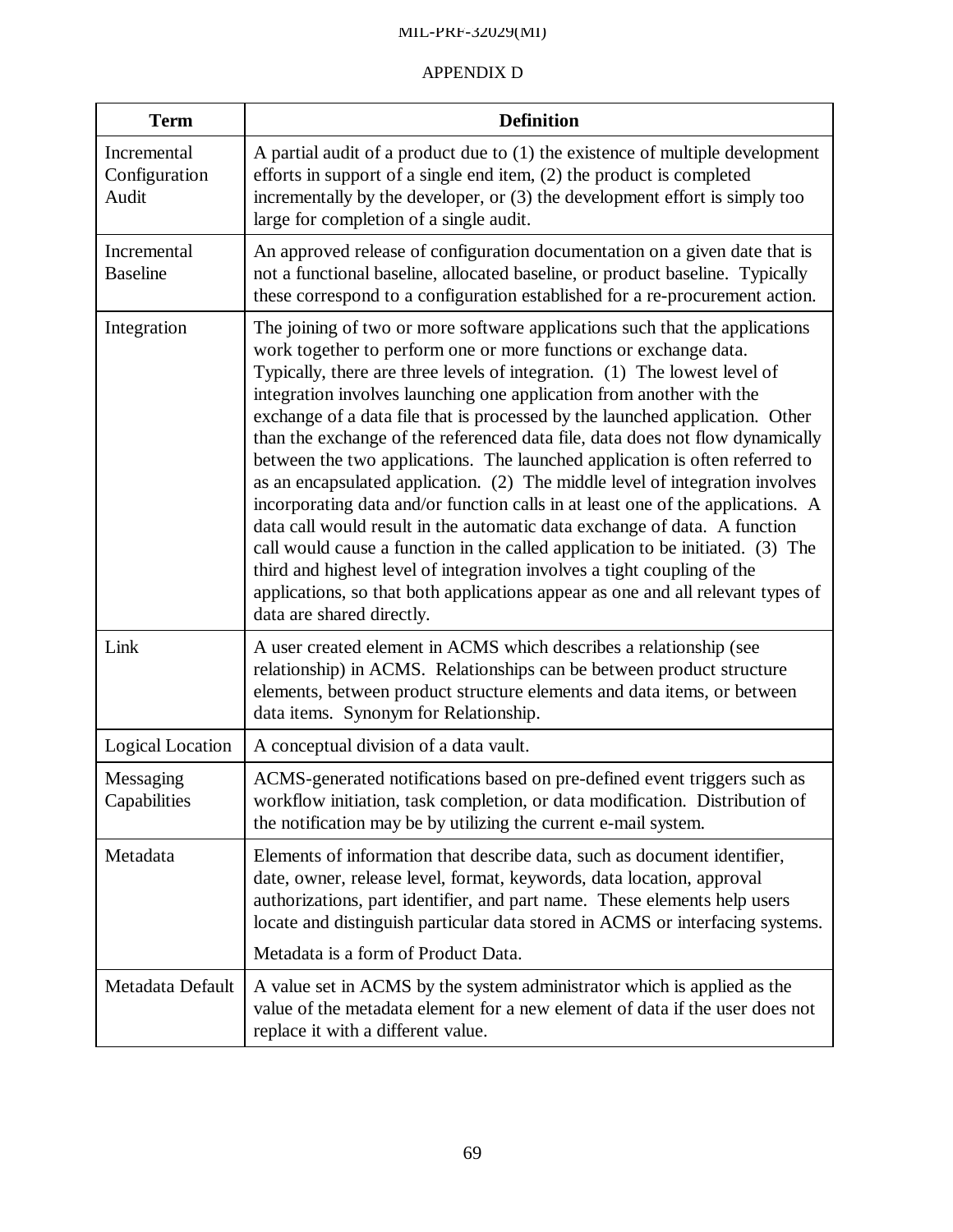APPENDIX D

| Term | Definition |
| --- | --- |
| Incremental Configuration Audit | A partial audit of a product due to (1) the existence of multiple development efforts in support of a single end item, (2) the product is completed incrementally by the developer, or (3) the development effort is simply too large for completion of a single audit. |
| Incremental Baseline | An approved release of configuration documentation on a given date that is not a functional baseline, allocated baseline, or product baseline. Typically these correspond to a configuration established for a re-procurement action. |
| Integration | The joining of two or more software applications such that the applications work together to perform one or more functions or exchange data. Typically, there are three levels of integration. (1) The lowest level of integration involves launching one application from another with the exchange of a data file that is processed by the launched application. Other than the exchange of the referenced data file, data does not flow dynamically between the two applications. The launched application is often referred to as an encapsulated application. (2) The middle level of integration involves incorporating data and/or function calls in at least one of the applications. A data call would result in the automatic data exchange of data. A function call would cause a function in the called application to be initiated. (3) The third and highest level of integration involves a tight coupling of the applications, so that both applications appear as one and all relevant types of data are shared directly. |
| Link | A user created element in ACMS which describes a relationship (see relationship) in ACMS. Relationships can be between product structure elements, between product structure elements and data items, or between data items. Synonym for Relationship. |
| Logical Location | A conceptual division of a data vault. |
| Messaging Capabilities | ACMS-generated notifications based on pre-defined event triggers such as workflow initiation, task completion, or data modification. Distribution of the notification may be by utilizing the current e-mail system. |
| Metadata | Elements of information that describe data, such as document identifier, date, owner, release level, format, keywords, data location, approval authorizations, part identifier, and part name. These elements help users locate and distinguish particular data stored in ACMS or interfacing systems.<br><br>Metadata is a form of Product Data. |
| Metadata Default | A value set in ACMS by the system administrator which is applied as the value of the metadata element for a new element of data if the user does not replace it with a different value. |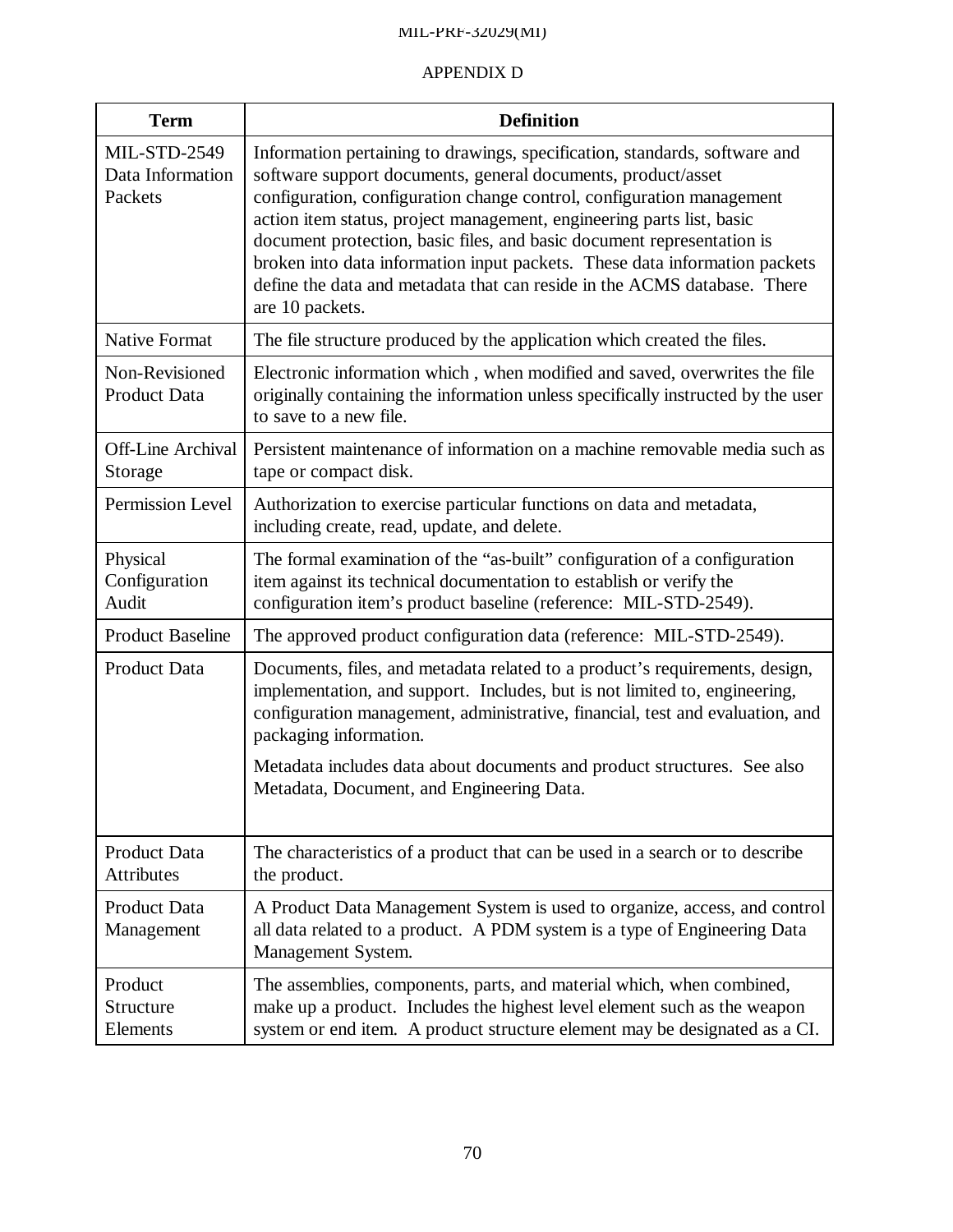APPENDIX D

| Term | Definition |
|---|---|
| MIL-STD-2549 Data Information Packets | Information pertaining to drawings, specification, standards, software and software support documents, general documents, product/asset configuration, configuration change control, configuration management action item status, project management, engineering parts list, basic document protection, basic files, and basic document representation is broken into data information input packets. These data information packets define the data and metadata that can reside in the ACMS database. There are 10 packets. |
| Native Format | The file structure produced by the application which created the files. |
| Non-Revisioned Product Data | Electronic information which , when modified and saved, overwrites the file originally containing the information unless specifically instructed by the user to save to a new file. |
| Off-Line Archival Storage | Persistent maintenance of information on a machine removable media such as tape or compact disk. |
| Permission Level | Authorization to exercise particular functions on data and metadata, including create, read, update, and delete. |
| Physical Configuration Audit | The formal examination of the “as-built” configuration of a configuration item against its technical documentation to establish or verify the configuration item’s product baseline (reference: MIL-STD-2549). |
| Product Baseline | The approved product configuration data (reference: MIL-STD-2549). |
| Product Data | Documents, files, and metadata related to a product’s requirements, design, implementation, and support. Includes, but is not limited to, engineering, configuration management, administrative, financial, test and evaluation, and packaging information.<br><br>Metadata includes data about documents and product structures. See also Metadata, Document, and Engineering Data. |
| Product Data Attributes | The characteristics of a product that can be used in a search or to describe the product. |
| Product Data Management | A Product Data Management System is used to organize, access, and control all data related to a product. A PDM system is a type of Engineering Data Management System. |
| Product Structure Elements | The assemblies, components, parts, and material which, when combined, make up a product. Includes the highest level element such as the weapon system or end item. A product structure element may be designated as a CI. |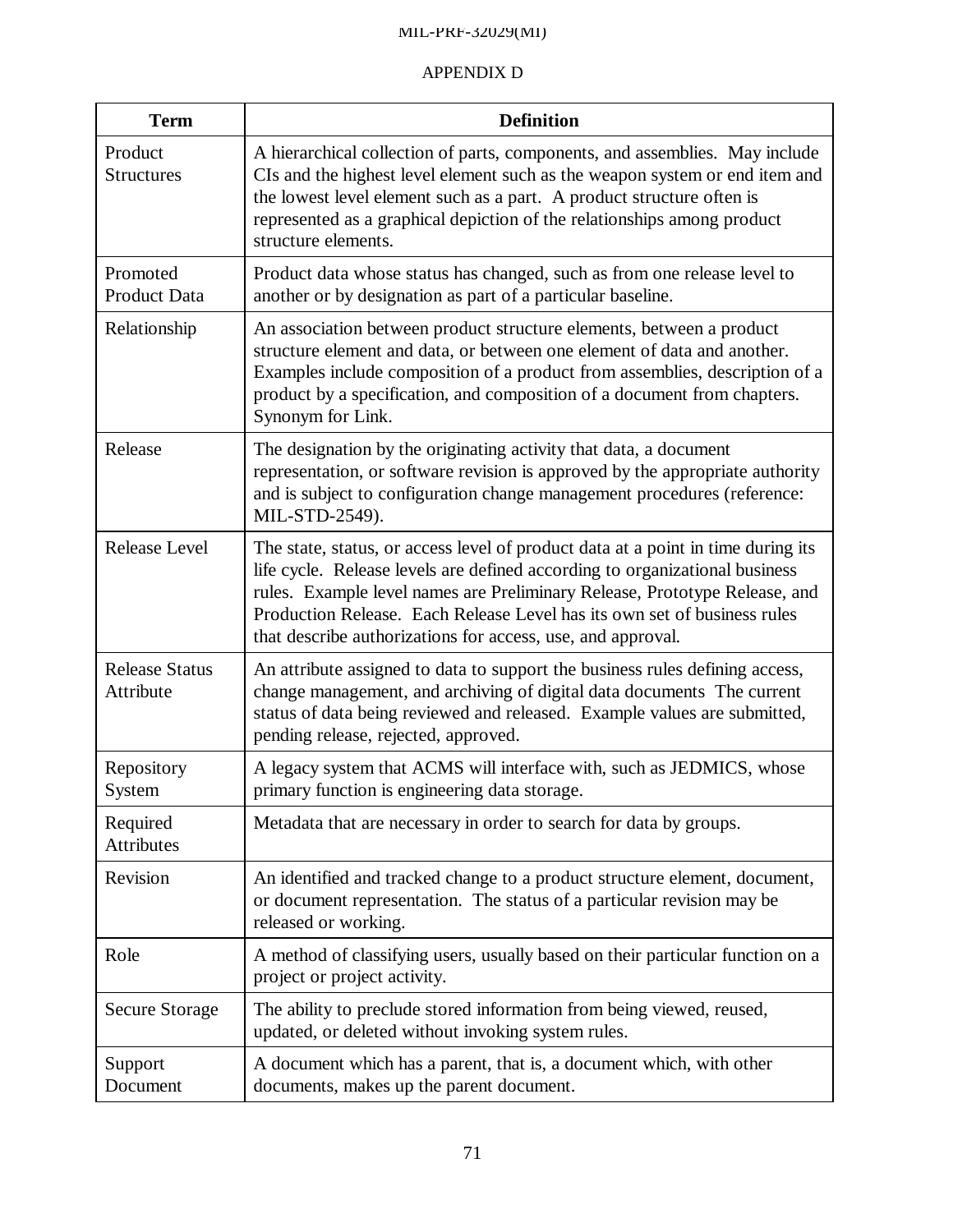APPENDIX D

| Term | Definition |
|---|---|
| Product Structures | A hierarchical collection of parts, components, and assemblies. May include CIs and the highest level element such as the weapon system or end item and the lowest level element such as a part. A product structure often is represented as a graphical depiction of the relationships among product structure elements. |
| Promoted Product Data | Product data whose status has changed, such as from one release level to another or by designation as part of a particular baseline. |
| Relationship | An association between product structure elements, between a product structure element and data, or between one element of data and another. Examples include composition of a product from assemblies, description of a product by a specification, and composition of a document from chapters. Synonym for Link. |
| Release | The designation by the originating activity that data, a document representation, or software revision is approved by the appropriate authority and is subject to configuration change management procedures (reference: MIL-STD-2549). |
| Release Level | The state, status, or access level of product data at a point in time during its life cycle. Release levels are defined according to organizational business rules. Example level names are Preliminary Release, Prototype Release, and Production Release. Each Release Level has its own set of business rules that describe authorizations for access, use, and approval. |
| Release Status Attribute | An attribute assigned to data to support the business rules defining access, change management, and archiving of digital data documents The current status of data being reviewed and released. Example values are submitted, pending release, rejected, approved. |
| Repository System | A legacy system that ACMS will interface with, such as JEDMICS, whose primary function is engineering data storage. |
| Required Attributes | Metadata that are necessary in order to search for data by groups. |
| Revision | An identified and tracked change to a product structure element, document, or document representation. The status of a particular revision may be released or working. |
| Role | A method of classifying users, usually based on their particular function on a project or project activity. |
| Secure Storage | The ability to preclude stored information from being viewed, reused, updated, or deleted without invoking system rules. |
| Support Document | A document which has a parent, that is, a document which, with other documents, makes up the parent document. |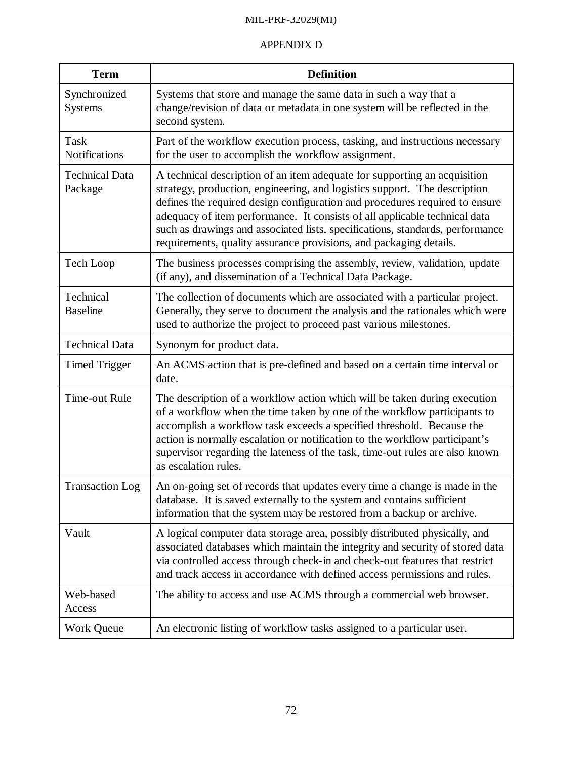APPENDIX D

| Term | Definition |
|---|---|
| Synchronized Systems | Systems that store and manage the same data in such a way that a change/revision of data or metadata in one system will be reflected in the second system. |
| Task Notifications | Part of the workflow execution process, tasking, and instructions necessary for the user to accomplish the workflow assignment. |
| Technical Data Package | A technical description of an item adequate for supporting an acquisition strategy, production, engineering, and logistics support. The description defines the required design configuration and procedures required to ensure adequacy of item performance. It consists of all applicable technical data such as drawings and associated lists, specifications, standards, performance requirements, quality assurance provisions, and packaging details. |
| Tech Loop | The business processes comprising the assembly, review, validation, update (if any), and dissemination of a Technical Data Package. |
| Technical Baseline | The collection of documents which are associated with a particular project. Generally, they serve to document the analysis and the rationales which were used to authorize the project to proceed past various milestones. |
| Technical Data | Synonym for product data. |
| Timed Trigger | An ACMS action that is pre-defined and based on a certain time interval or date. |
| Time-out Rule | The description of a workflow action which will be taken during execution of a workflow when the time taken by one of the workflow participants to accomplish a workflow task exceeds a specified threshold. Because the action is normally escalation or notification to the workflow participant's supervisor regarding the lateness of the task, time-out rules are also known as escalation rules. |
| Transaction Log | An on-going set of records that updates every time a change is made in the database. It is saved externally to the system and contains sufficient information that the system may be restored from a backup or archive. |
| Vault | A logical computer data storage area, possibly distributed physically, and associated databases which maintain the integrity and security of stored data via controlled access through check-in and check-out features that restrict and track access in accordance with defined access permissions and rules. |
| Web-based Access | The ability to access and use ACMS through a commercial web browser. |
| Work Queue | An electronic listing of workflow tasks assigned to a particular user. |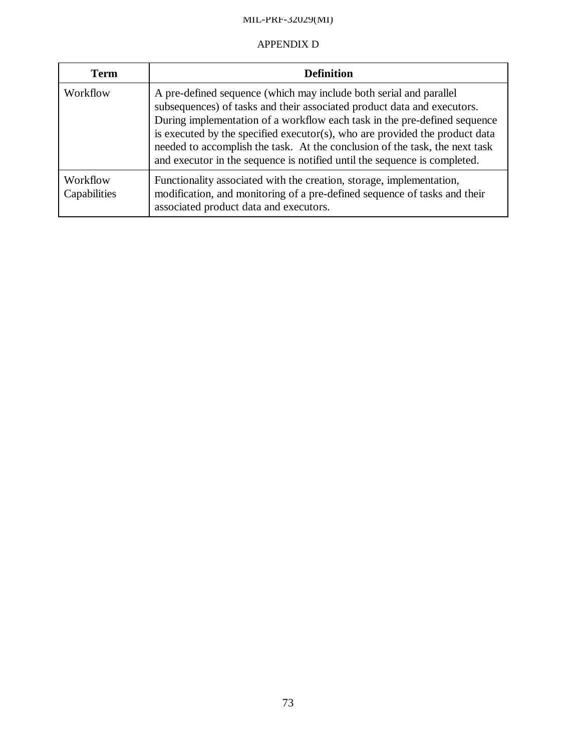APPENDIX D

| Term | Definition |
| --- | --- |
| Workflow | A pre-defined sequence (which may include both serial and parallel subsequences) of tasks and their associated product data and executors. During implementation of a workflow each task in the pre-defined sequence is executed by the specified executor(s), who are provided the product data needed to accomplish the task. At the conclusion of the task, the next task and executor in the sequence is notified until the sequence is completed. |
| Workflow Capabilities | Functionality associated with the creation, storage, implementation, modification, and monitoring of a pre-defined sequence of tasks and their associated product data and executors. |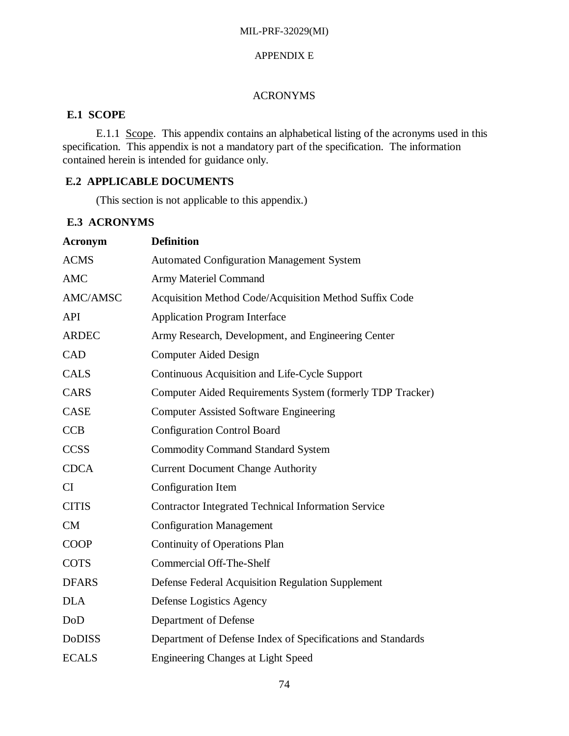# APPENDIX E

## ACRONYMS

### E.1 SCOPE

E.1.1 Scope. This appendix contains an alphabetical listing of the acronyms used in this specification. This appendix is not a mandatory part of the specification. The information contained herein is intended for guidance only.

### E.2 APPLICABLE DOCUMENTS

(This section is not applicable to this appendix.)

### E.3 ACRONYMS

| Acronym | Definition |
|---|---|
| ACMS | Automated Configuration Management System |
| AMC | Army Materiel Command |
| AMC/AMSC | Acquisition Method Code/Acquisition Method Suffix Code |
| API | Application Program Interface |
| ARDEC | Army Research, Development, and Engineering Center |
| CAD | Computer Aided Design |
| CALS | Continuous Acquisition and Life-Cycle Support |
| CARS | Computer Aided Requirements System (formerly TDP Tracker) |
| CASE | Computer Assisted Software Engineering |
| CCB | Configuration Control Board |
| CCSS | Commodity Command Standard System |
| CDCA | Current Document Change Authority |
| CI | Configuration Item |
| CITIS | Contractor Integrated Technical Information Service |
| CM | Configuration Management |
| COOP | Continuity of Operations Plan |
| COTS | Commercial Off-The-Shelf |
| DFARS | Defense Federal Acquisition Regulation Supplement |
| DLA | Defense Logistics Agency |
| DoD | Department of Defense |
| DoDISS | Department of Defense Index of Specifications and Standards |
| ECALS | Engineering Changes at Light Speed |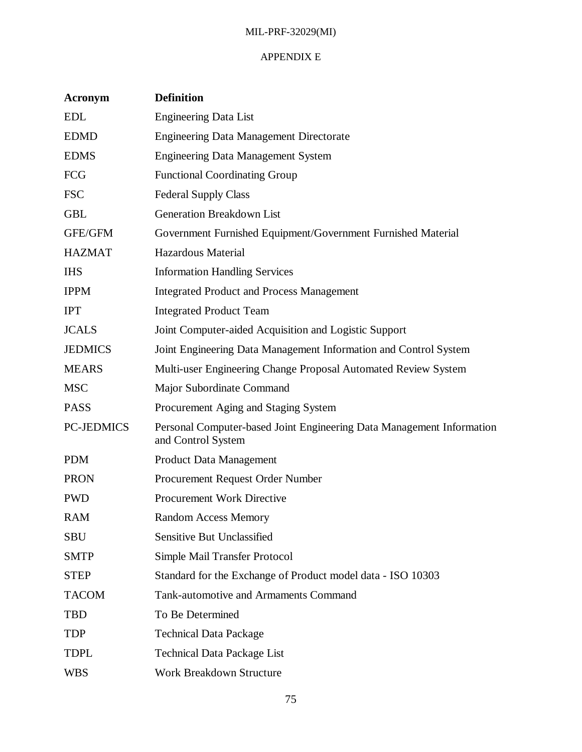## APPENDIX E

| Acronym | Definition |
|---|---|
| EDL | Engineering Data List |
| EDMD | Engineering Data Management Directorate |
| EDMS | Engineering Data Management System |
| FCG | Functional Coordinating Group |
| FSC | Federal Supply Class |
| GBL | Generation Breakdown List |
| GFE/GFM | Government Furnished Equipment/Government Furnished Material |
| HAZMAT | Hazardous Material |
| IHS | Information Handling Services |
| IPPM | Integrated Product and Process Management |
| IPT | Integrated Product Team |
| JCALS | Joint Computer-aided Acquisition and Logistic Support |
| JEDMICS | Joint Engineering Data Management Information and Control System |
| MEARS | Multi-user Engineering Change Proposal Automated Review System |
| MSC | Major Subordinate Command |
| PASS | Procurement Aging and Staging System |
| PC-JEDMICS | Personal Computer-based Joint Engineering Data Management Information and Control System |
| PDM | Product Data Management |
| PRON | Procurement Request Order Number |
| PWD | Procurement Work Directive |
| RAM | Random Access Memory |
| SBU | Sensitive But Unclassified |
| SMTP | Simple Mail Transfer Protocol |
| STEP | Standard for the Exchange of Product model data - ISO 10303 |
| TACOM | Tank-automotive and Armaments Command |
| TBD | To Be Determined |
| TDP | Technical Data Package |
| TDPL | Technical Data Package List |
| WBS | Work Breakdown Structure |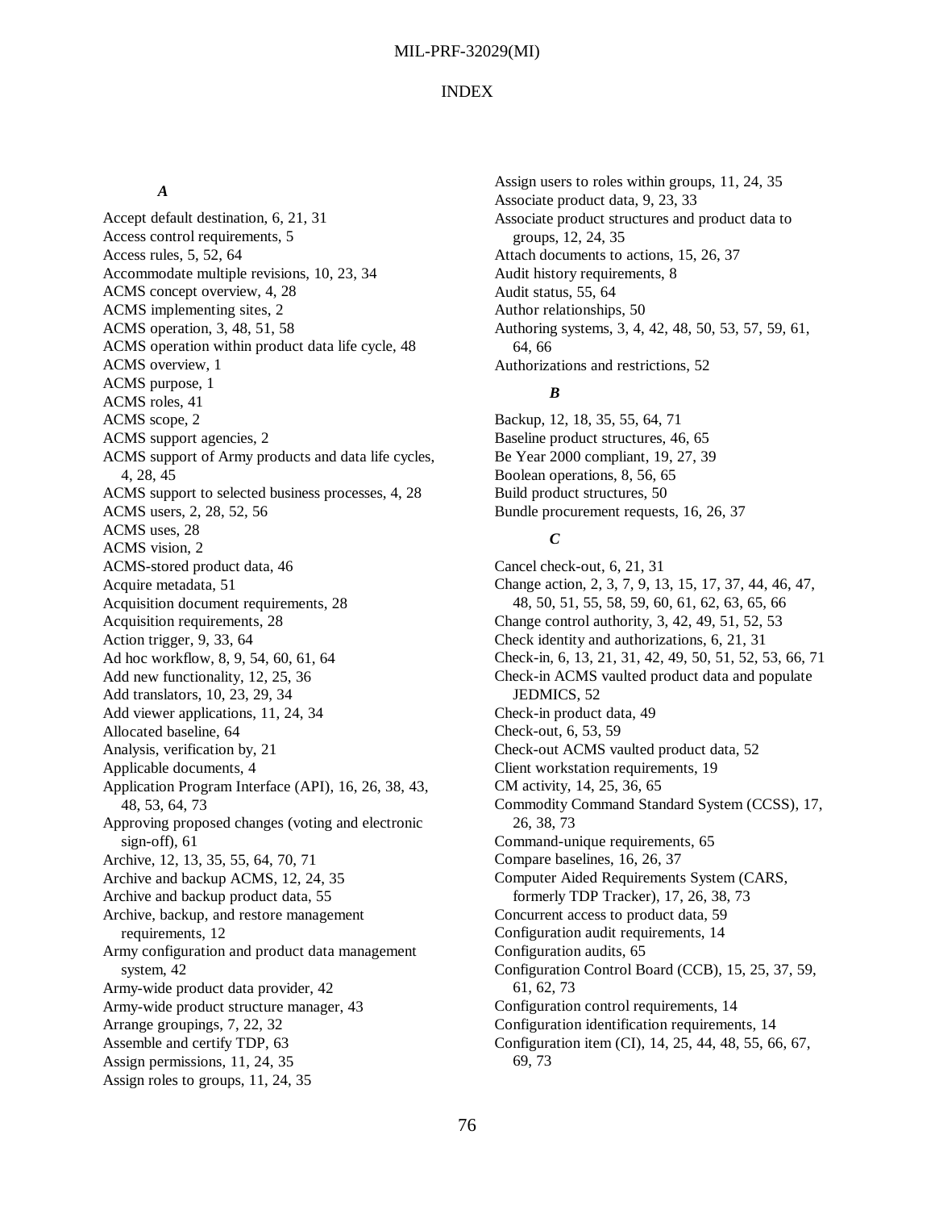# INDEX

***A***

Accept default destination, 6, 21, 31
Access control requirements, 5
Access rules, 5, 52, 64
Accommodate multiple revisions, 10, 23, 34
ACMS concept overview, 4, 28
ACMS implementing sites, 2
ACMS operation, 3, 48, 51, 58
ACMS operation within product data life cycle, 48
ACMS overview, 1
ACMS purpose, 1
ACMS roles, 41
ACMS scope, 2
ACMS support agencies, 2
ACMS support of Army products and data life cycles, 4, 28, 45
ACMS support to selected business processes, 4, 28
ACMS users, 2, 28, 52, 56
ACMS uses, 28
ACMS vision, 2
ACMS-stored product data, 46
Acquire metadata, 51
Acquisition document requirements, 28
Acquisition requirements, 28
Action trigger, 9, 33, 64
Ad hoc workflow, 8, 9, 54, 60, 61, 64
Add new functionality, 12, 25, 36
Add translators, 10, 23, 29, 34
Add viewer applications, 11, 24, 34
Allocated baseline, 64
Analysis, verification by, 21
Applicable documents, 4
Application Program Interface (API), 16, 26, 38, 43, 48, 53, 64, 73
Approving proposed changes (voting and electronic sign-off), 61
Archive, 12, 13, 35, 55, 64, 70, 71
Archive and backup ACMS, 12, 24, 35
Archive and backup product data, 55
Archive, backup, and restore management requirements, 12
Army configuration and product data management system, 42
Army-wide product data provider, 42
Army-wide product structure manager, 43
Arrange groupings, 7, 22, 32
Assemble and certify TDP, 63
Assign permissions, 11, 24, 35
Assign roles to groups, 11, 24, 35
Assign users to roles within groups, 11, 24, 35
Associate product data, 9, 23, 33
Associate product structures and product data to groups, 12, 24, 35
Attach documents to actions, 15, 26, 37
Audit history requirements, 8
Audit status, 55, 64
Author relationships, 50
Authoring systems, 3, 4, 42, 48, 50, 53, 57, 59, 61, 64, 66
Authorizations and restrictions, 52

***B***

Backup, 12, 18, 35, 55, 64, 71
Baseline product structures, 46, 65
Be Year 2000 compliant, 19, 27, 39
Boolean operations, 8, 56, 65
Build product structures, 50
Bundle procurement requests, 16, 26, 37

***C***

Cancel check-out, 6, 21, 31
Change action, 2, 3, 7, 9, 13, 15, 17, 37, 44, 46, 47, 48, 50, 51, 55, 58, 59, 60, 61, 62, 63, 65, 66
Change control authority, 3, 42, 49, 51, 52, 53
Check identity and authorizations, 6, 21, 31
Check-in, 6, 13, 21, 31, 42, 49, 50, 51, 52, 53, 66, 71
Check-in ACMS vaulted product data and populate JEDMICS, 52
Check-in product data, 49
Check-out, 6, 53, 59
Check-out ACMS vaulted product data, 52
Client workstation requirements, 19
CM activity, 14, 25, 36, 65
Commodity Command Standard System (CCSS), 17, 26, 38, 73
Command-unique requirements, 65
Compare baselines, 16, 26, 37
Computer Aided Requirements System (CARS, formerly TDP Tracker), 17, 26, 38, 73
Concurrent access to product data, 59
Configuration audit requirements, 14
Configuration audits, 65
Configuration Control Board (CCB), 15, 25, 37, 59, 61, 62, 73
Configuration control requirements, 14
Configuration identification requirements, 14
Configuration item (CI), 14, 25, 44, 48, 55, 66, 67, 69, 73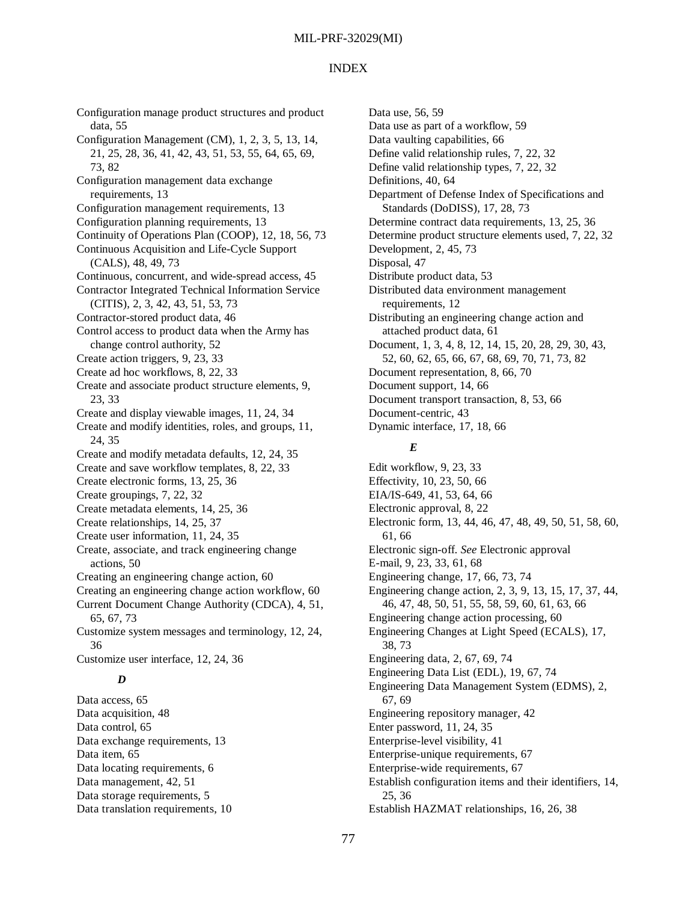# INDEX

Configuration manage product structures and product data, 55
Configuration Management (CM), 1, 2, 3, 5, 13, 14, 21, 25, 28, 36, 41, 42, 43, 51, 53, 55, 64, 65, 69, 73, 82
Configuration management data exchange requirements, 13
Configuration management requirements, 13
Configuration planning requirements, 13
Continuity of Operations Plan (COOP), 12, 18, 56, 73
Continuous Acquisition and Life-Cycle Support (CALS), 48, 49, 73
Continuous, concurrent, and wide-spread access, 45
Contractor Integrated Technical Information Service (CITIS), 2, 3, 42, 43, 51, 53, 73
Contractor-stored product data, 46
Control access to product data when the Army has change control authority, 52
Create action triggers, 9, 23, 33
Create ad hoc workflows, 8, 22, 33
Create and associate product structure elements, 9, 23, 33
Create and display viewable images, 11, 24, 34
Create and modify identities, roles, and groups, 11, 24, 35
Create and modify metadata defaults, 12, 24, 35
Create and save workflow templates, 8, 22, 33
Create electronic forms, 13, 25, 36
Create groupings, 7, 22, 32
Create metadata elements, 14, 25, 36
Create relationships, 14, 25, 37
Create user information, 11, 24, 35
Create, associate, and track engineering change actions, 50
Creating an engineering change action, 60
Creating an engineering change action workflow, 60
Current Document Change Authority (CDCA), 4, 51, 65, 67, 73
Customize system messages and terminology, 12, 24, 36
Customize user interface, 12, 24, 36

***D***

Data access, 65
Data acquisition, 48
Data control, 65
Data exchange requirements, 13
Data item, 65
Data locating requirements, 6
Data management, 42, 51
Data storage requirements, 5
Data translation requirements, 10
Data use, 56, 59
Data use as part of a workflow, 59
Data vaulting capabilities, 66
Define valid relationship rules, 7, 22, 32
Define valid relationship types, 7, 22, 32
Definitions, 40, 64
Department of Defense Index of Specifications and Standards (DoDISS), 17, 28, 73
Determine contract data requirements, 13, 25, 36
Determine product structure elements used, 7, 22, 32
Development, 2, 45, 73
Disposal, 47
Distribute product data, 53
Distributed data environment management requirements, 12
Distributing an engineering change action and attached product data, 61
Document, 1, 3, 4, 8, 12, 14, 15, 20, 28, 29, 30, 43, 52, 60, 62, 65, 66, 67, 68, 69, 70, 71, 73, 82
Document representation, 8, 66, 70
Document support, 14, 66
Document transport transaction, 8, 53, 66
Document-centric, 43
Dynamic interface, 17, 18, 66

***E***

Edit workflow, 9, 23, 33
Effectivity, 10, 23, 50, 66
EIA/IS-649, 41, 53, 64, 66
Electronic approval, 8, 22
Electronic form, 13, 44, 46, 47, 48, 49, 50, 51, 58, 60, 61, 66
Electronic sign-off. *See* Electronic approval
E-mail, 9, 23, 33, 61, 68
Engineering change, 17, 66, 73, 74
Engineering change action, 2, 3, 9, 13, 15, 17, 37, 44, 46, 47, 48, 50, 51, 55, 58, 59, 60, 61, 63, 66
Engineering change action processing, 60
Engineering Changes at Light Speed (ECALS), 17, 38, 73
Engineering data, 2, 67, 69, 74
Engineering Data List (EDL), 19, 67, 74
Engineering Data Management System (EDMS), 2, 67, 69
Engineering repository manager, 42
Enter password, 11, 24, 35
Enterprise-level visibility, 41
Enterprise-unique requirements, 67
Enterprise-wide requirements, 67
Establish configuration items and their identifiers, 14, 25, 36
Establish HAZMAT relationships, 16, 26, 38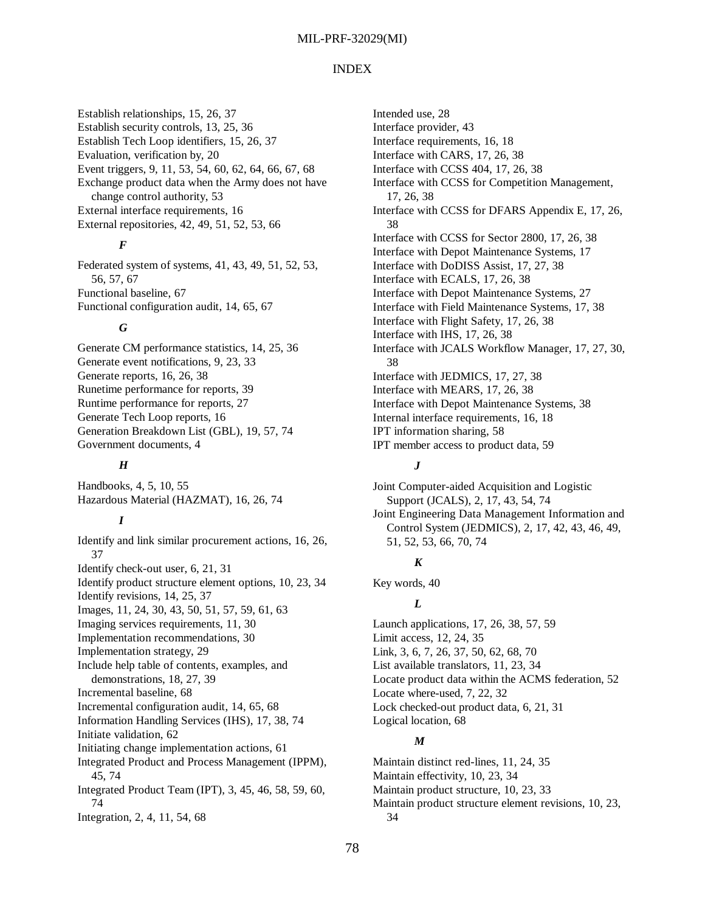# INDEX

Establish relationships, 15, 26, 37
Establish security controls, 13, 25, 36
Establish Tech Loop identifiers, 15, 26, 37
Evaluation, verification by, 20
Event triggers, 9, 11, 53, 54, 60, 62, 64, 66, 67, 68
Exchange product data when the Army does not have change control authority, 53
External interface requirements, 16
External repositories, 42, 49, 51, 52, 53, 66

### *F*

Federated system of systems, 41, 43, 49, 51, 52, 53, 56, 57, 67
Functional baseline, 67
Functional configuration audit, 14, 65, 67

### *G*

Generate CM performance statistics, 14, 25, 36
Generate event notifications, 9, 23, 33
Generate reports, 16, 26, 38
Runetime performance for reports, 39
Runtime performance for reports, 27
Generate Tech Loop reports, 16
Generation Breakdown List (GBL), 19, 57, 74
Government documents, 4

### *H*

Handbooks, 4, 5, 10, 55
Hazardous Material (HAZMAT), 16, 26, 74

### *I*

Identify and link similar procurement actions, 16, 26, 37
Identify check-out user, 6, 21, 31
Identify product structure element options, 10, 23, 34
Identify revisions, 14, 25, 37
Images, 11, 24, 30, 43, 50, 51, 57, 59, 61, 63
Imaging services requirements, 11, 30
Implementation recommendations, 30
Implementation strategy, 29
Include help table of contents, examples, and demonstrations, 18, 27, 39
Incremental baseline, 68
Incremental configuration audit, 14, 65, 68
Information Handling Services (IHS), 17, 38, 74
Initiate validation, 62
Initiating change implementation actions, 61
Integrated Product and Process Management (IPPM), 45, 74
Integrated Product Team (IPT), 3, 45, 46, 58, 59, 60, 74
Integration, 2, 4, 11, 54, 68
Intended use, 28
Interface provider, 43
Interface requirements, 16, 18
Interface with CARS, 17, 26, 38
Interface with CCSS 404, 17, 26, 38
Interface with CCSS for Competition Management, 17, 26, 38
Interface with CCSS for DFARS Appendix E, 17, 26, 38
Interface with CCSS for Sector 2800, 17, 26, 38
Interface with Depot Maintenance Systems, 17
Interface with DoDISS Assist, 17, 27, 38
Interface with ECALS, 17, 26, 38
Interface with Depot Maintenance Systems, 27
Interface with Field Maintenance Systems, 17, 38
Interface with Flight Safety, 17, 26, 38
Interface with IHS, 17, 26, 38
Interface with JCALS Workflow Manager, 17, 27, 30, 38
Interface with JEDMICS, 17, 27, 38
Interface with MEARS, 17, 26, 38
Interface with Depot Maintenance Systems, 38
Internal interface requirements, 16, 18
IPT information sharing, 58
IPT member access to product data, 59

### *J*

Joint Computer-aided Acquisition and Logistic Support (JCALS), 2, 17, 43, 54, 74
Joint Engineering Data Management Information and Control System (JEDMICS), 2, 17, 42, 43, 46, 49, 51, 52, 53, 66, 70, 74

### *K*

Key words, 40

### *L*

Launch applications, 17, 26, 38, 57, 59
Limit access, 12, 24, 35
Link, 3, 6, 7, 26, 37, 50, 62, 68, 70
List available translators, 11, 23, 34
Locate product data within the ACMS federation, 52
Locate where-used, 7, 22, 32
Lock checked-out product data, 6, 21, 31
Logical location, 68

### *M*

Maintain distinct red-lines, 11, 24, 35
Maintain effectivity, 10, 23, 34
Maintain product structure, 10, 23, 33
Maintain product structure element revisions, 10, 23, 34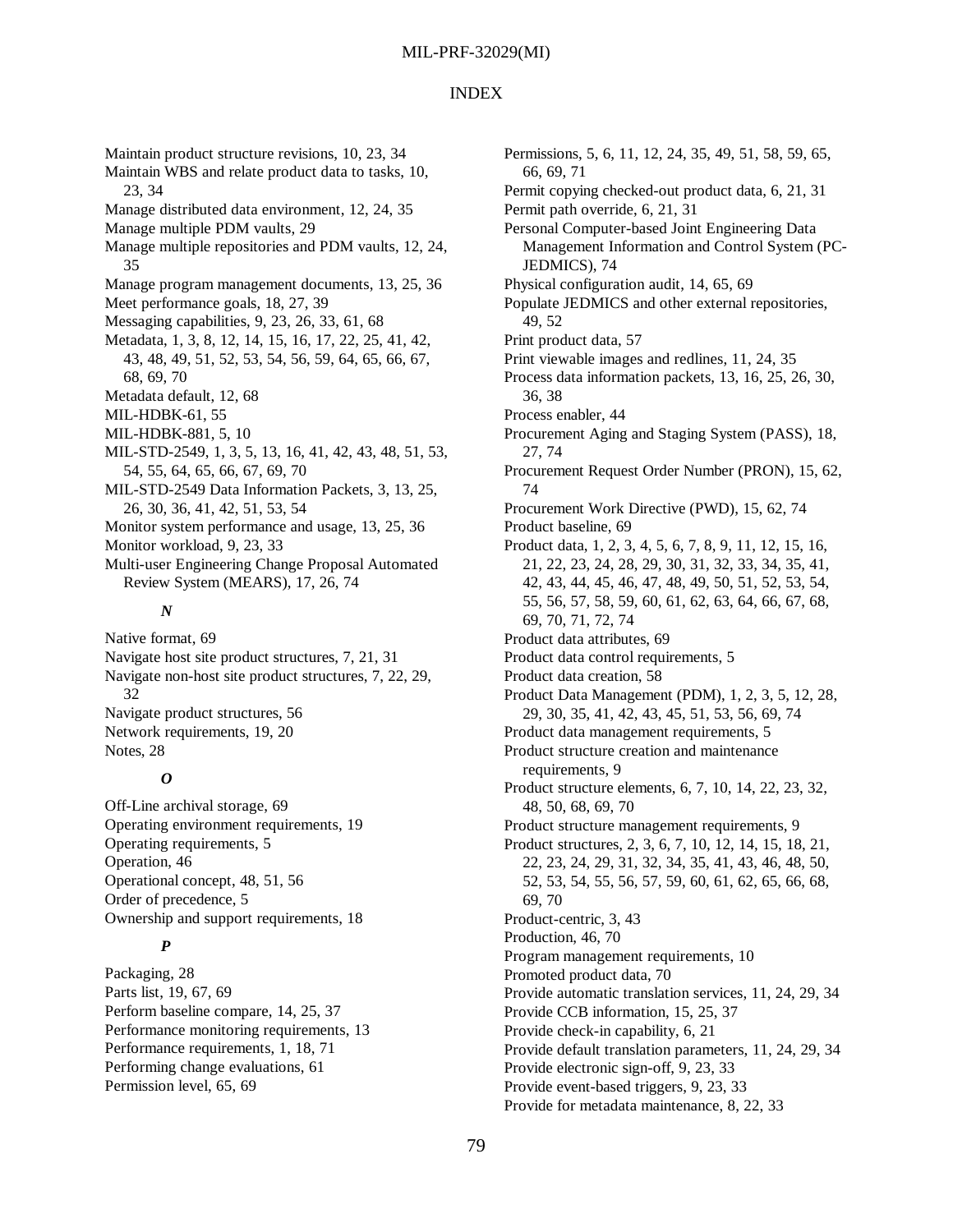# INDEX

Maintain product structure revisions, 10, 23, 34
Maintain WBS and relate product data to tasks, 10, 23, 34
Manage distributed data environment, 12, 24, 35
Manage multiple PDM vaults, 29
Manage multiple repositories and PDM vaults, 12, 24, 35
Manage program management documents, 13, 25, 36
Meet performance goals, 18, 27, 39
Messaging capabilities, 9, 23, 26, 33, 61, 68
Metadata, 1, 3, 8, 12, 14, 15, 16, 17, 22, 25, 41, 42, 43, 48, 49, 51, 52, 53, 54, 56, 59, 64, 65, 66, 67, 68, 69, 70
Metadata default, 12, 68
MIL-HDBK-61, 55
MIL-HDBK-881, 5, 10
MIL-STD-2549, 1, 3, 5, 13, 16, 41, 42, 43, 48, 51, 53, 54, 55, 64, 65, 66, 67, 69, 70
MIL-STD-2549 Data Information Packets, 3, 13, 25, 26, 30, 36, 41, 42, 51, 53, 54
Monitor system performance and usage, 13, 25, 36
Monitor workload, 9, 23, 33
Multi-user Engineering Change Proposal Automated Review System (MEARS), 17, 26, 74

### *N*

Native format, 69
Navigate host site product structures, 7, 21, 31
Navigate non-host site product structures, 7, 22, 29, 32
Navigate product structures, 56
Network requirements, 19, 20
Notes, 28

### *O*

Off-Line archival storage, 69
Operating environment requirements, 19
Operating requirements, 5
Operation, 46
Operational concept, 48, 51, 56
Order of precedence, 5
Ownership and support requirements, 18

### *P*

Packaging, 28
Parts list, 19, 67, 69
Perform baseline compare, 14, 25, 37
Performance monitoring requirements, 13
Performance requirements, 1, 18, 71
Performing change evaluations, 61
Permission level, 65, 69
Permissions, 5, 6, 11, 12, 24, 35, 49, 51, 58, 59, 65, 66, 69, 71
Permit copying checked-out product data, 6, 21, 31
Permit path override, 6, 21, 31
Personal Computer-based Joint Engineering Data Management Information and Control System (PC-JEDMICS), 74
Physical configuration audit, 14, 65, 69
Populate JEDMICS and other external repositories, 49, 52
Print product data, 57
Print viewable images and redlines, 11, 24, 35
Process data information packets, 13, 16, 25, 26, 30, 36, 38
Process enabler, 44
Procurement Aging and Staging System (PASS), 18, 27, 74
Procurement Request Order Number (PRON), 15, 62, 74
Procurement Work Directive (PWD), 15, 62, 74
Product baseline, 69
Product data, 1, 2, 3, 4, 5, 6, 7, 8, 9, 11, 12, 15, 16, 21, 22, 23, 24, 28, 29, 30, 31, 32, 33, 34, 35, 41, 42, 43, 44, 45, 46, 47, 48, 49, 50, 51, 52, 53, 54, 55, 56, 57, 58, 59, 60, 61, 62, 63, 64, 66, 67, 68, 69, 70, 71, 72, 74
Product data attributes, 69
Product data control requirements, 5
Product data creation, 58
Product Data Management (PDM), 1, 2, 3, 5, 12, 28, 29, 30, 35, 41, 42, 43, 45, 51, 53, 56, 69, 74
Product data management requirements, 5
Product structure creation and maintenance requirements, 9
Product structure elements, 6, 7, 10, 14, 22, 23, 32, 48, 50, 68, 69, 70
Product structure management requirements, 9
Product structures, 2, 3, 6, 7, 10, 12, 14, 15, 18, 21, 22, 23, 24, 29, 31, 32, 34, 35, 41, 43, 46, 48, 50, 52, 53, 54, 55, 56, 57, 59, 60, 61, 62, 65, 66, 68, 69, 70
Product-centric, 3, 43
Production, 46, 70
Program management requirements, 10
Promoted product data, 70
Provide automatic translation services, 11, 24, 29, 34
Provide CCB information, 15, 25, 37
Provide check-in capability, 6, 21
Provide default translation parameters, 11, 24, 29, 34
Provide electronic sign-off, 9, 23, 33
Provide event-based triggers, 9, 23, 33
Provide for metadata maintenance, 8, 22, 33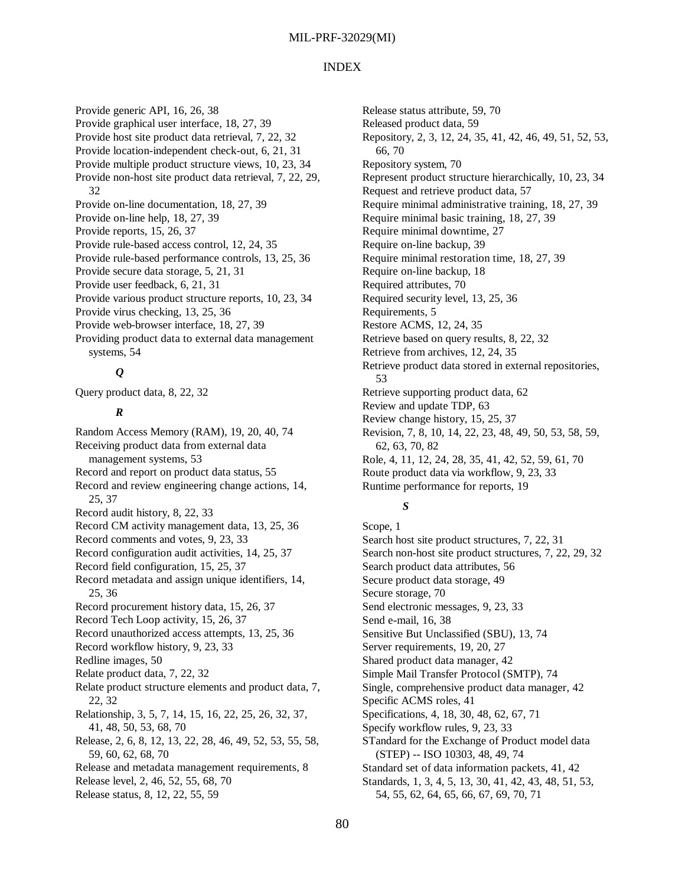# INDEX

Provide generic API, 16, 26, 38
Provide graphical user interface, 18, 27, 39
Provide host site product data retrieval, 7, 22, 32
Provide location-independent check-out, 6, 21, 31
Provide multiple product structure views, 10, 23, 34
Provide non-host site product data retrieval, 7, 22, 29, 32
Provide on-line documentation, 18, 27, 39
Provide on-line help, 18, 27, 39
Provide reports, 15, 26, 37
Provide rule-based access control, 12, 24, 35
Provide rule-based performance controls, 13, 25, 36
Provide secure data storage, 5, 21, 31
Provide user feedback, 6, 21, 31
Provide various product structure reports, 10, 23, 34
Provide virus checking, 13, 25, 36
Provide web-browser interface, 18, 27, 39
Providing product data to external data management systems, 54

### *Q*

Query product data, 8, 22, 32

### *R*

Random Access Memory (RAM), 19, 20, 40, 74
Receiving product data from external data management systems, 53
Record and report on product data status, 55
Record and review engineering change actions, 14, 25, 37
Record audit history, 8, 22, 33
Record CM activity management data, 13, 25, 36
Record comments and votes, 9, 23, 33
Record configuration audit activities, 14, 25, 37
Record field configuration, 15, 25, 37
Record metadata and assign unique identifiers, 14, 25, 36
Record procurement history data, 15, 26, 37
Record Tech Loop activity, 15, 26, 37
Record unauthorized access attempts, 13, 25, 36
Record workflow history, 9, 23, 33
Redline images, 50
Relate product data, 7, 22, 32
Relate product structure elements and product data, 7, 22, 32
Relationship, 3, 5, 7, 14, 15, 16, 22, 25, 26, 32, 37, 41, 48, 50, 53, 68, 70
Release, 2, 6, 8, 12, 13, 22, 28, 46, 49, 52, 53, 55, 58, 59, 60, 62, 68, 70
Release and metadata management requirements, 8
Release level, 2, 46, 52, 55, 68, 70
Release status, 8, 12, 22, 55, 59
Release status attribute, 59, 70
Released product data, 59
Repository, 2, 3, 12, 24, 35, 41, 42, 46, 49, 51, 52, 53, 66, 70
Repository system, 70
Represent product structure hierarchically, 10, 23, 34
Request and retrieve product data, 57
Require minimal administrative training, 18, 27, 39
Require minimal basic training, 18, 27, 39
Require minimal downtime, 27
Require on-line backup, 39
Require minimal restoration time, 18, 27, 39
Require on-line backup, 18
Required attributes, 70
Required security level, 13, 25, 36
Requirements, 5
Restore ACMS, 12, 24, 35
Retrieve based on query results, 8, 22, 32
Retrieve from archives, 12, 24, 35
Retrieve product data stored in external repositories, 53
Retrieve supporting product data, 62
Review and update TDP, 63
Review change history, 15, 25, 37
Revision, 7, 8, 10, 14, 22, 23, 48, 49, 50, 53, 58, 59, 62, 63, 70, 82
Role, 4, 11, 12, 24, 28, 35, 41, 42, 52, 59, 61, 70
Route product data via workflow, 9, 23, 33
Runtime performance for reports, 19

### *S*

Scope, 1
Search host site product structures, 7, 22, 31
Search non-host site product structures, 7, 22, 29, 32
Search product data attributes, 56
Secure product data storage, 49
Secure storage, 70
Send electronic messages, 9, 23, 33
Send e-mail, 16, 38
Sensitive But Unclassified (SBU), 13, 74
Server requirements, 19, 20, 27
Shared product data manager, 42
Simple Mail Transfer Protocol (SMTP), 74
Single, comprehensive product data manager, 42
Specific ACMS roles, 41
Specifications, 4, 18, 30, 48, 62, 67, 71
Specify workflow rules, 9, 23, 33
STandard for the Exchange of Product model data (STEP) -- ISO 10303, 48, 49, 74
Standard set of data information packets, 41, 42
Standards, 1, 3, 4, 5, 13, 30, 41, 42, 43, 48, 51, 53, 54, 55, 62, 64, 65, 66, 67, 69, 70, 71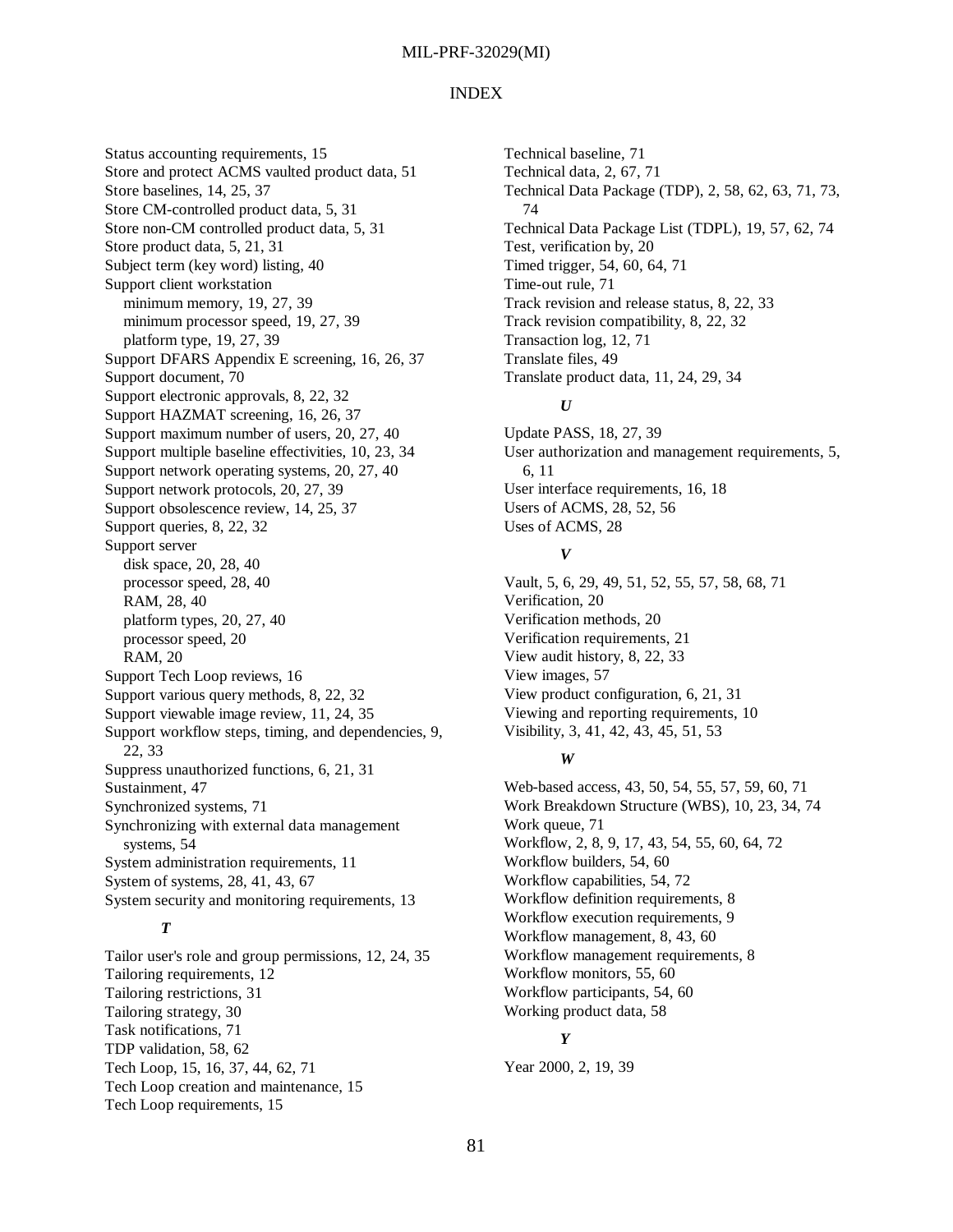# INDEX

Status accounting requirements, 15
Store and protect ACMS vaulted product data, 51
Store baselines, 14, 25, 37
Store CM-controlled product data, 5, 31
Store non-CM controlled product data, 5, 31
Store product data, 5, 21, 31
Subject term (key word) listing, 40
Support client workstation
  minimum memory, 19, 27, 39
  minimum processor speed, 19, 27, 39
  platform type, 19, 27, 39
Support DFARS Appendix E screening, 16, 26, 37
Support document, 70
Support electronic approvals, 8, 22, 32
Support HAZMAT screening, 16, 26, 37
Support maximum number of users, 20, 27, 40
Support multiple baseline effectivities, 10, 23, 34
Support network operating systems, 20, 27, 40
Support network protocols, 20, 27, 39
Support obsolescence review, 14, 25, 37
Support queries, 8, 22, 32
Support server
  disk space, 20, 28, 40
  processor speed, 28, 40
  RAM, 28, 40
  platform types, 20, 27, 40
  processor speed, 20
  RAM, 20
Support Tech Loop reviews, 16
Support various query methods, 8, 22, 32
Support viewable image review, 11, 24, 35
Support workflow steps, timing, and dependencies, 9, 22, 33
Suppress unauthorized functions, 6, 21, 31
Sustainment, 47
Synchronized systems, 71
Synchronizing with external data management systems, 54
System administration requirements, 11
System of systems, 28, 41, 43, 67
System security and monitoring requirements, 13

### *T*

Tailor user's role and group permissions, 12, 24, 35
Tailoring requirements, 12
Tailoring restrictions, 31
Tailoring strategy, 30
Task notifications, 71
TDP validation, 58, 62
Tech Loop, 15, 16, 37, 44, 62, 71
Tech Loop creation and maintenance, 15
Tech Loop requirements, 15
Technical baseline, 71
Technical data, 2, 67, 71
Technical Data Package (TDP), 2, 58, 62, 63, 71, 73, 74
Technical Data Package List (TDPL), 19, 57, 62, 74
Test, verification by, 20
Timed trigger, 54, 60, 64, 71
Time-out rule, 71
Track revision and release status, 8, 22, 33
Track revision compatibility, 8, 22, 32
Transaction log, 12, 71
Translate files, 49
Translate product data, 11, 24, 29, 34

### *U*

Update PASS, 18, 27, 39
User authorization and management requirements, 5, 6, 11
User interface requirements, 16, 18
Users of ACMS, 28, 52, 56
Uses of ACMS, 28

### *V*

Vault, 5, 6, 29, 49, 51, 52, 55, 57, 58, 68, 71
Verification, 20
Verification methods, 20
Verification requirements, 21
View audit history, 8, 22, 33
View images, 57
View product configuration, 6, 21, 31
Viewing and reporting requirements, 10
Visibility, 3, 41, 42, 43, 45, 51, 53

### *W*

Web-based access, 43, 50, 54, 55, 57, 59, 60, 71
Work Breakdown Structure (WBS), 10, 23, 34, 74
Work queue, 71
Workflow, 2, 8, 9, 17, 43, 54, 55, 60, 64, 72
Workflow builders, 54, 60
Workflow capabilities, 54, 72
Workflow definition requirements, 8
Workflow execution requirements, 9
Workflow management, 8, 43, 60
Workflow management requirements, 8
Workflow monitors, 55, 60
Workflow participants, 54, 60
Working product data, 58

### *Y*

Year 2000, 2, 19, 39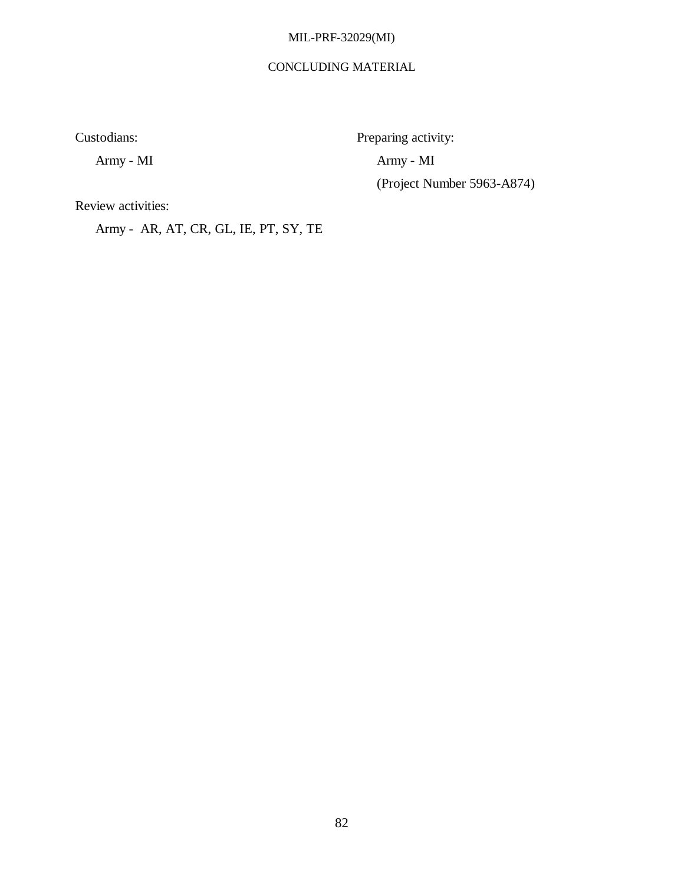## CONCLUDING MATERIAL

Custodians:

Army - MI

Review activities:

Army - AR, AT, CR, GL, IE, PT, SY, TE

Preparing activity:

Army - MI

(Project Number 5963-A874)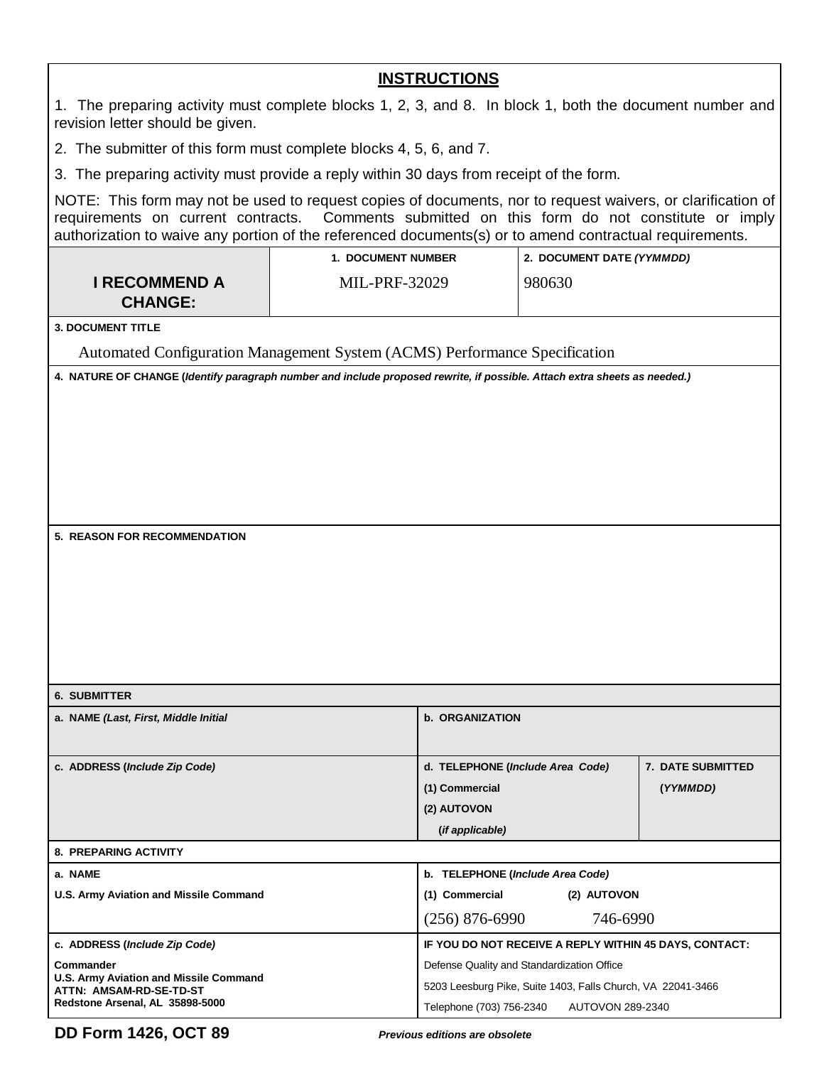## INSTRUCTIONS

1. The preparing activity must complete blocks 1, 2, 3, and 8. In block 1, both the document number and revision letter should be given.

2. The submitter of this form must complete blocks 4, 5, 6, and 7.

3. The preparing activity must provide a reply within 30 days from receipt of the form.

NOTE: This form may not be used to request copies of documents, nor to request waivers, or clarification of requirements on current contracts. Comments submitted on this form do not constitute or imply authorization to waive any portion of the referenced documents(s) or to amend contractual requirements.

| | | |
|---|---|---|
| **I RECOMMEND A CHANGE:** | **1. DOCUMENT NUMBER** MIL-PRF-32029 | **2. DOCUMENT DATE *(YYMMDD)*** 980630 |

**3. DOCUMENT TITLE**

Automated Configuration Management System (ACMS) Performance Specification

**4. NATURE OF CHANGE (*Identify paragraph number and include proposed rewrite, if possible. Attach extra sheets as needed.)***

**5. REASON FOR RECOMMENDATION**

**6. SUBMITTER**

| | | |
|---|---|---|
| **a. NAME *(Last, First, Middle Initial*** | **b. ORGANIZATION** | |
| **c. ADDRESS (*Include Zip Code)*** | **d. TELEPHONE (*Include Area Code)*** **(1) Commercial** **(2) AUTOVON** **(*if applicable)*** | **7. DATE SUBMITTED (*YYMMDD)*** |

**8. PREPARING ACTIVITY**

| | |
|---|---|
| **a. NAME** **U.S. Army Aviation and Missile Command** | **b. TELEPHONE (*Include Area Code)*** **(1) Commercial** (256) 876-6990 **(2) AUTOVON** 746-6990 |
| **c. ADDRESS (*Include Zip Code)*** **Commander** **U.S. Army Aviation and Missile Command** **ATTN: AMSAM-RD-SE-TD-ST** **Redstone Arsenal, AL 35898-5000** | **IF YOU DO NOT RECEIVE A REPLY WITHIN 45 DAYS, CONTACT:** Defense Quality and Standardization Office 5203 Leesburg Pike, Suite 1403, Falls Church, VA 22041-3466 Telephone (703) 756-2340 AUTOVON 289-2340 |

**DD Form 1426, OCT 89** ***Previous editions are obsolete***